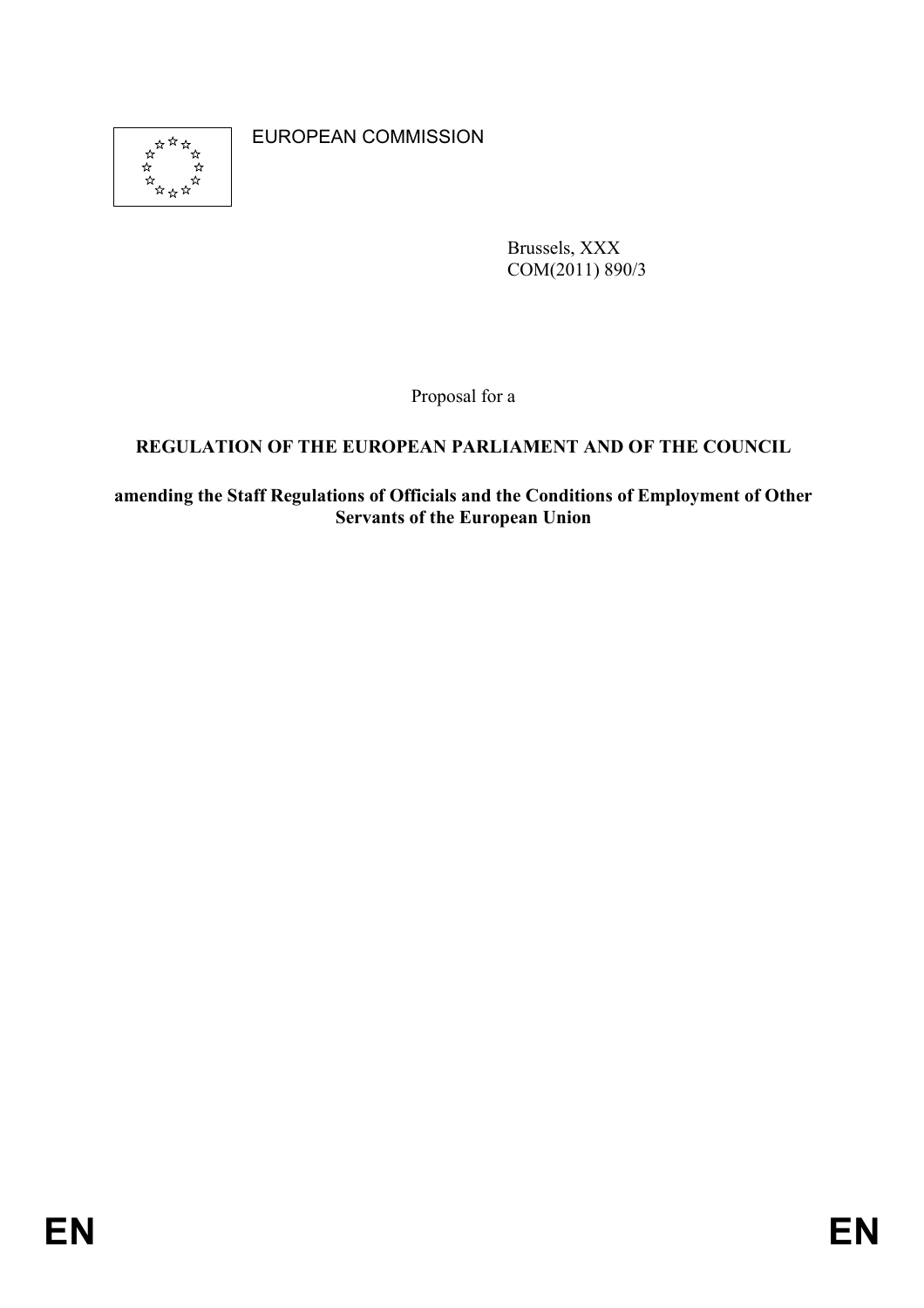EUROPEAN COMMISSION

Brussels, XXX
COM(2011) 890/3

Proposal for a

**REGULATION OF THE EUROPEAN PARLIAMENT AND OF THE COUNCIL**

**amending the Staff Regulations of Officials and the Conditions of Employment of Other Servants of the European Union**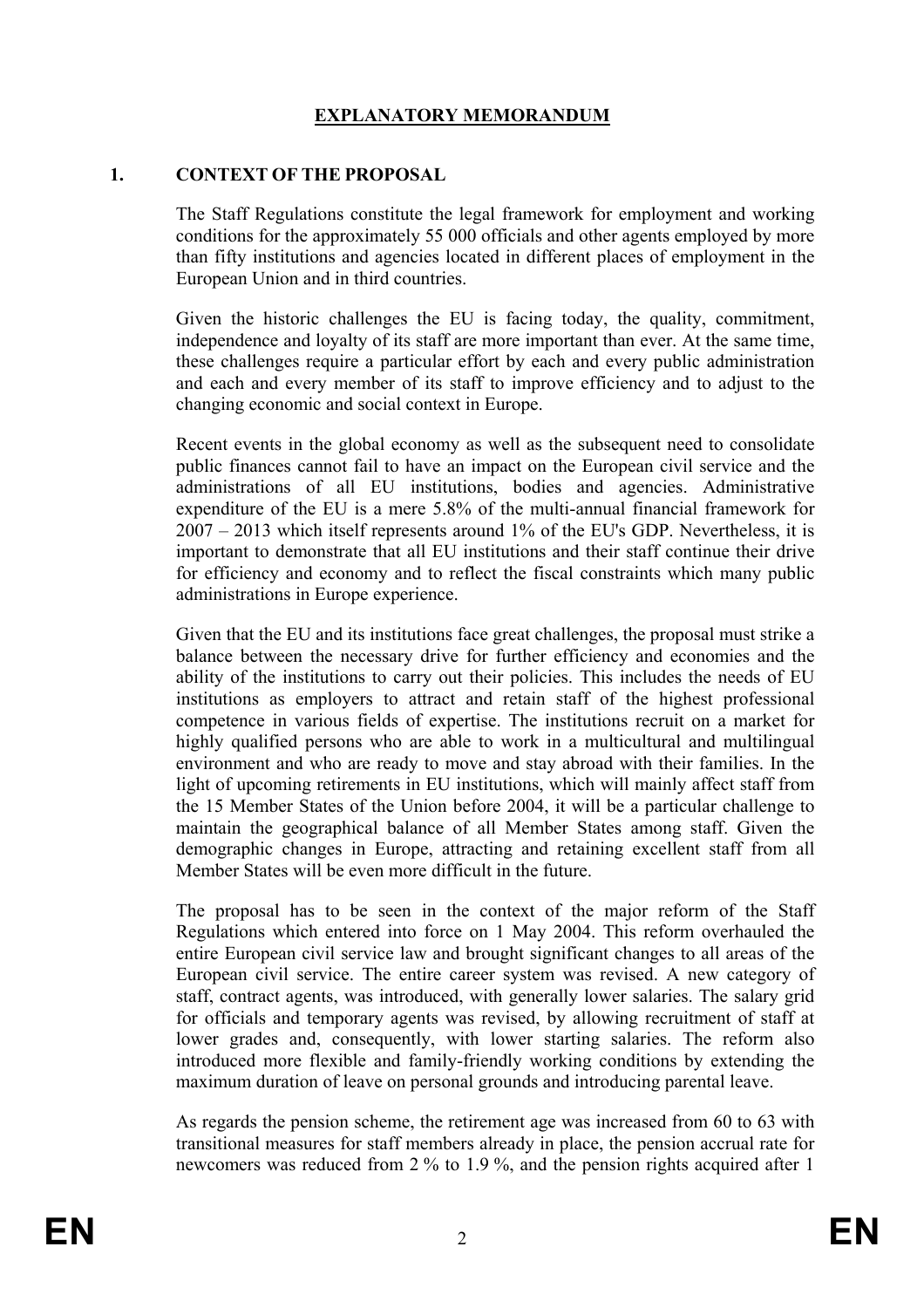# EXPLANATORY MEMORANDUM

## 1. CONTEXT OF THE PROPOSAL

The Staff Regulations constitute the legal framework for employment and working conditions for the approximately 55 000 officials and other agents employed by more than fifty institutions and agencies located in different places of employment in the European Union and in third countries.

Given the historic challenges the EU is facing today, the quality, commitment, independence and loyalty of its staff are more important than ever. At the same time, these challenges require a particular effort by each and every public administration and each and every member of its staff to improve efficiency and to adjust to the changing economic and social context in Europe.

Recent events in the global economy as well as the subsequent need to consolidate public finances cannot fail to have an impact on the European civil service and the administrations of all EU institutions, bodies and agencies. Administrative expenditure of the EU is a mere 5.8% of the multi-annual financial framework for 2007 – 2013 which itself represents around 1% of the EU's GDP. Nevertheless, it is important to demonstrate that all EU institutions and their staff continue their drive for efficiency and economy and to reflect the fiscal constraints which many public administrations in Europe experience.

Given that the EU and its institutions face great challenges, the proposal must strike a balance between the necessary drive for further efficiency and economies and the ability of the institutions to carry out their policies. This includes the needs of EU institutions as employers to attract and retain staff of the highest professional competence in various fields of expertise. The institutions recruit on a market for highly qualified persons who are able to work in a multicultural and multilingual environment and who are ready to move and stay abroad with their families. In the light of upcoming retirements in EU institutions, which will mainly affect staff from the 15 Member States of the Union before 2004, it will be a particular challenge to maintain the geographical balance of all Member States among staff. Given the demographic changes in Europe, attracting and retaining excellent staff from all Member States will be even more difficult in the future.

The proposal has to be seen in the context of the major reform of the Staff Regulations which entered into force on 1 May 2004. This reform overhauled the entire European civil service law and brought significant changes to all areas of the European civil service. The entire career system was revised. A new category of staff, contract agents, was introduced, with generally lower salaries. The salary grid for officials and temporary agents was revised, by allowing recruitment of staff at lower grades and, consequently, with lower starting salaries. The reform also introduced more flexible and family-friendly working conditions by extending the maximum duration of leave on personal grounds and introducing parental leave.

As regards the pension scheme, the retirement age was increased from 60 to 63 with transitional measures for staff members already in place, the pension accrual rate for newcomers was reduced from 2 % to 1.9 %, and the pension rights acquired after 1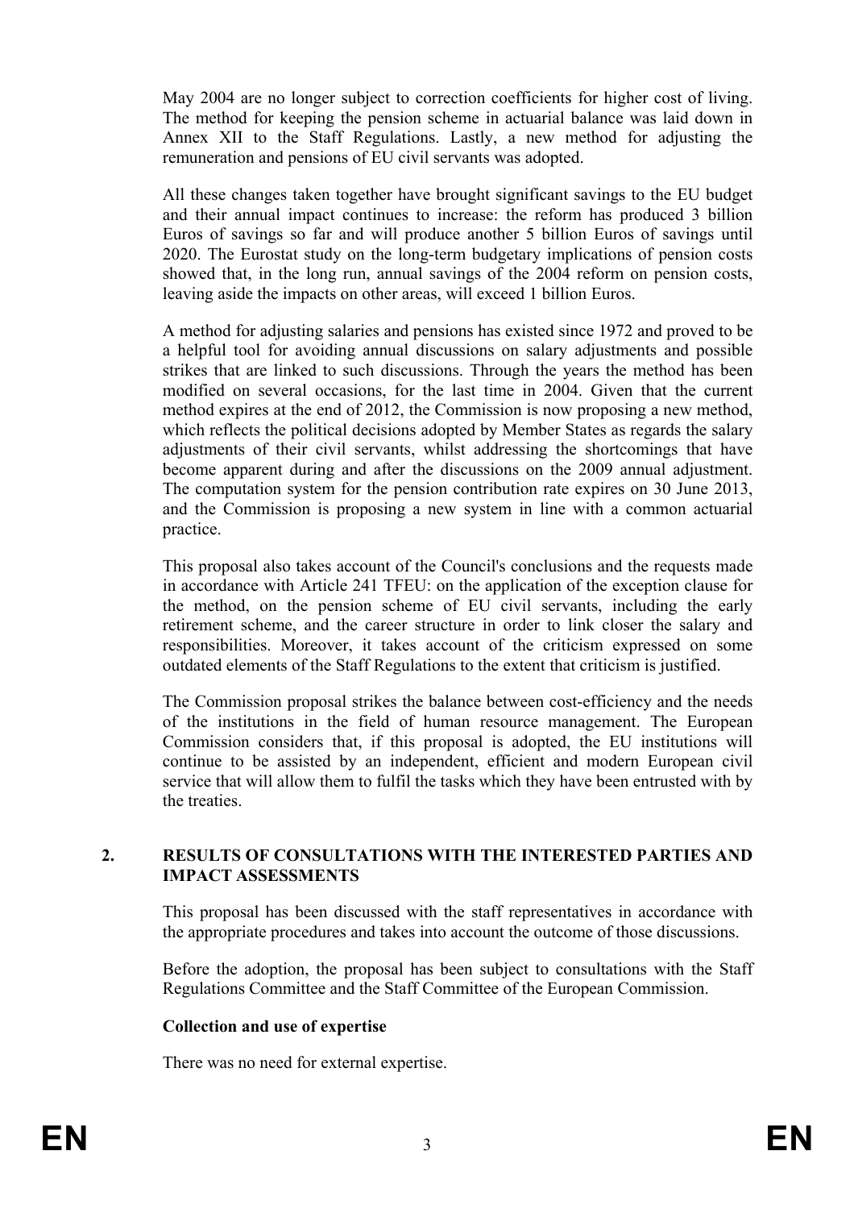May 2004 are no longer subject to correction coefficients for higher cost of living. The method for keeping the pension scheme in actuarial balance was laid down in Annex XII to the Staff Regulations. Lastly, a new method for adjusting the remuneration and pensions of EU civil servants was adopted.

All these changes taken together have brought significant savings to the EU budget and their annual impact continues to increase: the reform has produced 3 billion Euros of savings so far and will produce another 5 billion Euros of savings until 2020. The Eurostat study on the long-term budgetary implications of pension costs showed that, in the long run, annual savings of the 2004 reform on pension costs, leaving aside the impacts on other areas, will exceed 1 billion Euros.

A method for adjusting salaries and pensions has existed since 1972 and proved to be a helpful tool for avoiding annual discussions on salary adjustments and possible strikes that are linked to such discussions. Through the years the method has been modified on several occasions, for the last time in 2004. Given that the current method expires at the end of 2012, the Commission is now proposing a new method, which reflects the political decisions adopted by Member States as regards the salary adjustments of their civil servants, whilst addressing the shortcomings that have become apparent during and after the discussions on the 2009 annual adjustment. The computation system for the pension contribution rate expires on 30 June 2013, and the Commission is proposing a new system in line with a common actuarial practice.

This proposal also takes account of the Council's conclusions and the requests made in accordance with Article 241 TFEU: on the application of the exception clause for the method, on the pension scheme of EU civil servants, including the early retirement scheme, and the career structure in order to link closer the salary and responsibilities. Moreover, it takes account of the criticism expressed on some outdated elements of the Staff Regulations to the extent that criticism is justified.

The Commission proposal strikes the balance between cost-efficiency and the needs of the institutions in the field of human resource management. The European Commission considers that, if this proposal is adopted, the EU institutions will continue to be assisted by an independent, efficient and modern European civil service that will allow them to fulfil the tasks which they have been entrusted with by the treaties.

## 2. RESULTS OF CONSULTATIONS WITH THE INTERESTED PARTIES AND IMPACT ASSESSMENTS

This proposal has been discussed with the staff representatives in accordance with the appropriate procedures and takes into account the outcome of those discussions.

Before the adoption, the proposal has been subject to consultations with the Staff Regulations Committee and the Staff Committee of the European Commission.

**Collection and use of expertise**

There was no need for external expertise.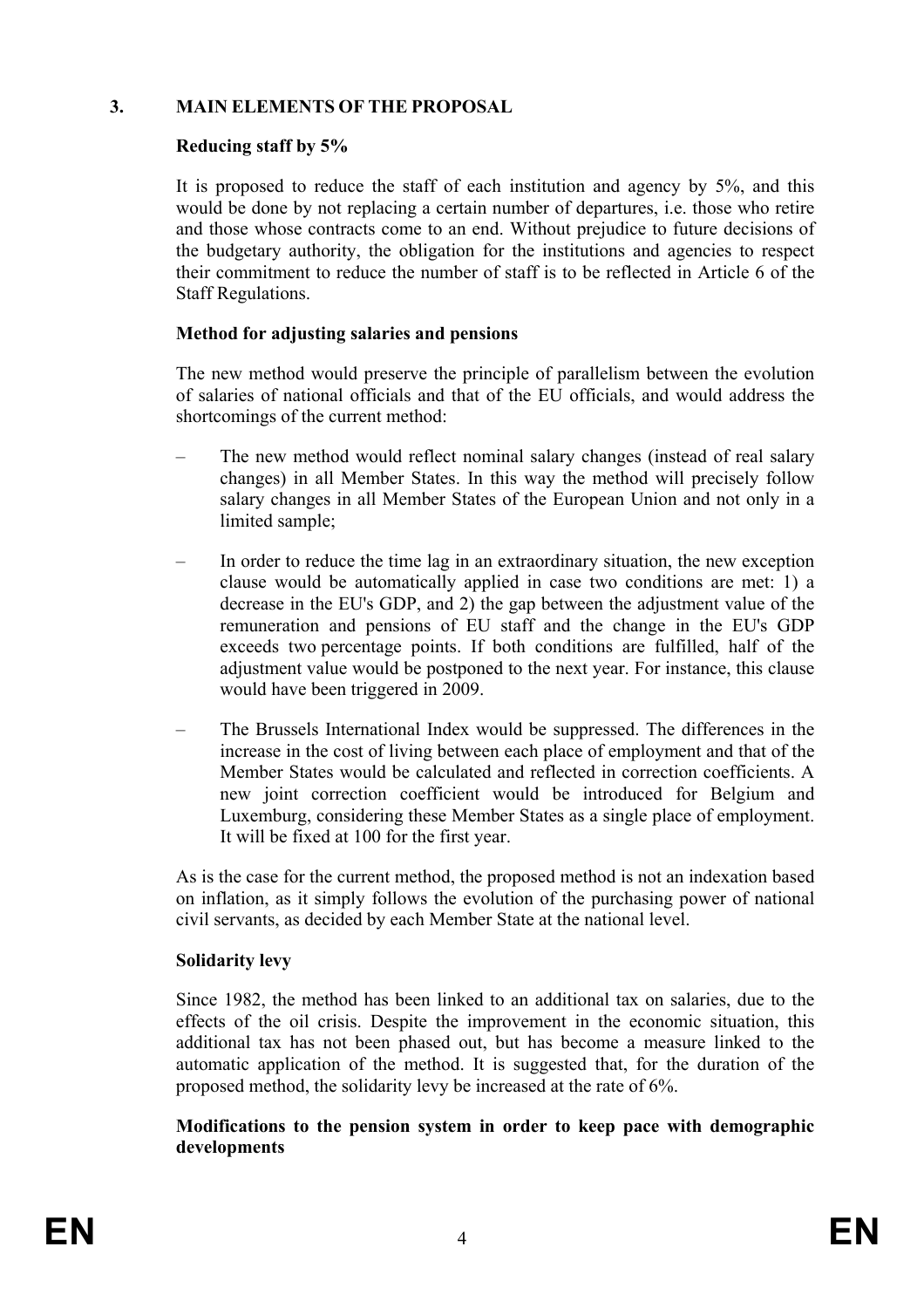## 3. MAIN ELEMENTS OF THE PROPOSAL

**Reducing staff by 5%**

It is proposed to reduce the staff of each institution and agency by 5%, and this would be done by not replacing a certain number of departures, i.e. those who retire and those whose contracts come to an end. Without prejudice to future decisions of the budgetary authority, the obligation for the institutions and agencies to respect their commitment to reduce the number of staff is to be reflected in Article 6 of the Staff Regulations.

**Method for adjusting salaries and pensions**

The new method would preserve the principle of parallelism between the evolution of salaries of national officials and that of the EU officials, and would address the shortcomings of the current method:

- The new method would reflect nominal salary changes (instead of real salary changes) in all Member States. In this way the method will precisely follow salary changes in all Member States of the European Union and not only in a limited sample;
- In order to reduce the time lag in an extraordinary situation, the new exception clause would be automatically applied in case two conditions are met: 1) a decrease in the EU's GDP, and 2) the gap between the adjustment value of the remuneration and pensions of EU staff and the change in the EU's GDP exceeds two percentage points. If both conditions are fulfilled, half of the adjustment value would be postponed to the next year. For instance, this clause would have been triggered in 2009.
- The Brussels International Index would be suppressed. The differences in the increase in the cost of living between each place of employment and that of the Member States would be calculated and reflected in correction coefficients. A new joint correction coefficient would be introduced for Belgium and Luxemburg, considering these Member States as a single place of employment. It will be fixed at 100 for the first year.

As is the case for the current method, the proposed method is not an indexation based on inflation, as it simply follows the evolution of the purchasing power of national civil servants, as decided by each Member State at the national level.

**Solidarity levy**

Since 1982, the method has been linked to an additional tax on salaries, due to the effects of the oil crisis. Despite the improvement in the economic situation, this additional tax has not been phased out, but has become a measure linked to the automatic application of the method. It is suggested that, for the duration of the proposed method, the solidarity levy be increased at the rate of 6%.

**Modifications to the pension system in order to keep pace with demographic developments**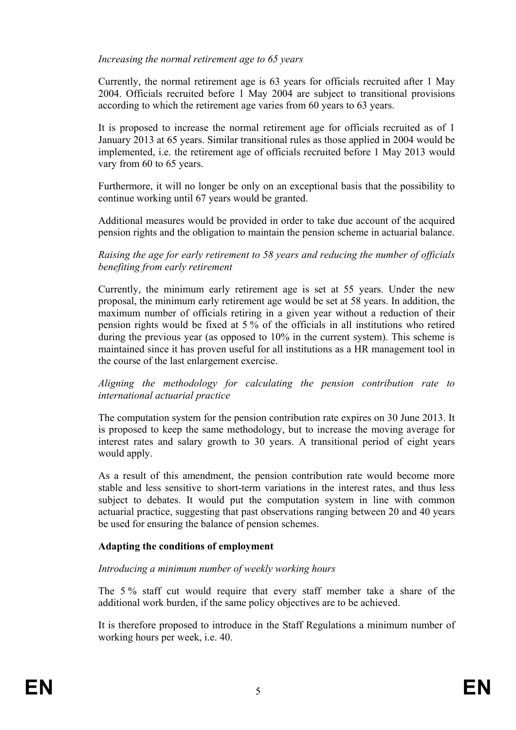*Increasing the normal retirement age to 65 years*

Currently, the normal retirement age is 63 years for officials recruited after 1 May 2004. Officials recruited before 1 May 2004 are subject to transitional provisions according to which the retirement age varies from 60 years to 63 years.

It is proposed to increase the normal retirement age for officials recruited as of 1 January 2013 at 65 years. Similar transitional rules as those applied in 2004 would be implemented, i.e. the retirement age of officials recruited before 1 May 2013 would vary from 60 to 65 years.

Furthermore, it will no longer be only on an exceptional basis that the possibility to continue working until 67 years would be granted.

Additional measures would be provided in order to take due account of the acquired pension rights and the obligation to maintain the pension scheme in actuarial balance.

*Raising the age for early retirement to 58 years and reducing the number of officials benefiting from early retirement*

Currently, the minimum early retirement age is set at 55 years. Under the new proposal, the minimum early retirement age would be set at 58 years. In addition, the maximum number of officials retiring in a given year without a reduction of their pension rights would be fixed at 5 % of the officials in all institutions who retired during the previous year (as opposed to 10% in the current system). This scheme is maintained since it has proven useful for all institutions as a HR management tool in the course of the last enlargement exercise.

*Aligning the methodology for calculating the pension contribution rate to international actuarial practice*

The computation system for the pension contribution rate expires on 30 June 2013. It is proposed to keep the same methodology, but to increase the moving average for interest rates and salary growth to 30 years. A transitional period of eight years would apply.

As a result of this amendment, the pension contribution rate would become more stable and less sensitive to short-term variations in the interest rates, and thus less subject to debates. It would put the computation system in line with common actuarial practice, suggesting that past observations ranging between 20 and 40 years be used for ensuring the balance of pension schemes.

**Adapting the conditions of employment**

*Introducing a minimum number of weekly working hours*

The 5 % staff cut would require that every staff member take a share of the additional work burden, if the same policy objectives are to be achieved.

It is therefore proposed to introduce in the Staff Regulations a minimum number of working hours per week, i.e. 40.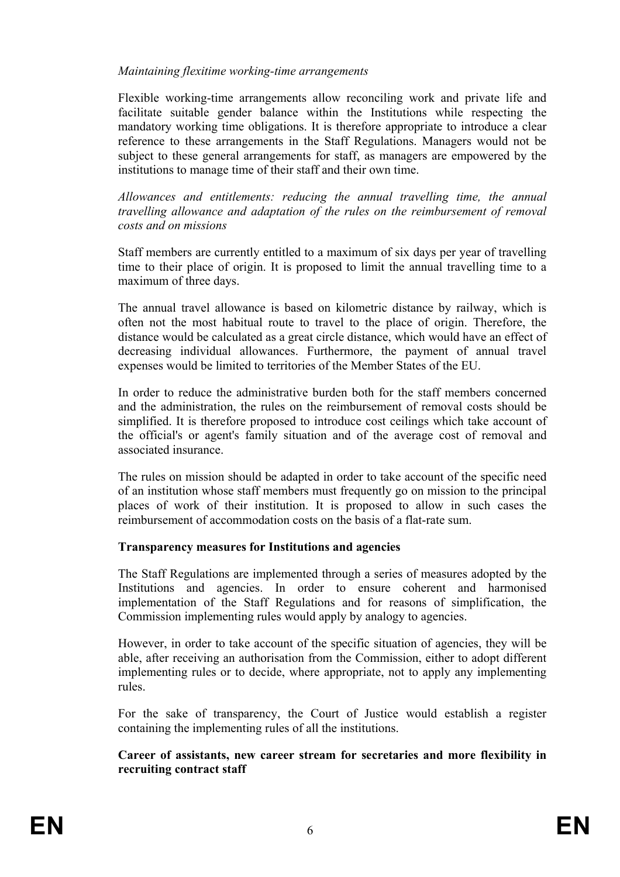*Maintaining flexitime working-time arrangements*

Flexible working-time arrangements allow reconciling work and private life and facilitate suitable gender balance within the Institutions while respecting the mandatory working time obligations. It is therefore appropriate to introduce a clear reference to these arrangements in the Staff Regulations. Managers would not be subject to these general arrangements for staff, as managers are empowered by the institutions to manage time of their staff and their own time.

*Allowances and entitlements: reducing the annual travelling time, the annual travelling allowance and adaptation of the rules on the reimbursement of removal costs and on missions*

Staff members are currently entitled to a maximum of six days per year of travelling time to their place of origin. It is proposed to limit the annual travelling time to a maximum of three days.

The annual travel allowance is based on kilometric distance by railway, which is often not the most habitual route to travel to the place of origin. Therefore, the distance would be calculated as a great circle distance, which would have an effect of decreasing individual allowances. Furthermore, the payment of annual travel expenses would be limited to territories of the Member States of the EU.

In order to reduce the administrative burden both for the staff members concerned and the administration, the rules on the reimbursement of removal costs should be simplified. It is therefore proposed to introduce cost ceilings which take account of the official's or agent's family situation and of the average cost of removal and associated insurance.

The rules on mission should be adapted in order to take account of the specific need of an institution whose staff members must frequently go on mission to the principal places of work of their institution. It is proposed to allow in such cases the reimbursement of accommodation costs on the basis of a flat-rate sum.

**Transparency measures for Institutions and agencies**

The Staff Regulations are implemented through a series of measures adopted by the Institutions and agencies. In order to ensure coherent and harmonised implementation of the Staff Regulations and for reasons of simplification, the Commission implementing rules would apply by analogy to agencies.

However, in order to take account of the specific situation of agencies, they will be able, after receiving an authorisation from the Commission, either to adopt different implementing rules or to decide, where appropriate, not to apply any implementing rules.

For the sake of transparency, the Court of Justice would establish a register containing the implementing rules of all the institutions.

**Career of assistants, new career stream for secretaries and more flexibility in recruiting contract staff**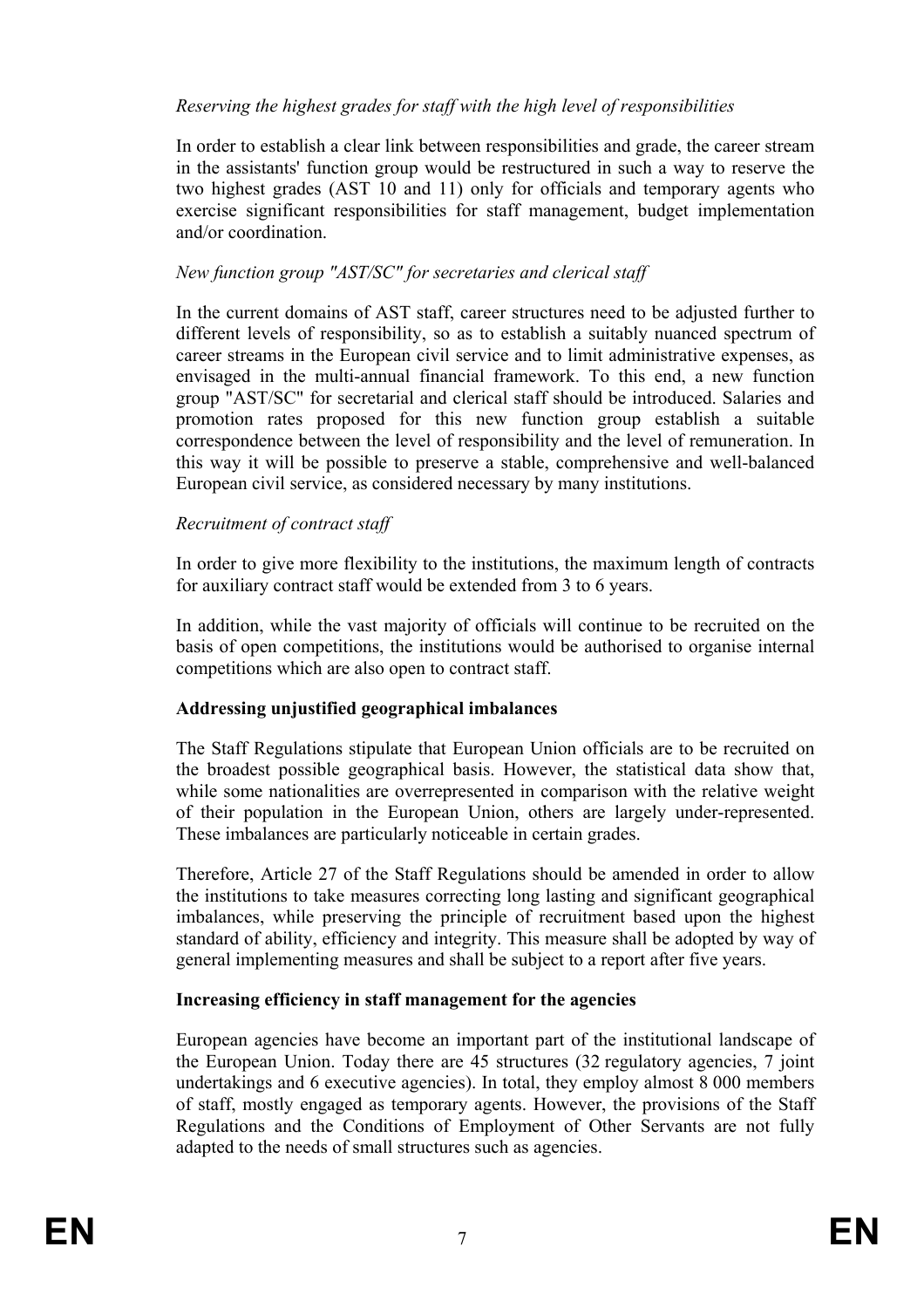*Reserving the highest grades for staff with the high level of responsibilities*

In order to establish a clear link between responsibilities and grade, the career stream in the assistants' function group would be restructured in such a way to reserve the two highest grades (AST 10 and 11) only for officials and temporary agents who exercise significant responsibilities for staff management, budget implementation and/or coordination.

*New function group "AST/SC" for secretaries and clerical staff*

In the current domains of AST staff, career structures need to be adjusted further to different levels of responsibility, so as to establish a suitably nuanced spectrum of career streams in the European civil service and to limit administrative expenses, as envisaged in the multi-annual financial framework. To this end, a new function group "AST/SC" for secretarial and clerical staff should be introduced. Salaries and promotion rates proposed for this new function group establish a suitable correspondence between the level of responsibility and the level of remuneration. In this way it will be possible to preserve a stable, comprehensive and well-balanced European civil service, as considered necessary by many institutions.

*Recruitment of contract staff*

In order to give more flexibility to the institutions, the maximum length of contracts for auxiliary contract staff would be extended from 3 to 6 years.

In addition, while the vast majority of officials will continue to be recruited on the basis of open competitions, the institutions would be authorised to organise internal competitions which are also open to contract staff.

**Addressing unjustified geographical imbalances**

The Staff Regulations stipulate that European Union officials are to be recruited on the broadest possible geographical basis. However, the statistical data show that, while some nationalities are overrepresented in comparison with the relative weight of their population in the European Union, others are largely under-represented. These imbalances are particularly noticeable in certain grades.

Therefore, Article 27 of the Staff Regulations should be amended in order to allow the institutions to take measures correcting long lasting and significant geographical imbalances, while preserving the principle of recruitment based upon the highest standard of ability, efficiency and integrity. This measure shall be adopted by way of general implementing measures and shall be subject to a report after five years.

**Increasing efficiency in staff management for the agencies**

European agencies have become an important part of the institutional landscape of the European Union. Today there are 45 structures (32 regulatory agencies, 7 joint undertakings and 6 executive agencies). In total, they employ almost 8 000 members of staff, mostly engaged as temporary agents. However, the provisions of the Staff Regulations and the Conditions of Employment of Other Servants are not fully adapted to the needs of small structures such as agencies.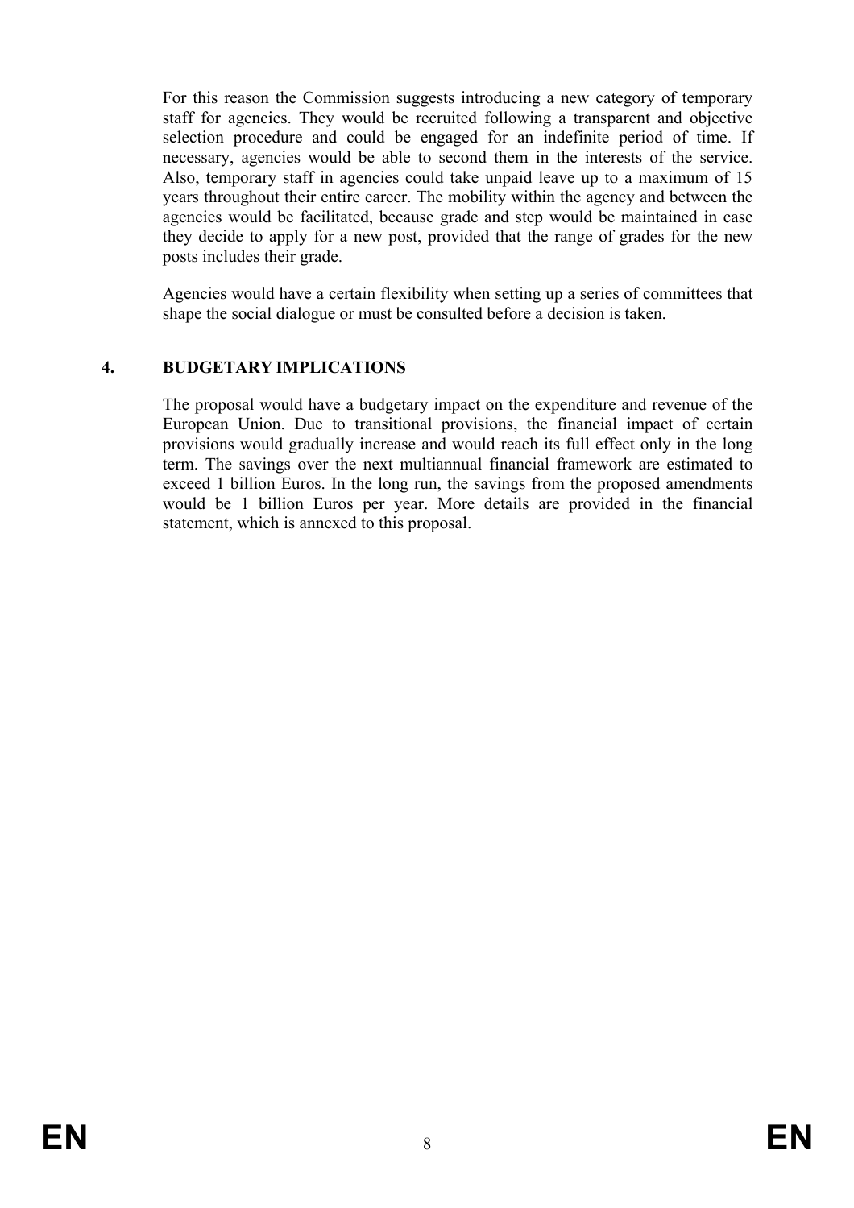For this reason the Commission suggests introducing a new category of temporary staff for agencies. They would be recruited following a transparent and objective selection procedure and could be engaged for an indefinite period of time. If necessary, agencies would be able to second them in the interests of the service. Also, temporary staff in agencies could take unpaid leave up to a maximum of 15 years throughout their entire career. The mobility within the agency and between the agencies would be facilitated, because grade and step would be maintained in case they decide to apply for a new post, provided that the range of grades for the new posts includes their grade.

Agencies would have a certain flexibility when setting up a series of committees that shape the social dialogue or must be consulted before a decision is taken.

## 4. BUDGETARY IMPLICATIONS

The proposal would have a budgetary impact on the expenditure and revenue of the European Union. Due to transitional provisions, the financial impact of certain provisions would gradually increase and would reach its full effect only in the long term. The savings over the next multiannual financial framework are estimated to exceed 1 billion Euros. In the long run, the savings from the proposed amendments would be 1 billion Euros per year. More details are provided in the financial statement, which is annexed to this proposal.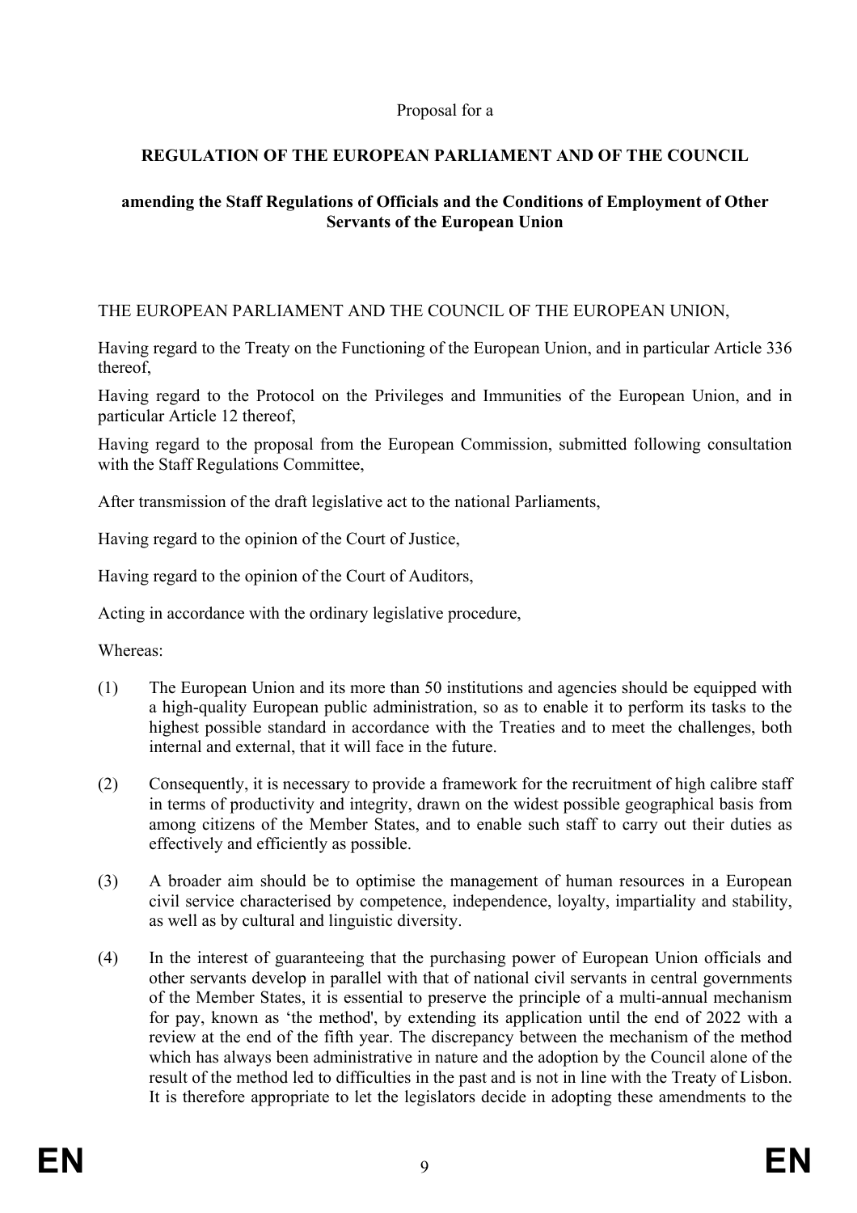Proposal for a

**REGULATION OF THE EUROPEAN PARLIAMENT AND OF THE COUNCIL**

**amending the Staff Regulations of Officials and the Conditions of Employment of Other Servants of the European Union**

THE EUROPEAN PARLIAMENT AND THE COUNCIL OF THE EUROPEAN UNION,

Having regard to the Treaty on the Functioning of the European Union, and in particular Article 336 thereof,

Having regard to the Protocol on the Privileges and Immunities of the European Union, and in particular Article 12 thereof,

Having regard to the proposal from the European Commission, submitted following consultation with the Staff Regulations Committee,

After transmission of the draft legislative act to the national Parliaments,

Having regard to the opinion of the Court of Justice,

Having regard to the opinion of the Court of Auditors,

Acting in accordance with the ordinary legislative procedure,

Whereas:

(1) The European Union and its more than 50 institutions and agencies should be equipped with a high-quality European public administration, so as to enable it to perform its tasks to the highest possible standard in accordance with the Treaties and to meet the challenges, both internal and external, that it will face in the future.

(2) Consequently, it is necessary to provide a framework for the recruitment of high calibre staff in terms of productivity and integrity, drawn on the widest possible geographical basis from among citizens of the Member States, and to enable such staff to carry out their duties as effectively and efficiently as possible.

(3) A broader aim should be to optimise the management of human resources in a European civil service characterised by competence, independence, loyalty, impartiality and stability, as well as by cultural and linguistic diversity.

(4) In the interest of guaranteeing that the purchasing power of European Union officials and other servants develop in parallel with that of national civil servants in central governments of the Member States, it is essential to preserve the principle of a multi-annual mechanism for pay, known as 'the method', by extending its application until the end of 2022 with a review at the end of the fifth year. The discrepancy between the mechanism of the method which has always been administrative in nature and the adoption by the Council alone of the result of the method led to difficulties in the past and is not in line with the Treaty of Lisbon. It is therefore appropriate to let the legislators decide in adopting these amendments to the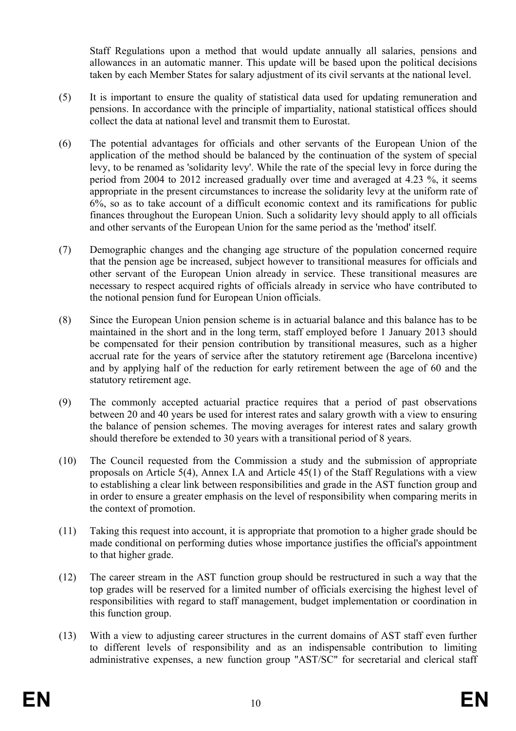Staff Regulations upon a method that would update annually all salaries, pensions and allowances in an automatic manner. This update will be based upon the political decisions taken by each Member States for salary adjustment of its civil servants at the national level.

(5) It is important to ensure the quality of statistical data used for updating remuneration and pensions. In accordance with the principle of impartiality, national statistical offices should collect the data at national level and transmit them to Eurostat.

(6) The potential advantages for officials and other servants of the European Union of the application of the method should be balanced by the continuation of the system of special levy, to be renamed as 'solidarity levy'. While the rate of the special levy in force during the period from 2004 to 2012 increased gradually over time and averaged at 4.23 %, it seems appropriate in the present circumstances to increase the solidarity levy at the uniform rate of 6%, so as to take account of a difficult economic context and its ramifications for public finances throughout the European Union. Such a solidarity levy should apply to all officials and other servants of the European Union for the same period as the 'method' itself.

(7) Demographic changes and the changing age structure of the population concerned require that the pension age be increased, subject however to transitional measures for officials and other servant of the European Union already in service. These transitional measures are necessary to respect acquired rights of officials already in service who have contributed to the notional pension fund for European Union officials.

(8) Since the European Union pension scheme is in actuarial balance and this balance has to be maintained in the short and in the long term, staff employed before 1 January 2013 should be compensated for their pension contribution by transitional measures, such as a higher accrual rate for the years of service after the statutory retirement age (Barcelona incentive) and by applying half of the reduction for early retirement between the age of 60 and the statutory retirement age.

(9) The commonly accepted actuarial practice requires that a period of past observations between 20 and 40 years be used for interest rates and salary growth with a view to ensuring the balance of pension schemes. The moving averages for interest rates and salary growth should therefore be extended to 30 years with a transitional period of 8 years.

(10) The Council requested from the Commission a study and the submission of appropriate proposals on Article 5(4), Annex I.A and Article 45(1) of the Staff Regulations with a view to establishing a clear link between responsibilities and grade in the AST function group and in order to ensure a greater emphasis on the level of responsibility when comparing merits in the context of promotion.

(11) Taking this request into account, it is appropriate that promotion to a higher grade should be made conditional on performing duties whose importance justifies the official's appointment to that higher grade.

(12) The career stream in the AST function group should be restructured in such a way that the top grades will be reserved for a limited number of officials exercising the highest level of responsibilities with regard to staff management, budget implementation or coordination in this function group.

(13) With a view to adjusting career structures in the current domains of AST staff even further to different levels of responsibility and as an indispensable contribution to limiting administrative expenses, a new function group "AST/SC" for secretarial and clerical staff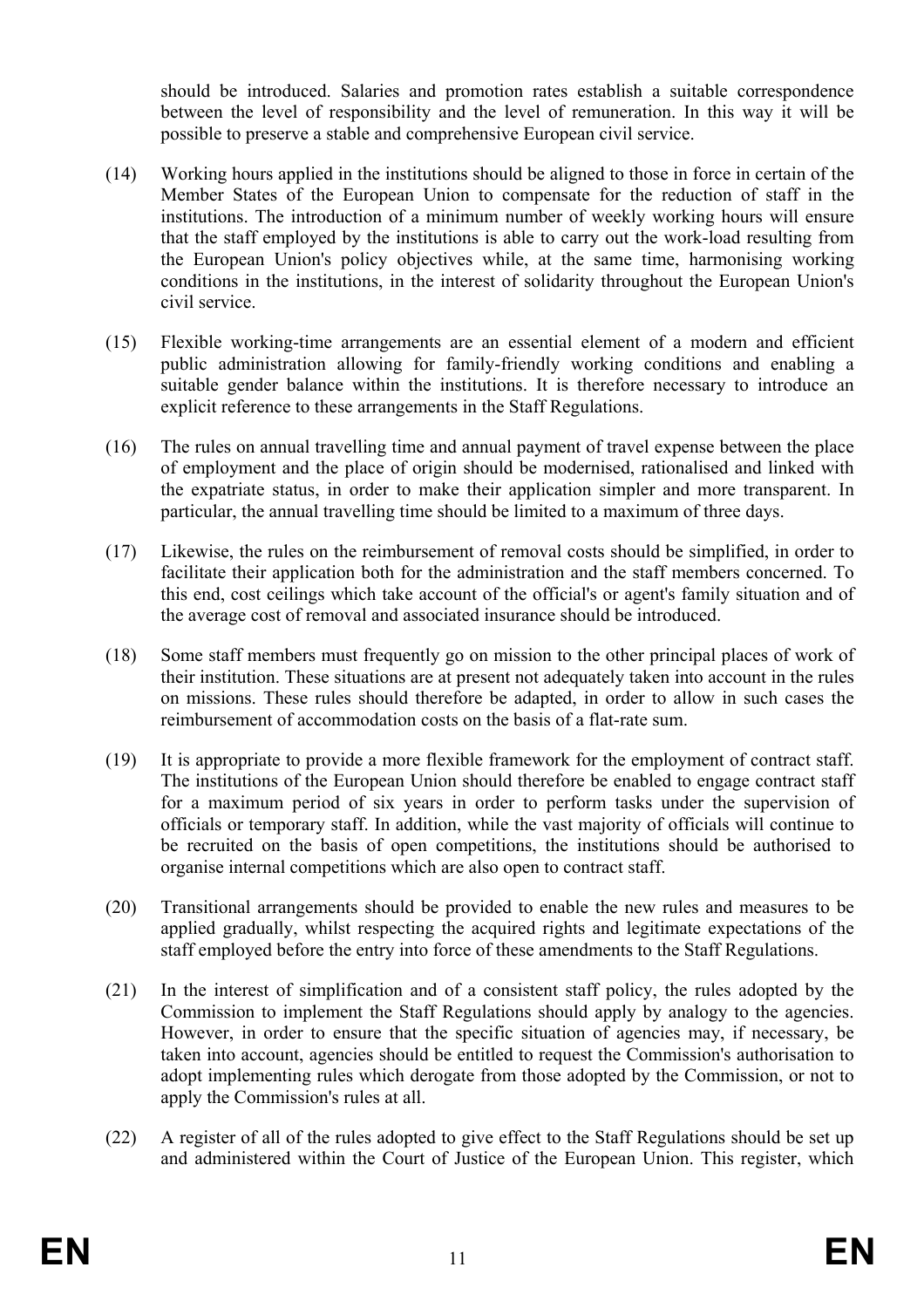should be introduced. Salaries and promotion rates establish a suitable correspondence between the level of responsibility and the level of remuneration. In this way it will be possible to preserve a stable and comprehensive European civil service.

(14) Working hours applied in the institutions should be aligned to those in force in certain of the Member States of the European Union to compensate for the reduction of staff in the institutions. The introduction of a minimum number of weekly working hours will ensure that the staff employed by the institutions is able to carry out the work-load resulting from the European Union's policy objectives while, at the same time, harmonising working conditions in the institutions, in the interest of solidarity throughout the European Union's civil service.

(15) Flexible working-time arrangements are an essential element of a modern and efficient public administration allowing for family-friendly working conditions and enabling a suitable gender balance within the institutions. It is therefore necessary to introduce an explicit reference to these arrangements in the Staff Regulations.

(16) The rules on annual travelling time and annual payment of travel expense between the place of employment and the place of origin should be modernised, rationalised and linked with the expatriate status, in order to make their application simpler and more transparent. In particular, the annual travelling time should be limited to a maximum of three days.

(17) Likewise, the rules on the reimbursement of removal costs should be simplified, in order to facilitate their application both for the administration and the staff members concerned. To this end, cost ceilings which take account of the official's or agent's family situation and of the average cost of removal and associated insurance should be introduced.

(18) Some staff members must frequently go on mission to the other principal places of work of their institution. These situations are at present not adequately taken into account in the rules on missions. These rules should therefore be adapted, in order to allow in such cases the reimbursement of accommodation costs on the basis of a flat-rate sum.

(19) It is appropriate to provide a more flexible framework for the employment of contract staff. The institutions of the European Union should therefore be enabled to engage contract staff for a maximum period of six years in order to perform tasks under the supervision of officials or temporary staff. In addition, while the vast majority of officials will continue to be recruited on the basis of open competitions, the institutions should be authorised to organise internal competitions which are also open to contract staff.

(20) Transitional arrangements should be provided to enable the new rules and measures to be applied gradually, whilst respecting the acquired rights and legitimate expectations of the staff employed before the entry into force of these amendments to the Staff Regulations.

(21) In the interest of simplification and of a consistent staff policy, the rules adopted by the Commission to implement the Staff Regulations should apply by analogy to the agencies. However, in order to ensure that the specific situation of agencies may, if necessary, be taken into account, agencies should be entitled to request the Commission's authorisation to adopt implementing rules which derogate from those adopted by the Commission, or not to apply the Commission's rules at all.

(22) A register of all of the rules adopted to give effect to the Staff Regulations should be set up and administered within the Court of Justice of the European Union. This register, which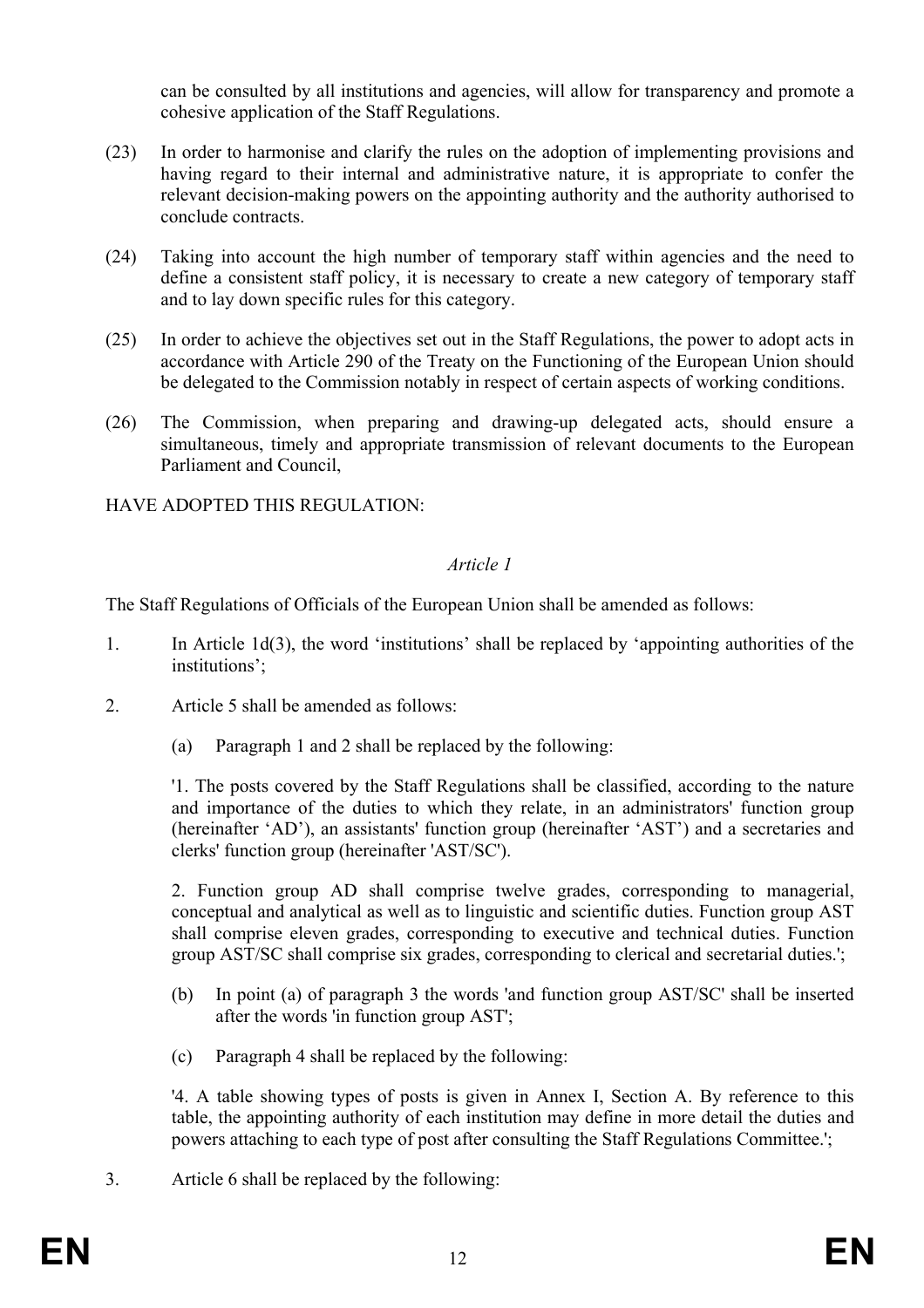can be consulted by all institutions and agencies, will allow for transparency and promote a cohesive application of the Staff Regulations.

(23) In order to harmonise and clarify the rules on the adoption of implementing provisions and having regard to their internal and administrative nature, it is appropriate to confer the relevant decision-making powers on the appointing authority and the authority authorised to conclude contracts.

(24) Taking into account the high number of temporary staff within agencies and the need to define a consistent staff policy, it is necessary to create a new category of temporary staff and to lay down specific rules for this category.

(25) In order to achieve the objectives set out in the Staff Regulations, the power to adopt acts in accordance with Article 290 of the Treaty on the Functioning of the European Union should be delegated to the Commission notably in respect of certain aspects of working conditions.

(26) The Commission, when preparing and drawing-up delegated acts, should ensure a simultaneous, timely and appropriate transmission of relevant documents to the European Parliament and Council,

HAVE ADOPTED THIS REGULATION:

*Article 1*

The Staff Regulations of Officials of the European Union shall be amended as follows:

1. In Article 1d(3), the word 'institutions' shall be replaced by 'appointing authorities of the institutions';

2. Article 5 shall be amended as follows:

   (a) Paragraph 1 and 2 shall be replaced by the following:

   '1. The posts covered by the Staff Regulations shall be classified, according to the nature and importance of the duties to which they relate, in an administrators' function group (hereinafter 'AD'), an assistants' function group (hereinafter 'AST') and a secretaries and clerks' function group (hereinafter 'AST/SC').

   2. Function group AD shall comprise twelve grades, corresponding to managerial, conceptual and analytical as well as to linguistic and scientific duties. Function group AST shall comprise eleven grades, corresponding to executive and technical duties. Function group AST/SC shall comprise six grades, corresponding to clerical and secretarial duties.';

   (b) In point (a) of paragraph 3 the words 'and function group AST/SC' shall be inserted after the words 'in function group AST';

   (c) Paragraph 4 shall be replaced by the following:

   '4. A table showing types of posts is given in Annex I, Section A. By reference to this table, the appointing authority of each institution may define in more detail the duties and powers attaching to each type of post after consulting the Staff Regulations Committee.';

3. Article 6 shall be replaced by the following: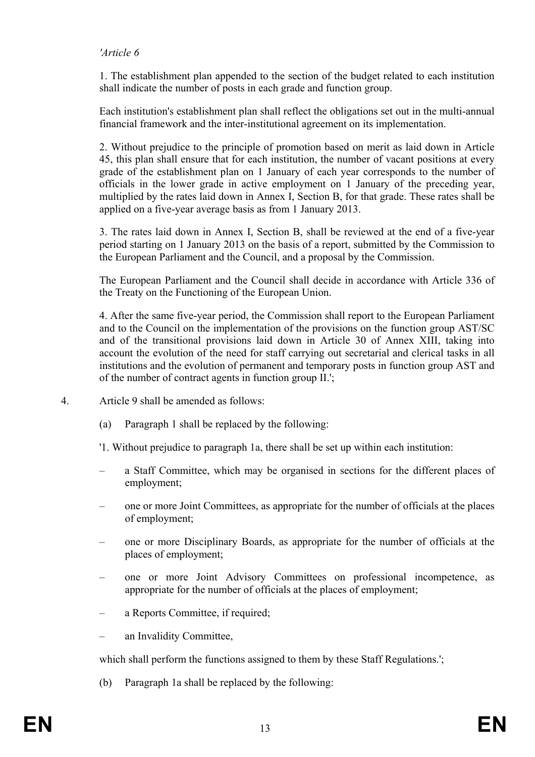*'Article 6*

1. The establishment plan appended to the section of the budget related to each institution shall indicate the number of posts in each grade and function group.

Each institution's establishment plan shall reflect the obligations set out in the multi-annual financial framework and the inter-institutional agreement on its implementation.

2. Without prejudice to the principle of promotion based on merit as laid down in Article 45, this plan shall ensure that for each institution, the number of vacant positions at every grade of the establishment plan on 1 January of each year corresponds to the number of officials in the lower grade in active employment on 1 January of the preceding year, multiplied by the rates laid down in Annex I, Section B, for that grade. These rates shall be applied on a five-year average basis as from 1 January 2013.

3. The rates laid down in Annex I, Section B, shall be reviewed at the end of a five-year period starting on 1 January 2013 on the basis of a report, submitted by the Commission to the European Parliament and the Council, and a proposal by the Commission.

The European Parliament and the Council shall decide in accordance with Article 336 of the Treaty on the Functioning of the European Union.

4. After the same five-year period, the Commission shall report to the European Parliament and to the Council on the implementation of the provisions on the function group AST/SC and of the transitional provisions laid down in Article 30 of Annex XIII, taking into account the evolution of the need for staff carrying out secretarial and clerical tasks in all institutions and the evolution of permanent and temporary posts in function group AST and of the number of contract agents in function group II.';

4. Article 9 shall be amended as follows:

   (a) Paragraph 1 shall be replaced by the following:

   '1. Without prejudice to paragraph 1a, there shall be set up within each institution:

   – a Staff Committee, which may be organised in sections for the different places of employment;

   – one or more Joint Committees, as appropriate for the number of officials at the places of employment;

   – one or more Disciplinary Boards, as appropriate for the number of officials at the places of employment;

   – one or more Joint Advisory Committees on professional incompetence, as appropriate for the number of officials at the places of employment;

   – a Reports Committee, if required;

   – an Invalidity Committee,

   which shall perform the functions assigned to them by these Staff Regulations.';

   (b) Paragraph 1a shall be replaced by the following: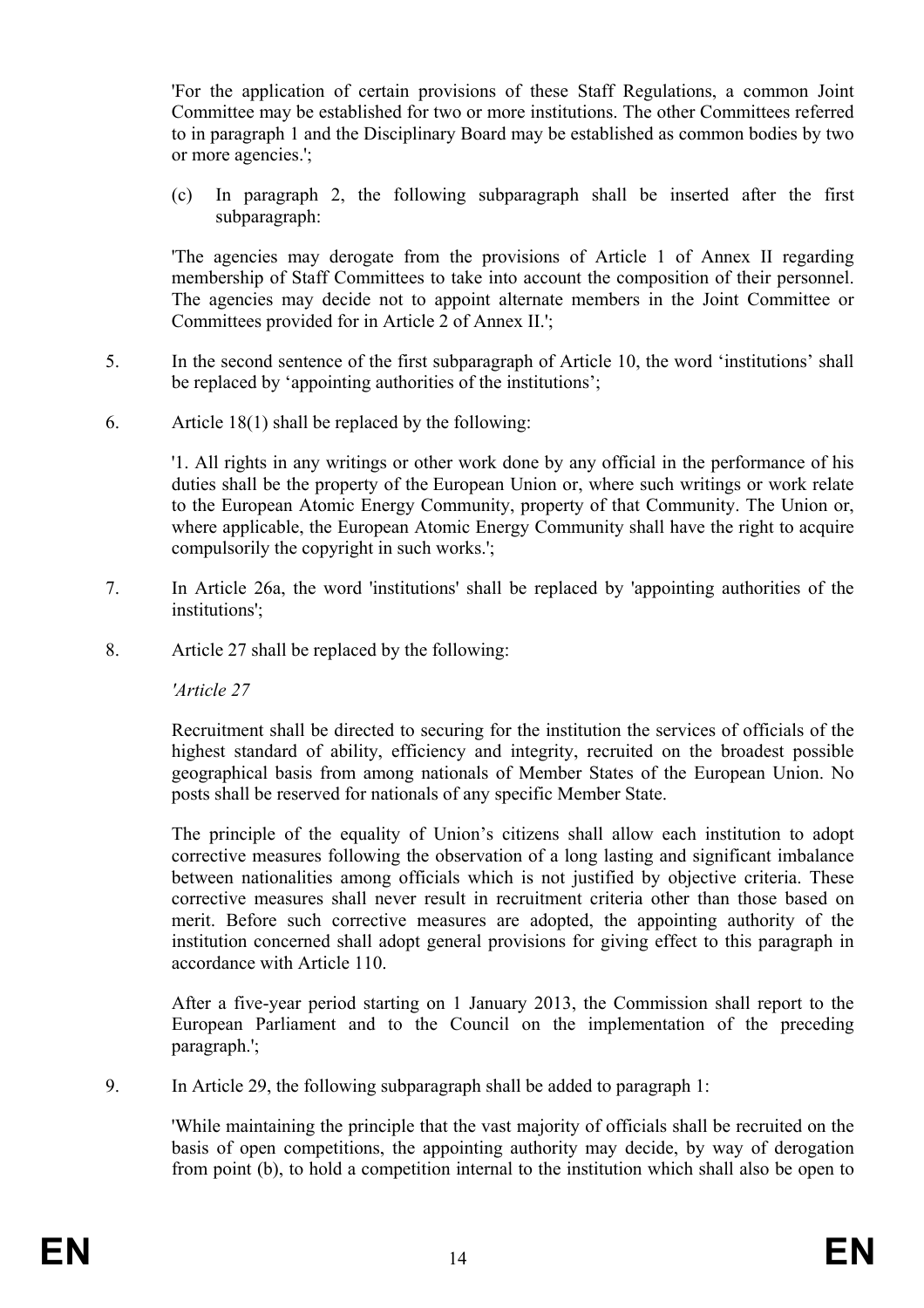'For the application of certain provisions of these Staff Regulations, a common Joint Committee may be established for two or more institutions. The other Committees referred to in paragraph 1 and the Disciplinary Board may be established as common bodies by two or more agencies.';

(c) In paragraph 2, the following subparagraph shall be inserted after the first subparagraph:

'The agencies may derogate from the provisions of Article 1 of Annex II regarding membership of Staff Committees to take into account the composition of their personnel. The agencies may decide not to appoint alternate members in the Joint Committee or Committees provided for in Article 2 of Annex II.';

5. In the second sentence of the first subparagraph of Article 10, the word 'institutions' shall be replaced by 'appointing authorities of the institutions';

6. Article 18(1) shall be replaced by the following:

'1. All rights in any writings or other work done by any official in the performance of his duties shall be the property of the European Union or, where such writings or work relate to the European Atomic Energy Community, property of that Community. The Union or, where applicable, the European Atomic Energy Community shall have the right to acquire compulsorily the copyright in such works.';

7. In Article 26a, the word 'institutions' shall be replaced by 'appointing authorities of the institutions';

8. Article 27 shall be replaced by the following:

*'Article 27*

Recruitment shall be directed to securing for the institution the services of officials of the highest standard of ability, efficiency and integrity, recruited on the broadest possible geographical basis from among nationals of Member States of the European Union. No posts shall be reserved for nationals of any specific Member State.

The principle of the equality of Union's citizens shall allow each institution to adopt corrective measures following the observation of a long lasting and significant imbalance between nationalities among officials which is not justified by objective criteria. These corrective measures shall never result in recruitment criteria other than those based on merit. Before such corrective measures are adopted, the appointing authority of the institution concerned shall adopt general provisions for giving effect to this paragraph in accordance with Article 110.

After a five-year period starting on 1 January 2013, the Commission shall report to the European Parliament and to the Council on the implementation of the preceding paragraph.';

9. In Article 29, the following subparagraph shall be added to paragraph 1:

'While maintaining the principle that the vast majority of officials shall be recruited on the basis of open competitions, the appointing authority may decide, by way of derogation from point (b), to hold a competition internal to the institution which shall also be open to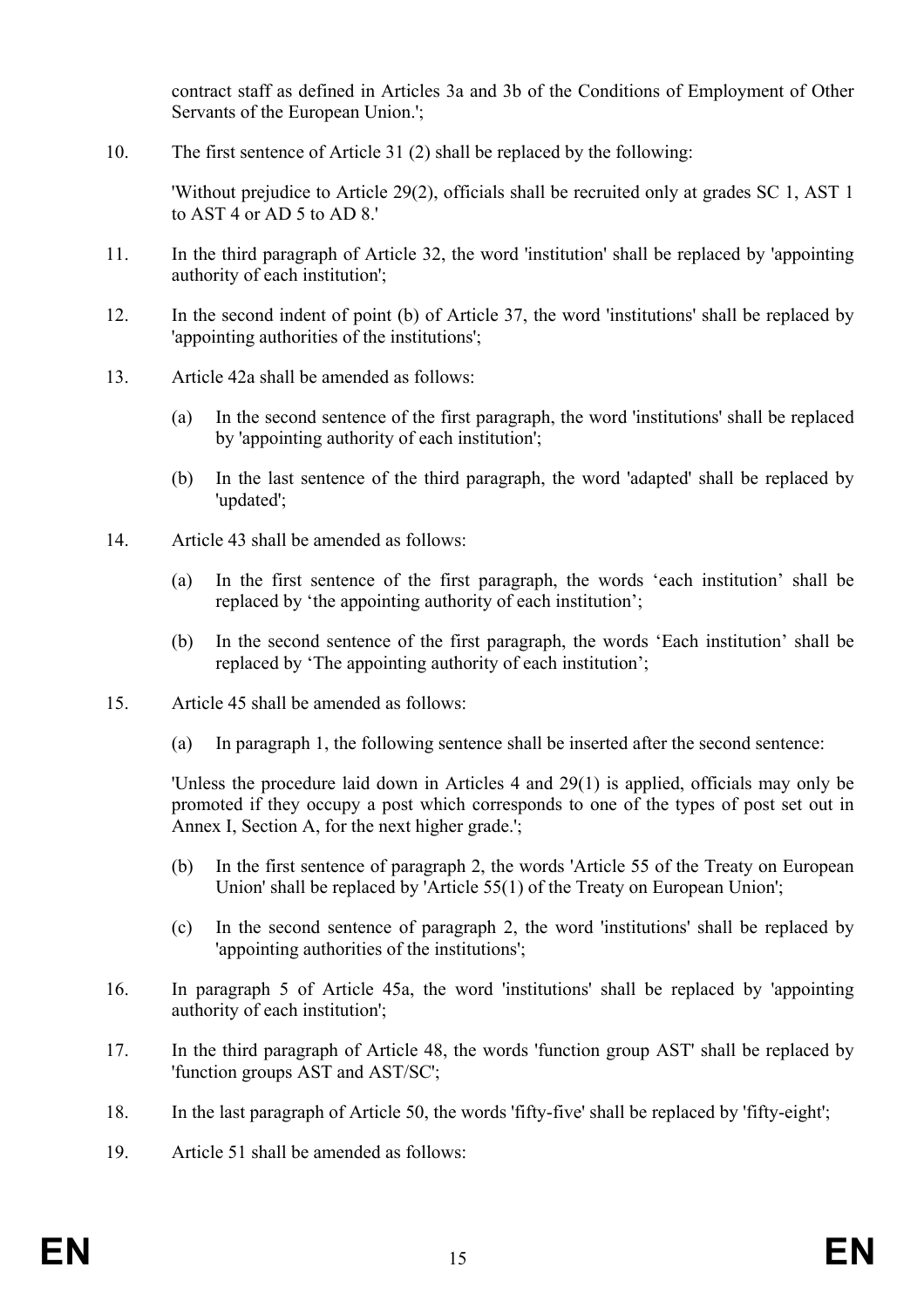contract staff as defined in Articles 3a and 3b of the Conditions of Employment of Other Servants of the European Union.';

10. The first sentence of Article 31 (2) shall be replaced by the following:

    'Without prejudice to Article 29(2), officials shall be recruited only at grades SC 1, AST 1 to AST 4 or AD 5 to AD 8.'

11. In the third paragraph of Article 32, the word 'institution' shall be replaced by 'appointing authority of each institution';

12. In the second indent of point (b) of Article 37, the word 'institutions' shall be replaced by 'appointing authorities of the institutions';

13. Article 42a shall be amended as follows:

    (a) In the second sentence of the first paragraph, the word 'institutions' shall be replaced by 'appointing authority of each institution';

    (b) In the last sentence of the third paragraph, the word 'adapted' shall be replaced by 'updated';

14. Article 43 shall be amended as follows:

    (a) In the first sentence of the first paragraph, the words 'each institution' shall be replaced by 'the appointing authority of each institution';

    (b) In the second sentence of the first paragraph, the words 'Each institution' shall be replaced by 'The appointing authority of each institution';

15. Article 45 shall be amended as follows:

    (a) In paragraph 1, the following sentence shall be inserted after the second sentence:

    'Unless the procedure laid down in Articles 4 and 29(1) is applied, officials may only be promoted if they occupy a post which corresponds to one of the types of post set out in Annex I, Section A, for the next higher grade.';

    (b) In the first sentence of paragraph 2, the words 'Article 55 of the Treaty on European Union' shall be replaced by 'Article 55(1) of the Treaty on European Union';

    (c) In the second sentence of paragraph 2, the word 'institutions' shall be replaced by 'appointing authorities of the institutions';

16. In paragraph 5 of Article 45a, the word 'institutions' shall be replaced by 'appointing authority of each institution';

17. In the third paragraph of Article 48, the words 'function group AST' shall be replaced by 'function groups AST and AST/SC';

18. In the last paragraph of Article 50, the words 'fifty-five' shall be replaced by 'fifty-eight';

19. Article 51 shall be amended as follows: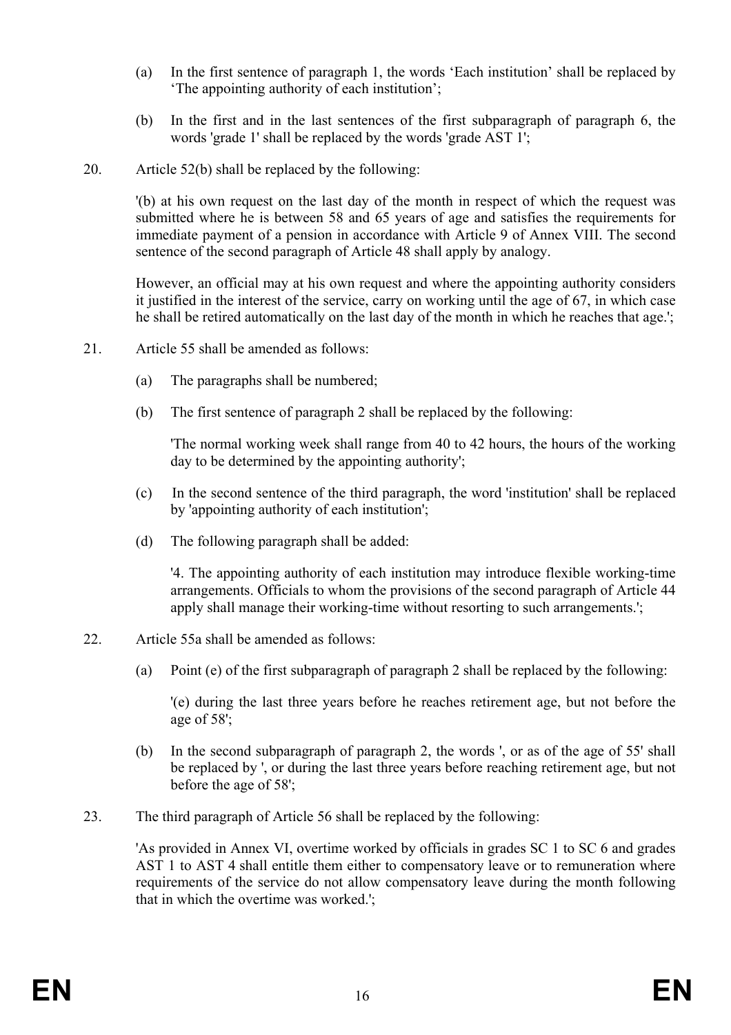(a) In the first sentence of paragraph 1, the words 'Each institution' shall be replaced by 'The appointing authority of each institution';

(b) In the first and in the last sentences of the first subparagraph of paragraph 6, the words 'grade 1' shall be replaced by the words 'grade AST 1';

20. Article 52(b) shall be replaced by the following:

'(b) at his own request on the last day of the month in respect of which the request was submitted where he is between 58 and 65 years of age and satisfies the requirements for immediate payment of a pension in accordance with Article 9 of Annex VIII. The second sentence of the second paragraph of Article 48 shall apply by analogy.

However, an official may at his own request and where the appointing authority considers it justified in the interest of the service, carry on working until the age of 67, in which case he shall be retired automatically on the last day of the month in which he reaches that age.';

21. Article 55 shall be amended as follows:

(a) The paragraphs shall be numbered;

(b) The first sentence of paragraph 2 shall be replaced by the following:

'The normal working week shall range from 40 to 42 hours, the hours of the working day to be determined by the appointing authority';

(c) In the second sentence of the third paragraph, the word 'institution' shall be replaced by 'appointing authority of each institution';

(d) The following paragraph shall be added:

'4. The appointing authority of each institution may introduce flexible working-time arrangements. Officials to whom the provisions of the second paragraph of Article 44 apply shall manage their working-time without resorting to such arrangements.';

22. Article 55a shall be amended as follows:

(a) Point (e) of the first subparagraph of paragraph 2 shall be replaced by the following:

'(e) during the last three years before he reaches retirement age, but not before the age of 58';

(b) In the second subparagraph of paragraph 2, the words ', or as of the age of 55' shall be replaced by ', or during the last three years before reaching retirement age, but not before the age of 58';

23. The third paragraph of Article 56 shall be replaced by the following:

'As provided in Annex VI, overtime worked by officials in grades SC 1 to SC 6 and grades AST 1 to AST 4 shall entitle them either to compensatory leave or to remuneration where requirements of the service do not allow compensatory leave during the month following that in which the overtime was worked.';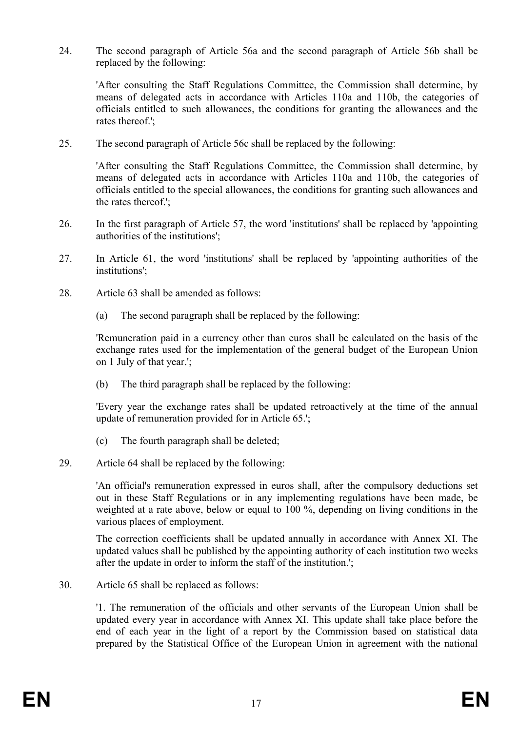24. The second paragraph of Article 56a and the second paragraph of Article 56b shall be replaced by the following:

    'After consulting the Staff Regulations Committee, the Commission shall determine, by means of delegated acts in accordance with Articles 110a and 110b, the categories of officials entitled to such allowances, the conditions for granting the allowances and the rates thereof.';

25. The second paragraph of Article 56c shall be replaced by the following:

    'After consulting the Staff Regulations Committee, the Commission shall determine, by means of delegated acts in accordance with Articles 110a and 110b, the categories of officials entitled to the special allowances, the conditions for granting such allowances and the rates thereof.';

26. In the first paragraph of Article 57, the word 'institutions' shall be replaced by 'appointing authorities of the institutions';

27. In Article 61, the word 'institutions' shall be replaced by 'appointing authorities of the institutions';

28. Article 63 shall be amended as follows:

    (a) The second paragraph shall be replaced by the following:

    'Remuneration paid in a currency other than euros shall be calculated on the basis of the exchange rates used for the implementation of the general budget of the European Union on 1 July of that year.';

    (b) The third paragraph shall be replaced by the following:

    'Every year the exchange rates shall be updated retroactively at the time of the annual update of remuneration provided for in Article 65.';

    (c) The fourth paragraph shall be deleted;

29. Article 64 shall be replaced by the following:

    'An official's remuneration expressed in euros shall, after the compulsory deductions set out in these Staff Regulations or in any implementing regulations have been made, be weighted at a rate above, below or equal to 100 %, depending on living conditions in the various places of employment.

    The correction coefficients shall be updated annually in accordance with Annex XI. The updated values shall be published by the appointing authority of each institution two weeks after the update in order to inform the staff of the institution.';

30. Article 65 shall be replaced as follows:

    '1. The remuneration of the officials and other servants of the European Union shall be updated every year in accordance with Annex XI. This update shall take place before the end of each year in the light of a report by the Commission based on statistical data prepared by the Statistical Office of the European Union in agreement with the national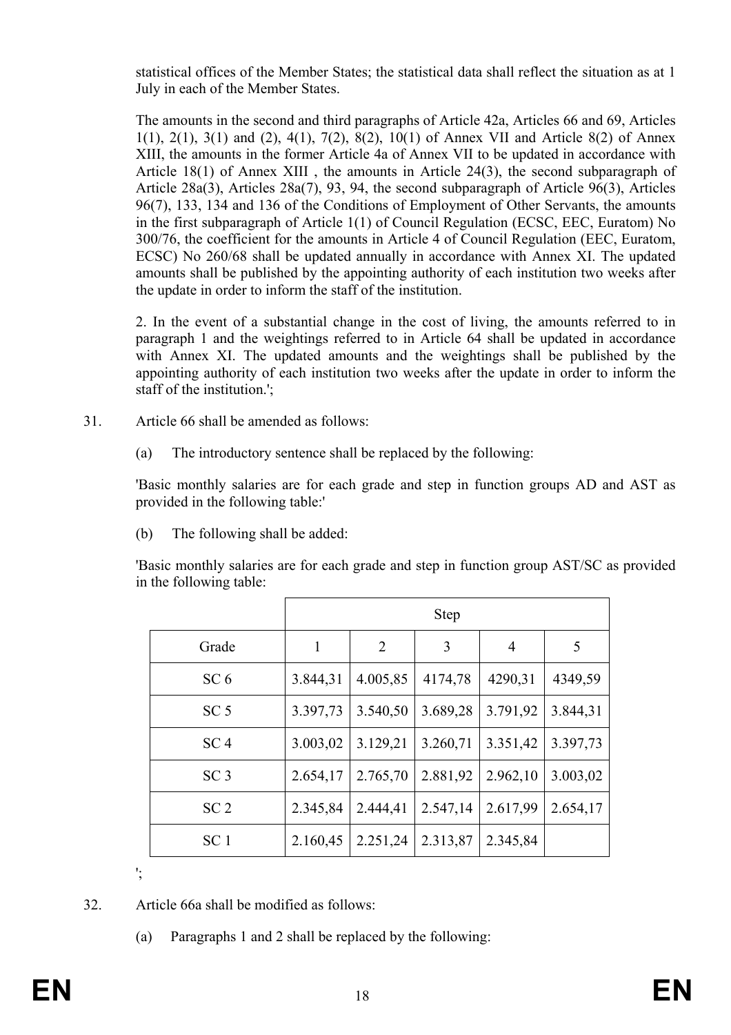statistical offices of the Member States; the statistical data shall reflect the situation as at 1 July in each of the Member States.

The amounts in the second and third paragraphs of Article 42a, Articles 66 and 69, Articles 1(1), 2(1), 3(1) and (2), 4(1), 7(2), 8(2), 10(1) of Annex VII and Article 8(2) of Annex XIII, the amounts in the former Article 4a of Annex VII to be updated in accordance with Article 18(1) of Annex XIII , the amounts in Article 24(3), the second subparagraph of Article 28a(3), Articles 28a(7), 93, 94, the second subparagraph of Article 96(3), Articles 96(7), 133, 134 and 136 of the Conditions of Employment of Other Servants, the amounts in the first subparagraph of Article 1(1) of Council Regulation (ECSC, EEC, Euratom) No 300/76, the coefficient for the amounts in Article 4 of Council Regulation (EEC, Euratom, ECSC) No 260/68 shall be updated annually in accordance with Annex XI. The updated amounts shall be published by the appointing authority of each institution two weeks after the update in order to inform the staff of the institution.

2. In the event of a substantial change in the cost of living, the amounts referred to in paragraph 1 and the weightings referred to in Article 64 shall be updated in accordance with Annex XI. The updated amounts and the weightings shall be published by the appointing authority of each institution two weeks after the update in order to inform the staff of the institution.';

31. Article 66 shall be amended as follows:

(a) The introductory sentence shall be replaced by the following:

'Basic monthly salaries are for each grade and step in function groups AD and AST as provided in the following table:'

(b) The following shall be added:

'Basic monthly salaries are for each grade and step in function group AST/SC as provided in the following table:

| | Step | | | | |
|---|---|---|---|---|---|
| Grade | 1 | 2 | 3 | 4 | 5 |
| SC 6 | 3.844,31 | 4.005,85 | 4174,78 | 4290,31 | 4349,59 |
| SC 5 | 3.397,73 | 3.540,50 | 3.689,28 | 3.791,92 | 3.844,31 |
| SC 4 | 3.003,02 | 3.129,21 | 3.260,71 | 3.351,42 | 3.397,73 |
| SC 3 | 2.654,17 | 2.765,70 | 2.881,92 | 2.962,10 | 3.003,02 |
| SC 2 | 2.345,84 | 2.444,41 | 2.547,14 | 2.617,99 | 2.654,17 |
| SC 1 | 2.160,45 | 2.251,24 | 2.313,87 | 2.345,84 | |

';

32. Article 66a shall be modified as follows:

(a) Paragraphs 1 and 2 shall be replaced by the following: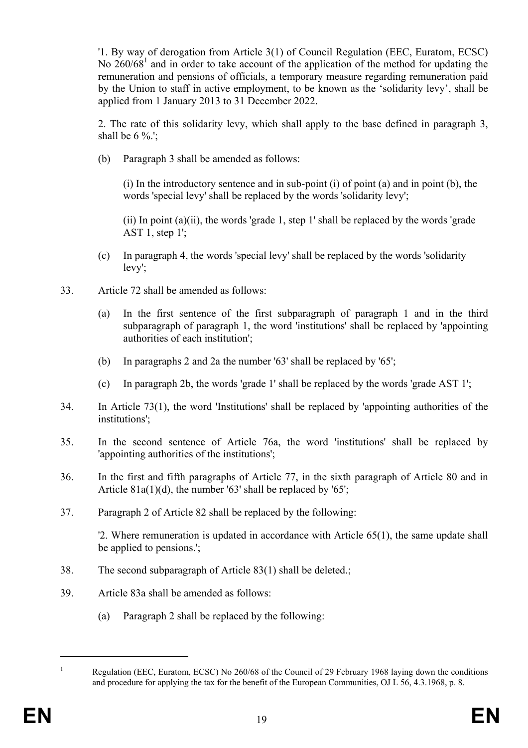'1. By way of derogation from Article 3(1) of Council Regulation (EEC, Euratom, ECSC) No 260/68[1] and in order to take account of the application of the method for updating the remuneration and pensions of officials, a temporary measure regarding remuneration paid by the Union to staff in active employment, to be known as the 'solidarity levy', shall be applied from 1 January 2013 to 31 December 2022.

2. The rate of this solidarity levy, which shall apply to the base defined in paragraph 3, shall be 6 %.';

(b) Paragraph 3 shall be amended as follows:

(i) In the introductory sentence and in sub-point (i) of point (a) and in point (b), the words 'special levy' shall be replaced by the words 'solidarity levy';

(ii) In point (a)(ii), the words 'grade 1, step 1' shall be replaced by the words 'grade AST 1, step 1';

(c) In paragraph 4, the words 'special levy' shall be replaced by the words 'solidarity levy';

33. Article 72 shall be amended as follows:

(a) In the first sentence of the first subparagraph of paragraph 1 and in the third subparagraph of paragraph 1, the word 'institutions' shall be replaced by 'appointing authorities of each institution';

(b) In paragraphs 2 and 2a the number '63' shall be replaced by '65';

(c) In paragraph 2b, the words 'grade 1' shall be replaced by the words 'grade AST 1';

34. In Article 73(1), the word 'Institutions' shall be replaced by 'appointing authorities of the institutions';

35. In the second sentence of Article 76a, the word 'institutions' shall be replaced by 'appointing authorities of the institutions';

36. In the first and fifth paragraphs of Article 77, in the sixth paragraph of Article 80 and in Article 81a(1)(d), the number '63' shall be replaced by '65';

37. Paragraph 2 of Article 82 shall be replaced by the following:

'2. Where remuneration is updated in accordance with Article 65(1), the same update shall be applied to pensions.';

38. The second subparagraph of Article 83(1) shall be deleted.;

39. Article 83a shall be amended as follows:

(a) Paragraph 2 shall be replaced by the following:

---

[1] Regulation (EEC, Euratom, ECSC) No 260/68 of the Council of 29 February 1968 laying down the conditions and procedure for applying the tax for the benefit of the European Communities, OJ L 56, 4.3.1968, p. 8.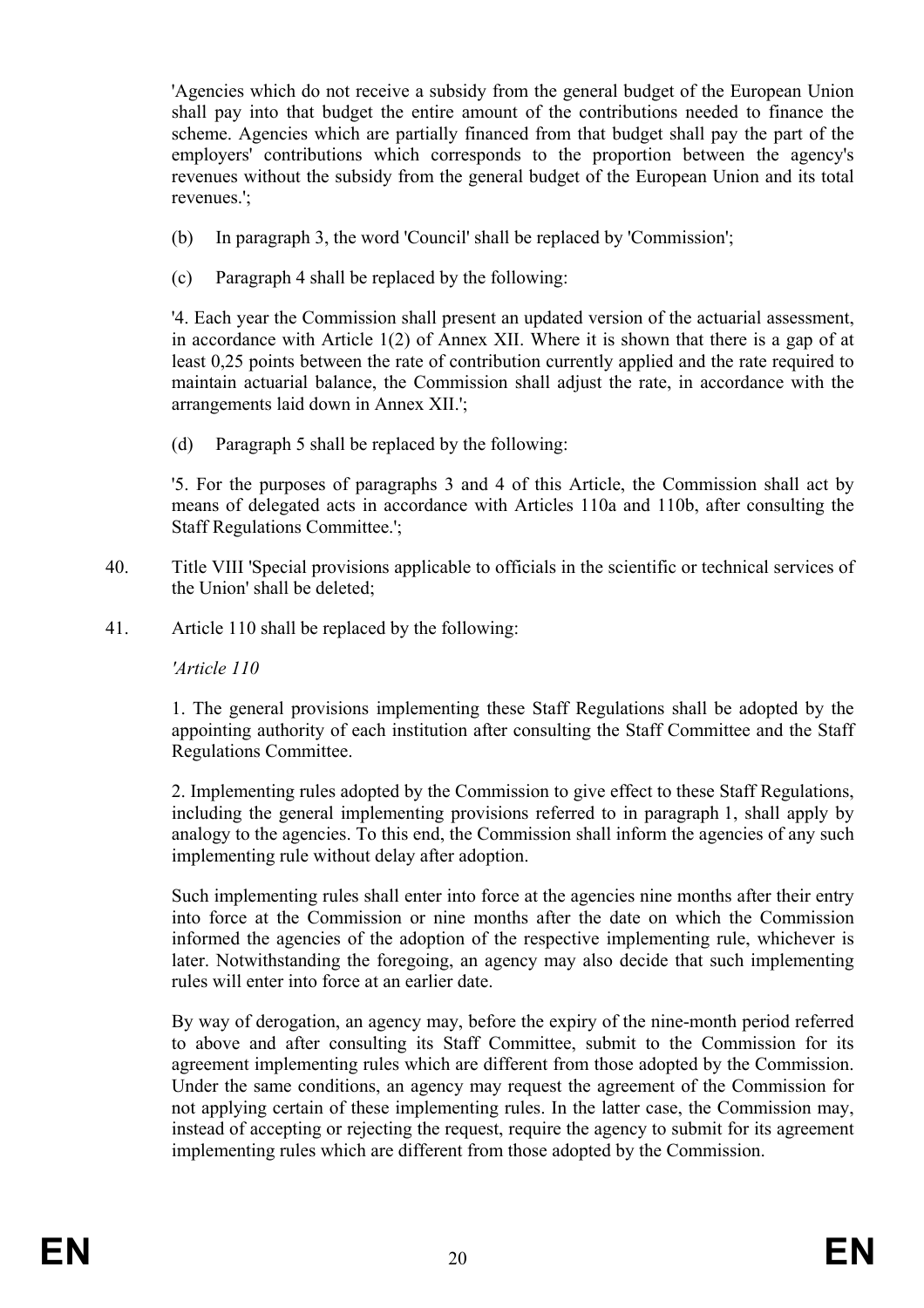'Agencies which do not receive a subsidy from the general budget of the European Union shall pay into that budget the entire amount of the contributions needed to finance the scheme. Agencies which are partially financed from that budget shall pay the part of the employers' contributions which corresponds to the proportion between the agency's revenues without the subsidy from the general budget of the European Union and its total revenues.';

(b) In paragraph 3, the word 'Council' shall be replaced by 'Commission';

(c) Paragraph 4 shall be replaced by the following:

'4. Each year the Commission shall present an updated version of the actuarial assessment, in accordance with Article 1(2) of Annex XII. Where it is shown that there is a gap of at least 0,25 points between the rate of contribution currently applied and the rate required to maintain actuarial balance, the Commission shall adjust the rate, in accordance with the arrangements laid down in Annex XII.';

(d) Paragraph 5 shall be replaced by the following:

'5. For the purposes of paragraphs 3 and 4 of this Article, the Commission shall act by means of delegated acts in accordance with Articles 110a and 110b, after consulting the Staff Regulations Committee.';

40. Title VIII 'Special provisions applicable to officials in the scientific or technical services of the Union' shall be deleted;

41. Article 110 shall be replaced by the following:

*'Article 110*

1. The general provisions implementing these Staff Regulations shall be adopted by the appointing authority of each institution after consulting the Staff Committee and the Staff Regulations Committee.

2. Implementing rules adopted by the Commission to give effect to these Staff Regulations, including the general implementing provisions referred to in paragraph 1, shall apply by analogy to the agencies. To this end, the Commission shall inform the agencies of any such implementing rule without delay after adoption.

Such implementing rules shall enter into force at the agencies nine months after their entry into force at the Commission or nine months after the date on which the Commission informed the agencies of the adoption of the respective implementing rule, whichever is later. Notwithstanding the foregoing, an agency may also decide that such implementing rules will enter into force at an earlier date.

By way of derogation, an agency may, before the expiry of the nine-month period referred to above and after consulting its Staff Committee, submit to the Commission for its agreement implementing rules which are different from those adopted by the Commission. Under the same conditions, an agency may request the agreement of the Commission for not applying certain of these implementing rules. In the latter case, the Commission may, instead of accepting or rejecting the request, require the agency to submit for its agreement implementing rules which are different from those adopted by the Commission.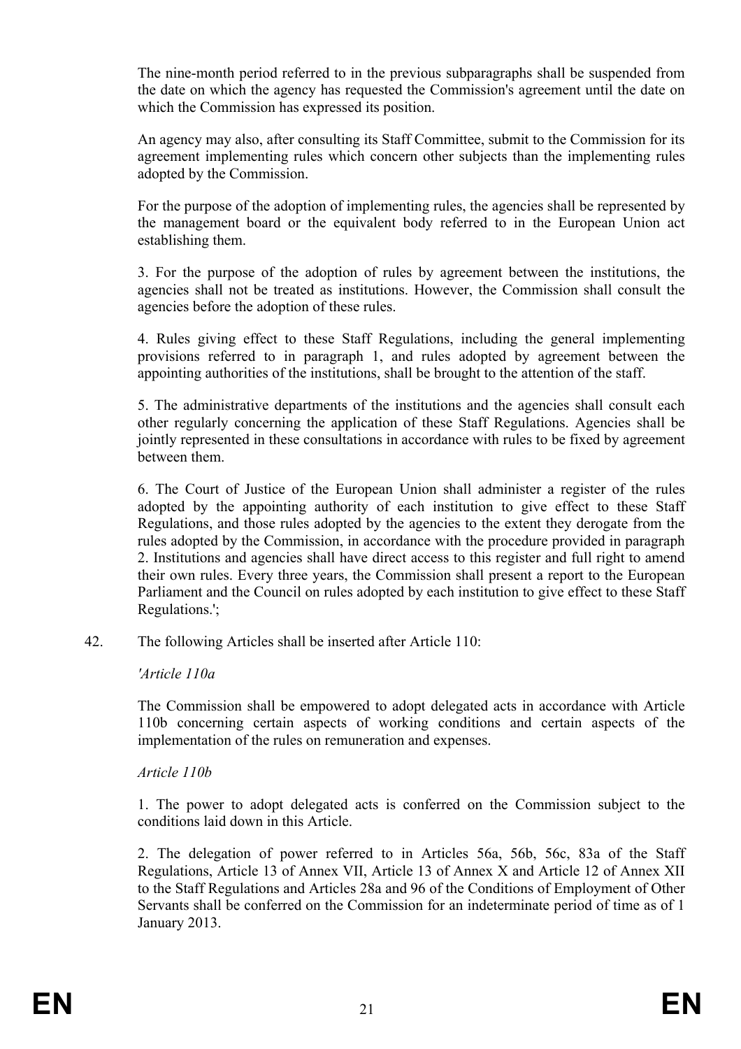The nine-month period referred to in the previous subparagraphs shall be suspended from the date on which the agency has requested the Commission's agreement until the date on which the Commission has expressed its position.

An agency may also, after consulting its Staff Committee, submit to the Commission for its agreement implementing rules which concern other subjects than the implementing rules adopted by the Commission.

For the purpose of the adoption of implementing rules, the agencies shall be represented by the management board or the equivalent body referred to in the European Union act establishing them.

3. For the purpose of the adoption of rules by agreement between the institutions, the agencies shall not be treated as institutions. However, the Commission shall consult the agencies before the adoption of these rules.

4. Rules giving effect to these Staff Regulations, including the general implementing provisions referred to in paragraph 1, and rules adopted by agreement between the appointing authorities of the institutions, shall be brought to the attention of the staff.

5. The administrative departments of the institutions and the agencies shall consult each other regularly concerning the application of these Staff Regulations. Agencies shall be jointly represented in these consultations in accordance with rules to be fixed by agreement between them.

6. The Court of Justice of the European Union shall administer a register of the rules adopted by the appointing authority of each institution to give effect to these Staff Regulations, and those rules adopted by the agencies to the extent they derogate from the rules adopted by the Commission, in accordance with the procedure provided in paragraph 2. Institutions and agencies shall have direct access to this register and full right to amend their own rules. Every three years, the Commission shall present a report to the European Parliament and the Council on rules adopted by each institution to give effect to these Staff Regulations.';

42. The following Articles shall be inserted after Article 110:

*'Article 110a*

The Commission shall be empowered to adopt delegated acts in accordance with Article 110b concerning certain aspects of working conditions and certain aspects of the implementation of the rules on remuneration and expenses.

*Article 110b*

1. The power to adopt delegated acts is conferred on the Commission subject to the conditions laid down in this Article.

2. The delegation of power referred to in Articles 56a, 56b, 56c, 83a of the Staff Regulations, Article 13 of Annex VII, Article 13 of Annex X and Article 12 of Annex XII to the Staff Regulations and Articles 28a and 96 of the Conditions of Employment of Other Servants shall be conferred on the Commission for an indeterminate period of time as of 1 January 2013.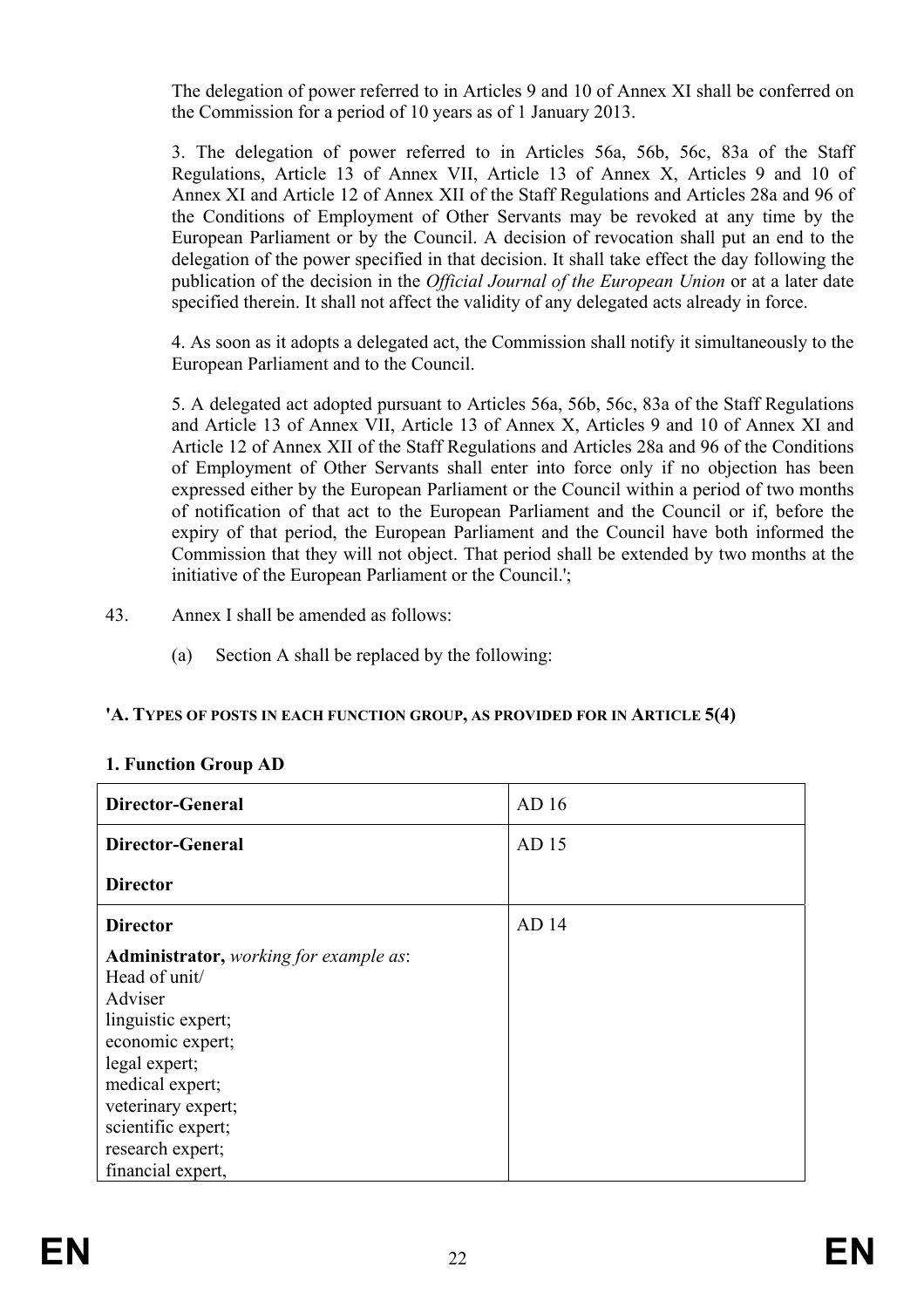The delegation of power referred to in Articles 9 and 10 of Annex XI shall be conferred on the Commission for a period of 10 years as of 1 January 2013.

3. The delegation of power referred to in Articles 56a, 56b, 56c, 83a of the Staff Regulations, Article 13 of Annex VII, Article 13 of Annex X, Articles 9 and 10 of Annex XI and Article 12 of Annex XII of the Staff Regulations and Articles 28a and 96 of the Conditions of Employment of Other Servants may be revoked at any time by the European Parliament or by the Council. A decision of revocation shall put an end to the delegation of the power specified in that decision. It shall take effect the day following the publication of the decision in the *Official Journal of the European Union* or at a later date specified therein. It shall not affect the validity of any delegated acts already in force.

4. As soon as it adopts a delegated act, the Commission shall notify it simultaneously to the European Parliament and to the Council.

5. A delegated act adopted pursuant to Articles 56a, 56b, 56c, 83a of the Staff Regulations and Article 13 of Annex VII, Article 13 of Annex X, Articles 9 and 10 of Annex XI and Article 12 of Annex XII of the Staff Regulations and Articles 28a and 96 of the Conditions of Employment of Other Servants shall enter into force only if no objection has been expressed either by the European Parliament or the Council within a period of two months of notification of that act to the European Parliament and the Council or if, before the expiry of that period, the European Parliament and the Council have both informed the Commission that they will not object. That period shall be extended by two months at the initiative of the European Parliament or the Council.';

43. Annex I shall be amended as follows:

(a) Section A shall be replaced by the following:

**'A. TYPES OF POSTS IN EACH FUNCTION GROUP, AS PROVIDED FOR IN ARTICLE 5(4)**

**1. Function Group AD**

| | |
|---|---|
| **Director-General** | AD 16 |
| **Director-General**<br>**Director** | AD 15 |
| **Director**<br>**Administrator,** *working for example as*:<br>Head of unit/<br>Adviser<br>linguistic expert;<br>economic expert;<br>legal expert;<br>medical expert;<br>veterinary expert;<br>scientific expert;<br>research expert;<br>financial expert, | AD 14 |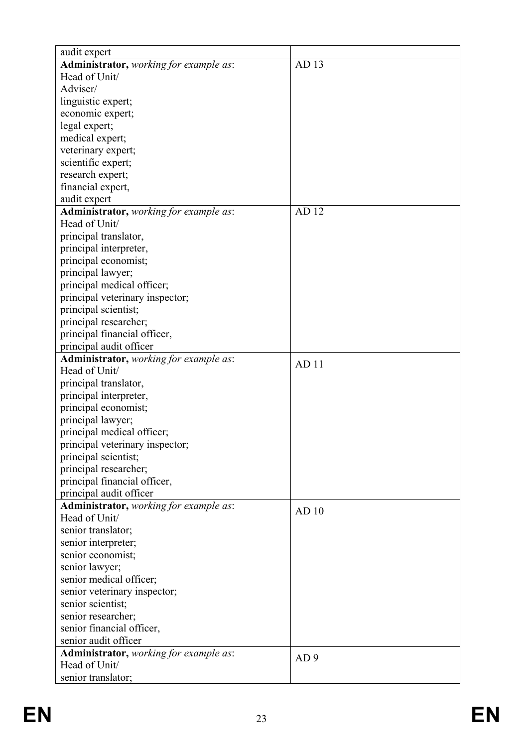| | |
|---|---|
| audit expert | |
| **Administrator,** *working for example as*:<br>Head of Unit/<br>Adviser/<br>linguistic expert;<br>economic expert;<br>legal expert;<br>medical expert;<br>veterinary expert;<br>scientific expert;<br>research expert;<br>financial expert,<br>audit expert | AD 13 |
| **Administrator,** *working for example as*:<br>Head of Unit/<br>principal translator,<br>principal interpreter,<br>principal economist;<br>principal lawyer;<br>principal medical officer;<br>principal veterinary inspector;<br>principal scientist;<br>principal researcher;<br>principal financial officer,<br>principal audit officer | AD 12 |
| **Administrator,** *working for example as*:<br>Head of Unit/<br>principal translator,<br>principal interpreter,<br>principal economist;<br>principal lawyer;<br>principal medical officer;<br>principal veterinary inspector;<br>principal scientist;<br>principal researcher;<br>principal financial officer,<br>principal audit officer | AD 11 |
| **Administrator,** *working for example as*:<br>Head of Unit/<br>senior translator;<br>senior interpreter;<br>senior economist;<br>senior lawyer;<br>senior medical officer;<br>senior veterinary inspector;<br>senior scientist;<br>senior researcher;<br>senior financial officer,<br>senior audit officer | AD 10 |
| **Administrator,** *working for example as*:<br>Head of Unit/<br>senior translator; | AD 9 |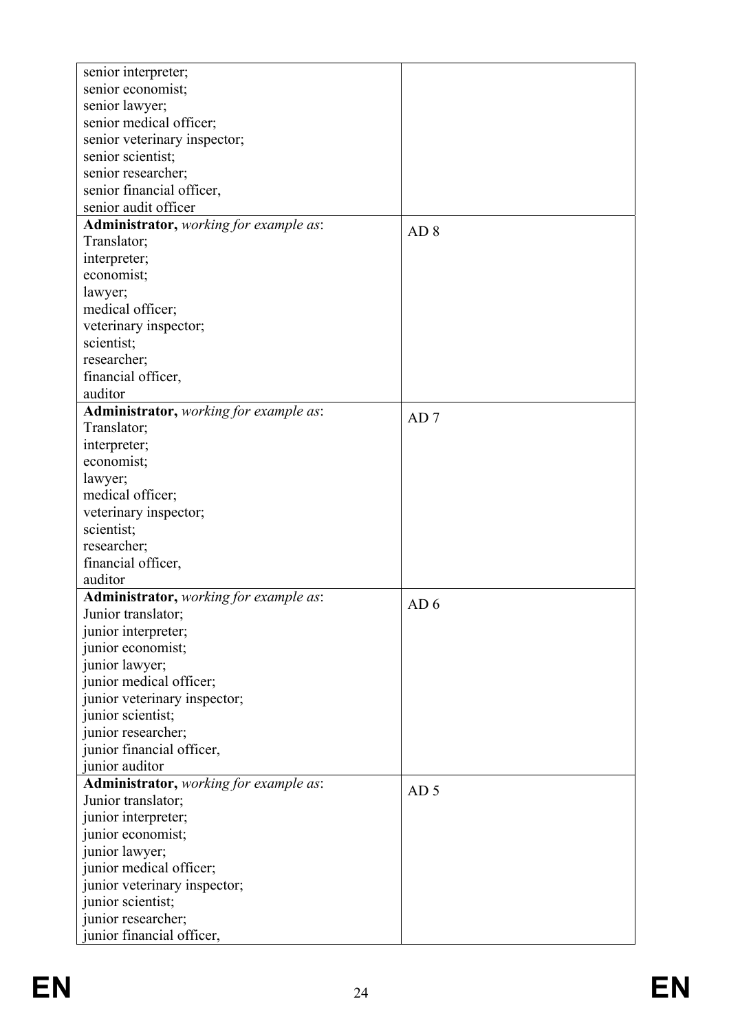| | |
|---|---|
| senior interpreter;<br>senior economist;<br>senior lawyer;<br>senior medical officer;<br>senior veterinary inspector;<br>senior scientist;<br>senior researcher;<br>senior financial officer,<br>senior audit officer | |
| **Administrator,** *working for example as*:<br>Translator;<br>interpreter;<br>economist;<br>lawyer;<br>medical officer;<br>veterinary inspector;<br>scientist;<br>researcher;<br>financial officer,<br>auditor | AD 8 |
| **Administrator,** *working for example as*:<br>Translator;<br>interpreter;<br>economist;<br>lawyer;<br>medical officer;<br>veterinary inspector;<br>scientist;<br>researcher;<br>financial officer,<br>auditor | AD 7 |
| **Administrator,** *working for example as*:<br>Junior translator;<br>junior interpreter;<br>junior economist;<br>junior lawyer;<br>junior medical officer;<br>junior veterinary inspector;<br>junior scientist;<br>junior researcher;<br>junior financial officer,<br>junior auditor | AD 6 |
| **Administrator,** *working for example as*:<br>Junior translator;<br>junior interpreter;<br>junior economist;<br>junior lawyer;<br>junior medical officer;<br>junior veterinary inspector;<br>junior scientist;<br>junior researcher;<br>junior financial officer, | AD 5 |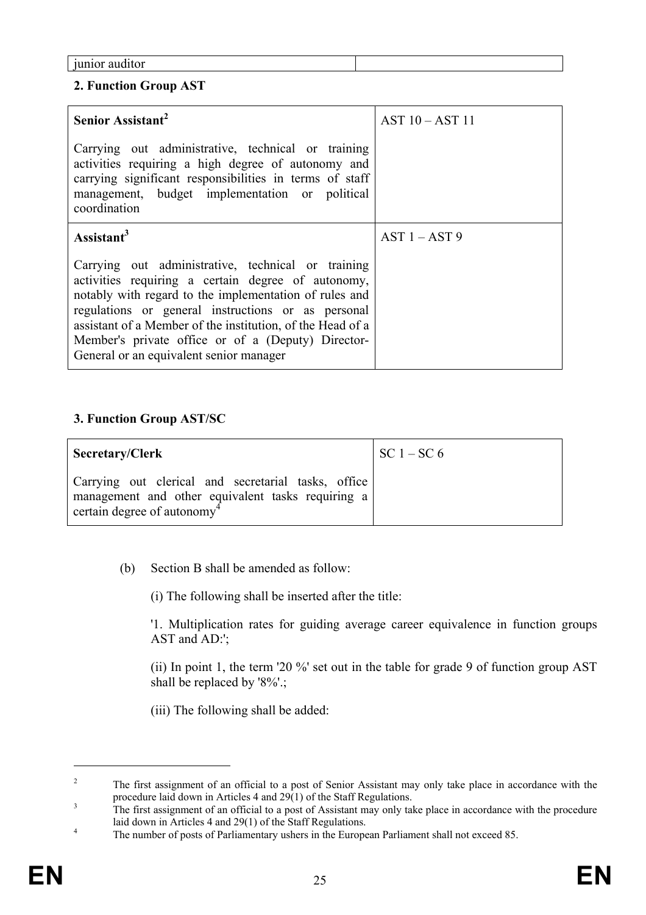| junior auditor | |
|---|---|

**2. Function Group AST**

| | |
|---|---|
| **Senior Assistant**[2]<br><br>Carrying out administrative, technical or training activities requiring a high degree of autonomy and carrying significant responsibilities in terms of staff management, budget implementation or political coordination | AST 10 – AST 11 |
| **Assistant**[3]<br><br>Carrying out administrative, technical or training activities requiring a certain degree of autonomy, notably with regard to the implementation of rules and regulations or general instructions or as personal assistant of a Member of the institution, of the Head of a Member's private office or of a (Deputy) Director-General or an equivalent senior manager | AST 1 – AST 9 |

**3. Function Group AST/SC**

| | |
|---|---|
| **Secretary/Clerk**<br><br>Carrying out clerical and secretarial tasks, office management and other equivalent tasks requiring a certain degree of autonomy[4] | SC 1 – SC 6 |

(b) Section B shall be amended as follow:

(i) The following shall be inserted after the title:

'1. Multiplication rates for guiding average career equivalence in function groups AST and AD:';

(ii) In point 1, the term '20 %' set out in the table for grade 9 of function group AST shall be replaced by '8%'.;

(iii) The following shall be added:

---

[2] The first assignment of an official to a post of Senior Assistant may only take place in accordance with the procedure laid down in Articles 4 and 29(1) of the Staff Regulations.

[3] The first assignment of an official to a post of Assistant may only take place in accordance with the procedure laid down in Articles 4 and 29(1) of the Staff Regulations.

[4] The number of posts of Parliamentary ushers in the European Parliament shall not exceed 85.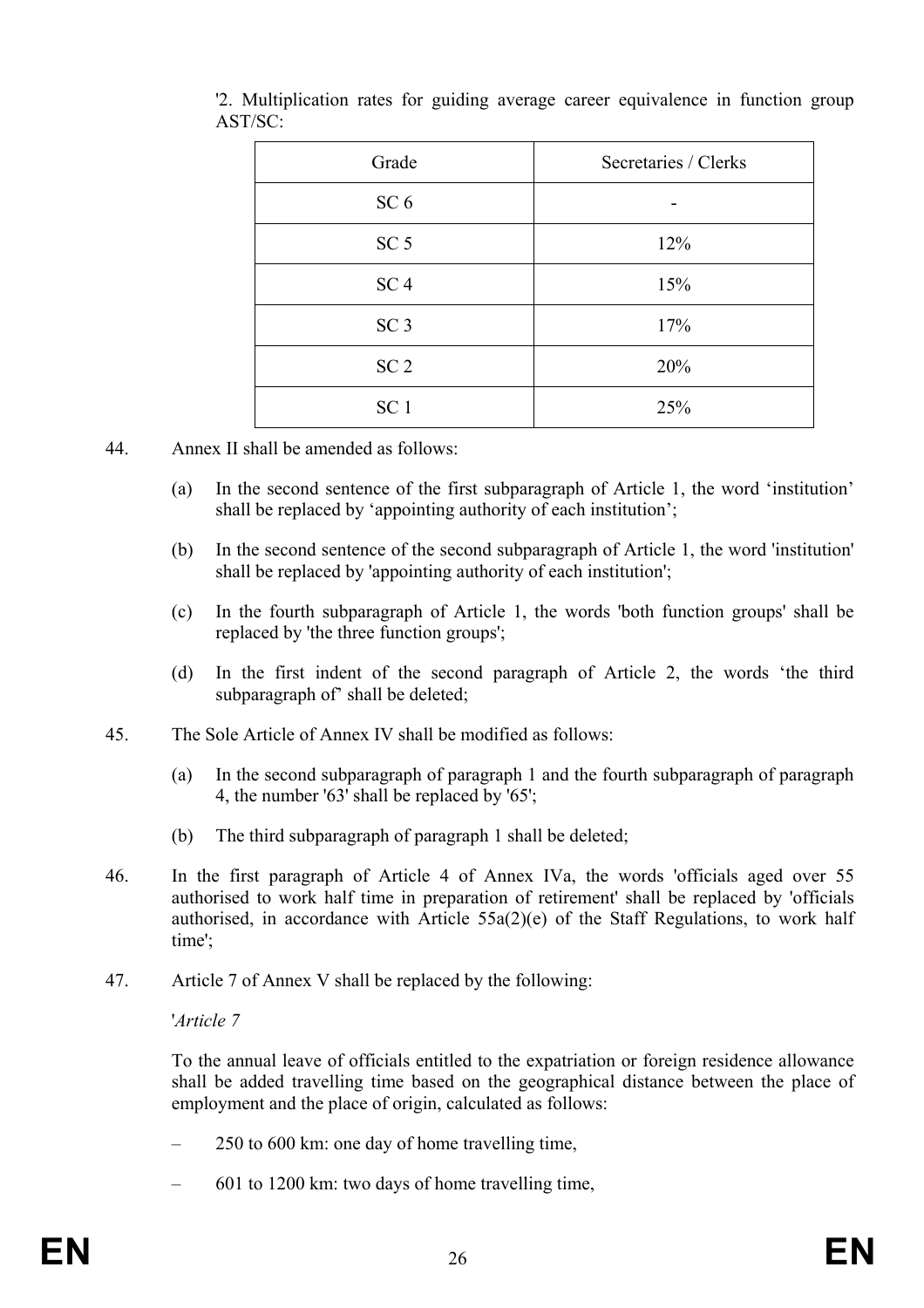'2. Multiplication rates for guiding average career equivalence in function group AST/SC:

| Grade | Secretaries / Clerks |
|---|---|
| SC 6 | - |
| SC 5 | 12% |
| SC 4 | 15% |
| SC 3 | 17% |
| SC 2 | 20% |
| SC 1 | 25% |

44. Annex II shall be amended as follows:

    (a) In the second sentence of the first subparagraph of Article 1, the word 'institution' shall be replaced by 'appointing authority of each institution';

    (b) In the second sentence of the second subparagraph of Article 1, the word 'institution' shall be replaced by 'appointing authority of each institution';

    (c) In the fourth subparagraph of Article 1, the words 'both function groups' shall be replaced by 'the three function groups';

    (d) In the first indent of the second paragraph of Article 2, the words 'the third subparagraph of' shall be deleted;

45. The Sole Article of Annex IV shall be modified as follows:

    (a) In the second subparagraph of paragraph 1 and the fourth subparagraph of paragraph 4, the number '63' shall be replaced by '65';

    (b) The third subparagraph of paragraph 1 shall be deleted;

46. In the first paragraph of Article 4 of Annex IVa, the words 'officials aged over 55 authorised to work half time in preparation of retirement' shall be replaced by 'officials authorised, in accordance with Article 55a(2)(e) of the Staff Regulations, to work half time';

47. Article 7 of Annex V shall be replaced by the following:

    '*Article 7*

    To the annual leave of officials entitled to the expatriation or foreign residence allowance shall be added travelling time based on the geographical distance between the place of employment and the place of origin, calculated as follows:

    – 250 to 600 km: one day of home travelling time,

    – 601 to 1200 km: two days of home travelling time,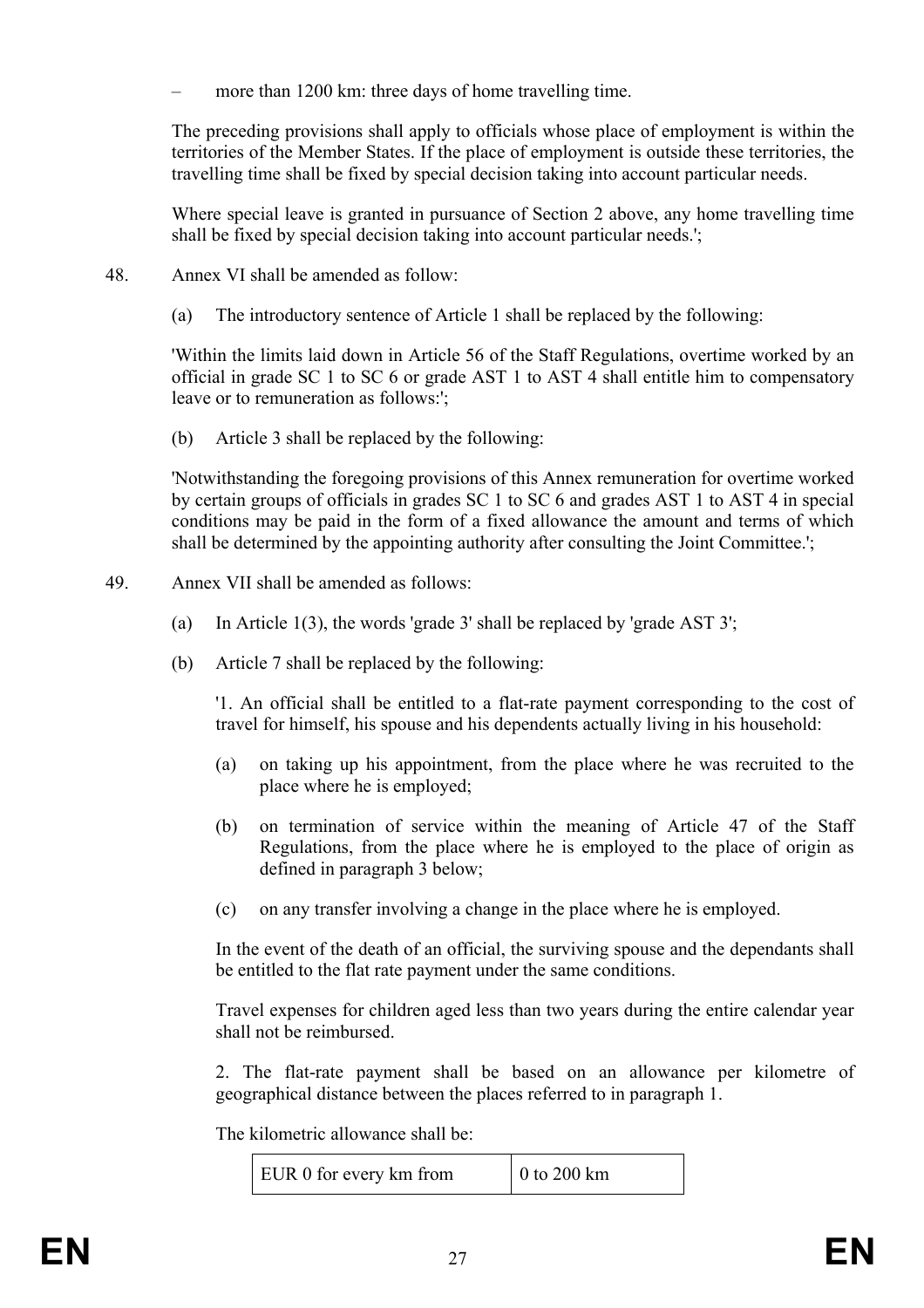– more than 1200 km: three days of home travelling time.

The preceding provisions shall apply to officials whose place of employment is within the territories of the Member States. If the place of employment is outside these territories, the travelling time shall be fixed by special decision taking into account particular needs.

Where special leave is granted in pursuance of Section 2 above, any home travelling time shall be fixed by special decision taking into account particular needs.';

48. Annex VI shall be amended as follow:

(a) The introductory sentence of Article 1 shall be replaced by the following:

'Within the limits laid down in Article 56 of the Staff Regulations, overtime worked by an official in grade SC 1 to SC 6 or grade AST 1 to AST 4 shall entitle him to compensatory leave or to remuneration as follows:';

(b) Article 3 shall be replaced by the following:

'Notwithstanding the foregoing provisions of this Annex remuneration for overtime worked by certain groups of officials in grades SC 1 to SC 6 and grades AST 1 to AST 4 in special conditions may be paid in the form of a fixed allowance the amount and terms of which shall be determined by the appointing authority after consulting the Joint Committee.';

49. Annex VII shall be amended as follows:

(a) In Article 1(3), the words 'grade 3' shall be replaced by 'grade AST 3';

(b) Article 7 shall be replaced by the following:

'1. An official shall be entitled to a flat-rate payment corresponding to the cost of travel for himself, his spouse and his dependents actually living in his household:

(a) on taking up his appointment, from the place where he was recruited to the place where he is employed;

(b) on termination of service within the meaning of Article 47 of the Staff Regulations, from the place where he is employed to the place of origin as defined in paragraph 3 below;

(c) on any transfer involving a change in the place where he is employed.

In the event of the death of an official, the surviving spouse and the dependants shall be entitled to the flat rate payment under the same conditions.

Travel expenses for children aged less than two years during the entire calendar year shall not be reimbursed.

2. The flat-rate payment shall be based on an allowance per kilometre of geographical distance between the places referred to in paragraph 1.

The kilometric allowance shall be:

| EUR 0 for every km from | 0 to 200 km |
|---|---|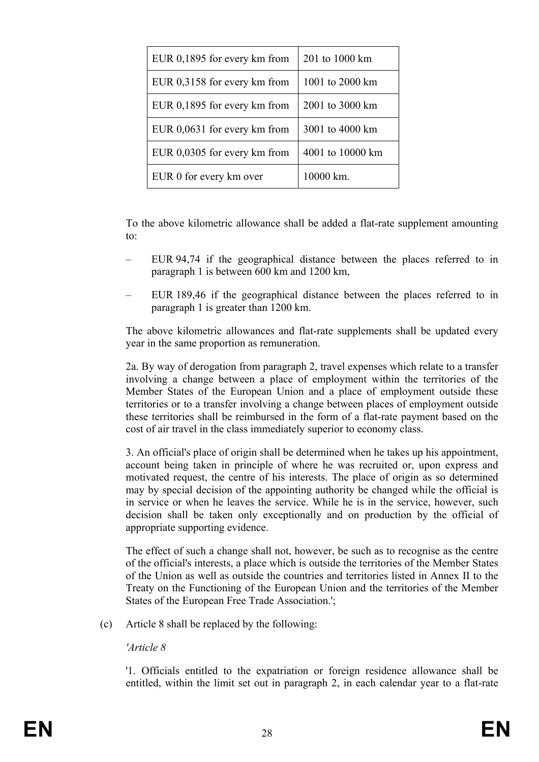| EUR 0,1895 for every km from | 201 to 1000 km |
|---|---|
| EUR 0,3158 for every km from | 1001 to 2000 km |
| EUR 0,1895 for every km from | 2001 to 3000 km |
| EUR 0,0631 for every km from | 3001 to 4000 km |
| EUR 0,0305 for every km from | 4001 to 10000 km |
| EUR 0 for every km over | 10000 km. |

To the above kilometric allowance shall be added a flat-rate supplement amounting to:

– EUR 94,74 if the geographical distance between the places referred to in paragraph 1 is between 600 km and 1200 km,

– EUR 189,46 if the geographical distance between the places referred to in paragraph 1 is greater than 1200 km.

The above kilometric allowances and flat-rate supplements shall be updated every year in the same proportion as remuneration.

2a. By way of derogation from paragraph 2, travel expenses which relate to a transfer involving a change between a place of employment within the territories of the Member States of the European Union and a place of employment outside these territories or to a transfer involving a change between places of employment outside these territories shall be reimbursed in the form of a flat-rate payment based on the cost of air travel in the class immediately superior to economy class.

3. An official's place of origin shall be determined when he takes up his appointment, account being taken in principle of where he was recruited or, upon express and motivated request, the centre of his interests. The place of origin as so determined may by special decision of the appointing authority be changed while the official is in service or when he leaves the service. While he is in the service, however, such decision shall be taken only exceptionally and on production by the official of appropriate supporting evidence.

The effect of such a change shall not, however, be such as to recognise as the centre of the official's interests, a place which is outside the territories of the Member States of the Union as well as outside the countries and territories listed in Annex II to the Treaty on the Functioning of the European Union and the territories of the Member States of the European Free Trade Association.';

(c) Article 8 shall be replaced by the following:

*'Article 8*

'1. Officials entitled to the expatriation or foreign residence allowance shall be entitled, within the limit set out in paragraph 2, in each calendar year to a flat-rate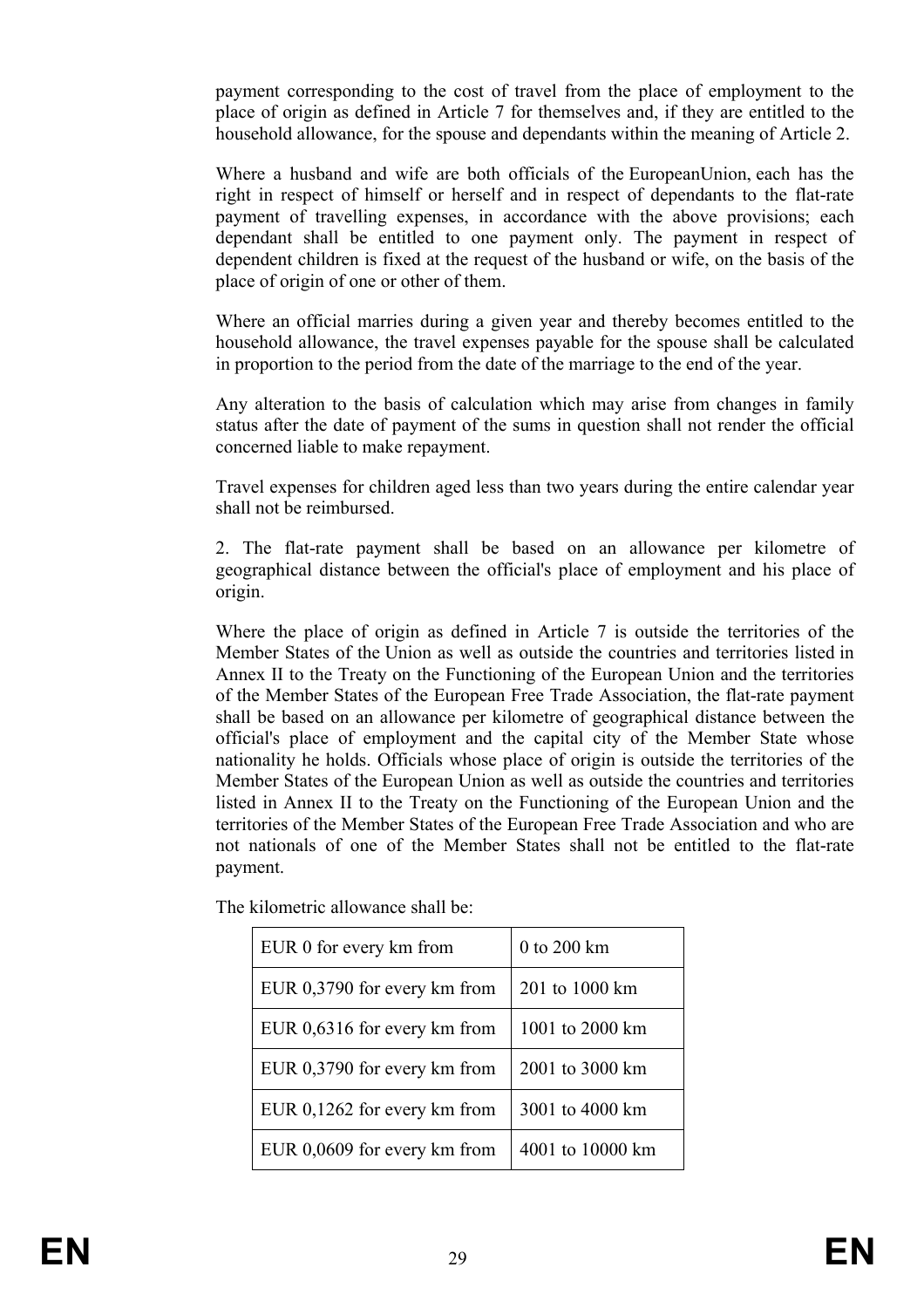payment corresponding to the cost of travel from the place of employment to the place of origin as defined in Article 7 for themselves and, if they are entitled to the household allowance, for the spouse and dependants within the meaning of Article 2.

Where a husband and wife are both officials of the EuropeanUnion, each has the right in respect of himself or herself and in respect of dependants to the flat-rate payment of travelling expenses, in accordance with the above provisions; each dependant shall be entitled to one payment only. The payment in respect of dependent children is fixed at the request of the husband or wife, on the basis of the place of origin of one or other of them.

Where an official marries during a given year and thereby becomes entitled to the household allowance, the travel expenses payable for the spouse shall be calculated in proportion to the period from the date of the marriage to the end of the year.

Any alteration to the basis of calculation which may arise from changes in family status after the date of payment of the sums in question shall not render the official concerned liable to make repayment.

Travel expenses for children aged less than two years during the entire calendar year shall not be reimbursed.

2. The flat-rate payment shall be based on an allowance per kilometre of geographical distance between the official's place of employment and his place of origin.

Where the place of origin as defined in Article 7 is outside the territories of the Member States of the Union as well as outside the countries and territories listed in Annex II to the Treaty on the Functioning of the European Union and the territories of the Member States of the European Free Trade Association, the flat-rate payment shall be based on an allowance per kilometre of geographical distance between the official's place of employment and the capital city of the Member State whose nationality he holds. Officials whose place of origin is outside the territories of the Member States of the European Union as well as outside the countries and territories listed in Annex II to the Treaty on the Functioning of the European Union and the territories of the Member States of the European Free Trade Association and who are not nationals of one of the Member States shall not be entitled to the flat-rate payment.

The kilometric allowance shall be:

| | |
|---|---|
| EUR 0 for every km from | 0 to 200 km |
| EUR 0,3790 for every km from | 201 to 1000 km |
| EUR 0,6316 for every km from | 1001 to 2000 km |
| EUR 0,3790 for every km from | 2001 to 3000 km |
| EUR 0,1262 for every km from | 3001 to 4000 km |
| EUR 0,0609 for every km from | 4001 to 10000 km |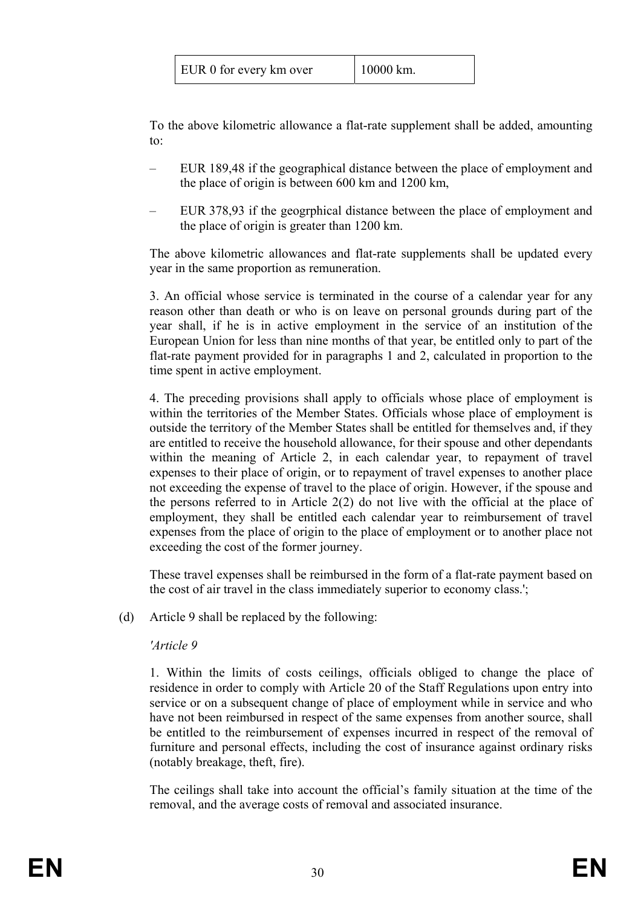| EUR 0 for every km over | 10000 km. |
|---|---|

To the above kilometric allowance a flat-rate supplement shall be added, amounting to:

– EUR 189,48 if the geographical distance between the place of employment and the place of origin is between 600 km and 1200 km,

– EUR 378,93 if the geogrphical distance between the place of employment and the place of origin is greater than 1200 km.

The above kilometric allowances and flat-rate supplements shall be updated every year in the same proportion as remuneration.

3. An official whose service is terminated in the course of a calendar year for any reason other than death or who is on leave on personal grounds during part of the year shall, if he is in active employment in the service of an institution of the European Union for less than nine months of that year, be entitled only to part of the flat-rate payment provided for in paragraphs 1 and 2, calculated in proportion to the time spent in active employment.

4. The preceding provisions shall apply to officials whose place of employment is within the territories of the Member States. Officials whose place of employment is outside the territory of the Member States shall be entitled for themselves and, if they are entitled to receive the household allowance, for their spouse and other dependants within the meaning of Article 2, in each calendar year, to repayment of travel expenses to their place of origin, or to repayment of travel expenses to another place not exceeding the expense of travel to the place of origin. However, if the spouse and the persons referred to in Article 2(2) do not live with the official at the place of employment, they shall be entitled each calendar year to reimbursement of travel expenses from the place of origin to the place of employment or to another place not exceeding the cost of the former journey.

These travel expenses shall be reimbursed in the form of a flat-rate payment based on the cost of air travel in the class immediately superior to economy class.';

(d) Article 9 shall be replaced by the following:

*'Article 9*

1. Within the limits of costs ceilings, officials obliged to change the place of residence in order to comply with Article 20 of the Staff Regulations upon entry into service or on a subsequent change of place of employment while in service and who have not been reimbursed in respect of the same expenses from another source, shall be entitled to the reimbursement of expenses incurred in respect of the removal of furniture and personal effects, including the cost of insurance against ordinary risks (notably breakage, theft, fire).

The ceilings shall take into account the official's family situation at the time of the removal, and the average costs of removal and associated insurance.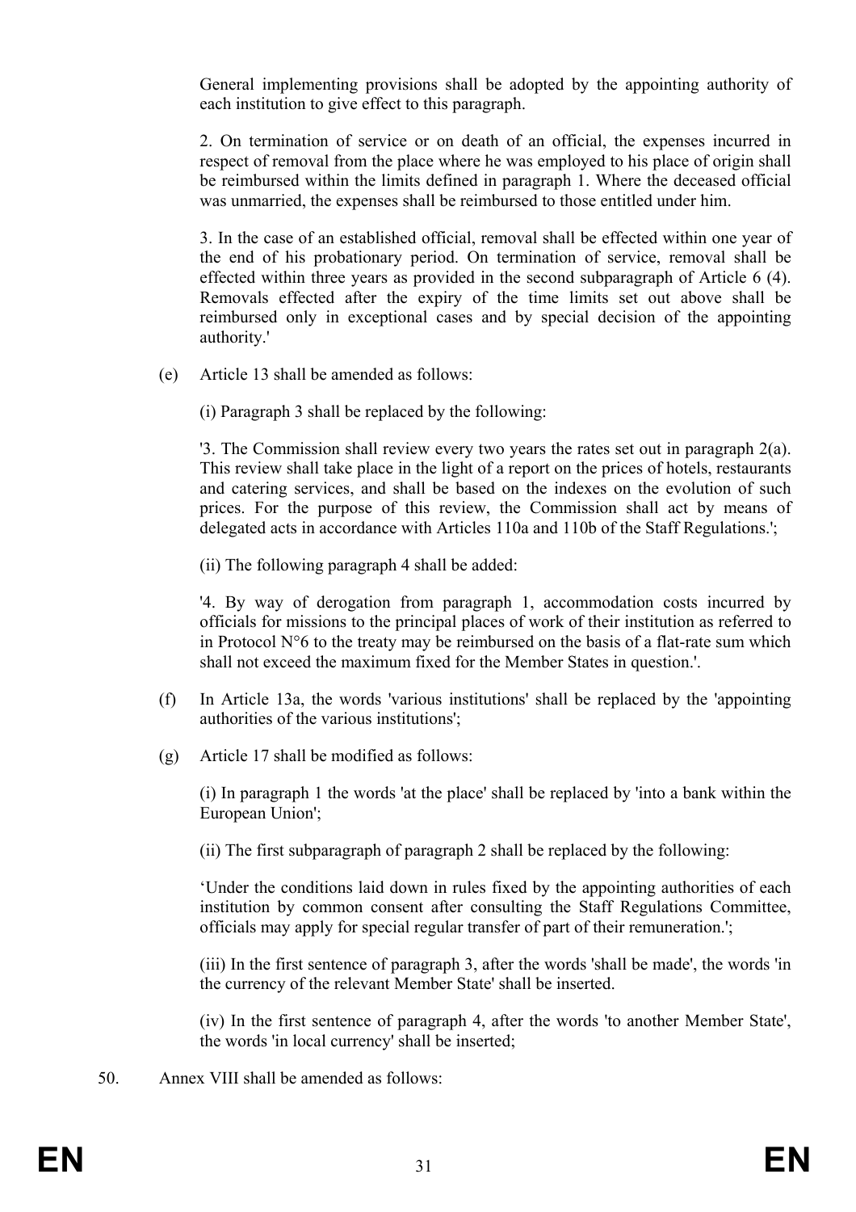General implementing provisions shall be adopted by the appointing authority of each institution to give effect to this paragraph.

2. On termination of service or on death of an official, the expenses incurred in respect of removal from the place where he was employed to his place of origin shall be reimbursed within the limits defined in paragraph 1. Where the deceased official was unmarried, the expenses shall be reimbursed to those entitled under him.

3. In the case of an established official, removal shall be effected within one year of the end of his probationary period. On termination of service, removal shall be effected within three years as provided in the second subparagraph of Article 6 (4). Removals effected after the expiry of the time limits set out above shall be reimbursed only in exceptional cases and by special decision of the appointing authority.'

(e) Article 13 shall be amended as follows:

(i) Paragraph 3 shall be replaced by the following:

'3. The Commission shall review every two years the rates set out in paragraph 2(a). This review shall take place in the light of a report on the prices of hotels, restaurants and catering services, and shall be based on the indexes on the evolution of such prices. For the purpose of this review, the Commission shall act by means of delegated acts in accordance with Articles 110a and 110b of the Staff Regulations.';

(ii) The following paragraph 4 shall be added:

'4. By way of derogation from paragraph 1, accommodation costs incurred by officials for missions to the principal places of work of their institution as referred to in Protocol N°6 to the treaty may be reimbursed on the basis of a flat-rate sum which shall not exceed the maximum fixed for the Member States in question.'.

(f) In Article 13a, the words 'various institutions' shall be replaced by the 'appointing authorities of the various institutions';

(g) Article 17 shall be modified as follows:

(i) In paragraph 1 the words 'at the place' shall be replaced by 'into a bank within the European Union';

(ii) The first subparagraph of paragraph 2 shall be replaced by the following:

'Under the conditions laid down in rules fixed by the appointing authorities of each institution by common consent after consulting the Staff Regulations Committee, officials may apply for special regular transfer of part of their remuneration.';

(iii) In the first sentence of paragraph 3, after the words 'shall be made', the words 'in the currency of the relevant Member State' shall be inserted.

(iv) In the first sentence of paragraph 4, after the words 'to another Member State', the words 'in local currency' shall be inserted;

50. Annex VIII shall be amended as follows: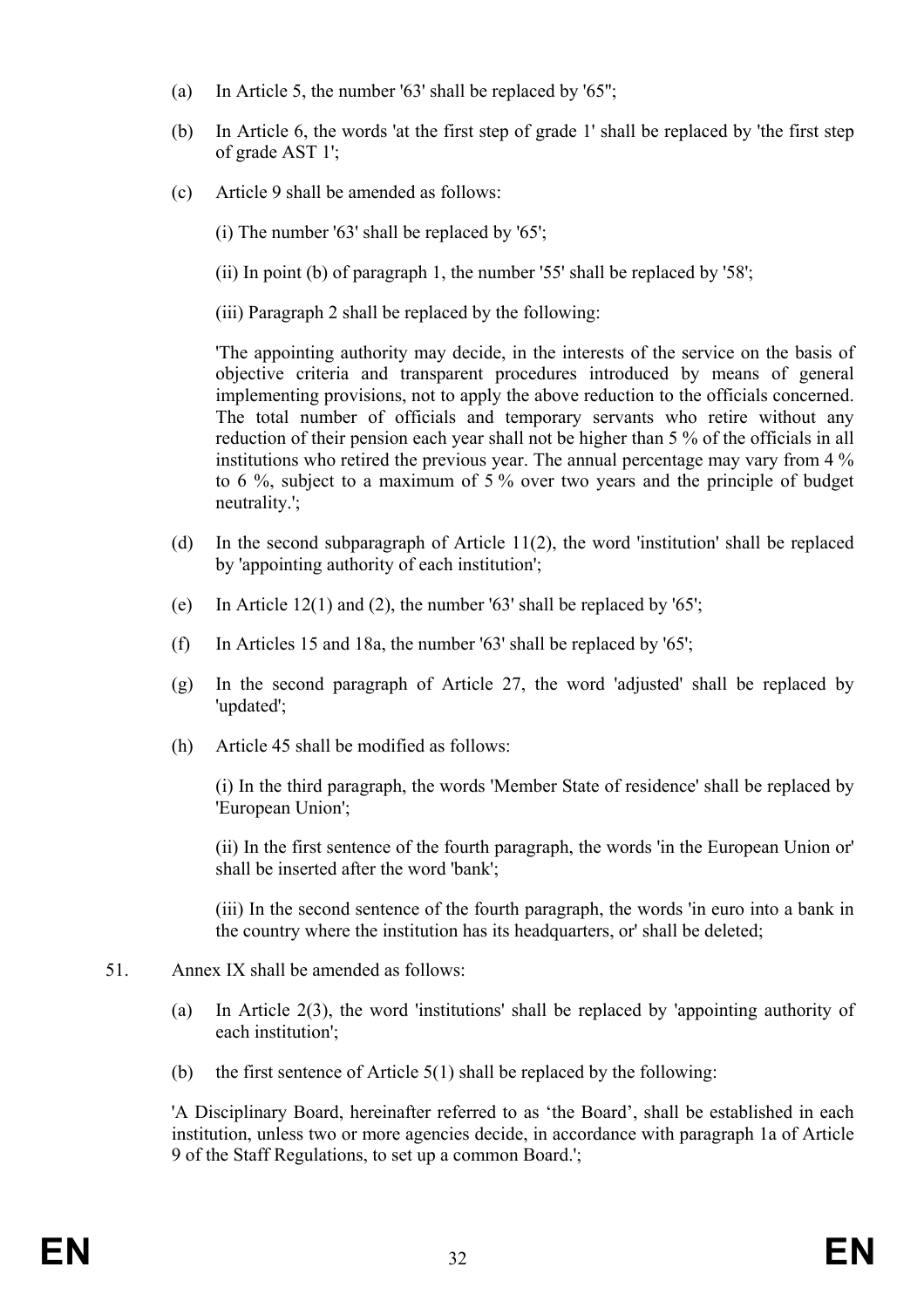(a) In Article 5, the number '63' shall be replaced by '65'';

(b) In Article 6, the words 'at the first step of grade 1' shall be replaced by 'the first step of grade AST 1';

(c) Article 9 shall be amended as follows:

(i) The number '63' shall be replaced by '65';

(ii) In point (b) of paragraph 1, the number '55' shall be replaced by '58';

(iii) Paragraph 2 shall be replaced by the following:

'The appointing authority may decide, in the interests of the service on the basis of objective criteria and transparent procedures introduced by means of general implementing provisions, not to apply the above reduction to the officials concerned. The total number of officials and temporary servants who retire without any reduction of their pension each year shall not be higher than 5 % of the officials in all institutions who retired the previous year. The annual percentage may vary from 4 % to 6 %, subject to a maximum of 5 % over two years and the principle of budget neutrality.';

(d) In the second subparagraph of Article 11(2), the word 'institution' shall be replaced by 'appointing authority of each institution';

(e) In Article 12(1) and (2), the number '63' shall be replaced by '65';

(f) In Articles 15 and 18a, the number '63' shall be replaced by '65';

(g) In the second paragraph of Article 27, the word 'adjusted' shall be replaced by 'updated';

(h) Article 45 shall be modified as follows:

(i) In the third paragraph, the words 'Member State of residence' shall be replaced by 'European Union';

(ii) In the first sentence of the fourth paragraph, the words 'in the European Union or' shall be inserted after the word 'bank';

(iii) In the second sentence of the fourth paragraph, the words 'in euro into a bank in the country where the institution has its headquarters, or' shall be deleted;

51. Annex IX shall be amended as follows:

(a) In Article 2(3), the word 'institutions' shall be replaced by 'appointing authority of each institution';

(b) the first sentence of Article 5(1) shall be replaced by the following:

'A Disciplinary Board, hereinafter referred to as 'the Board', shall be established in each institution, unless two or more agencies decide, in accordance with paragraph 1a of Article 9 of the Staff Regulations, to set up a common Board.';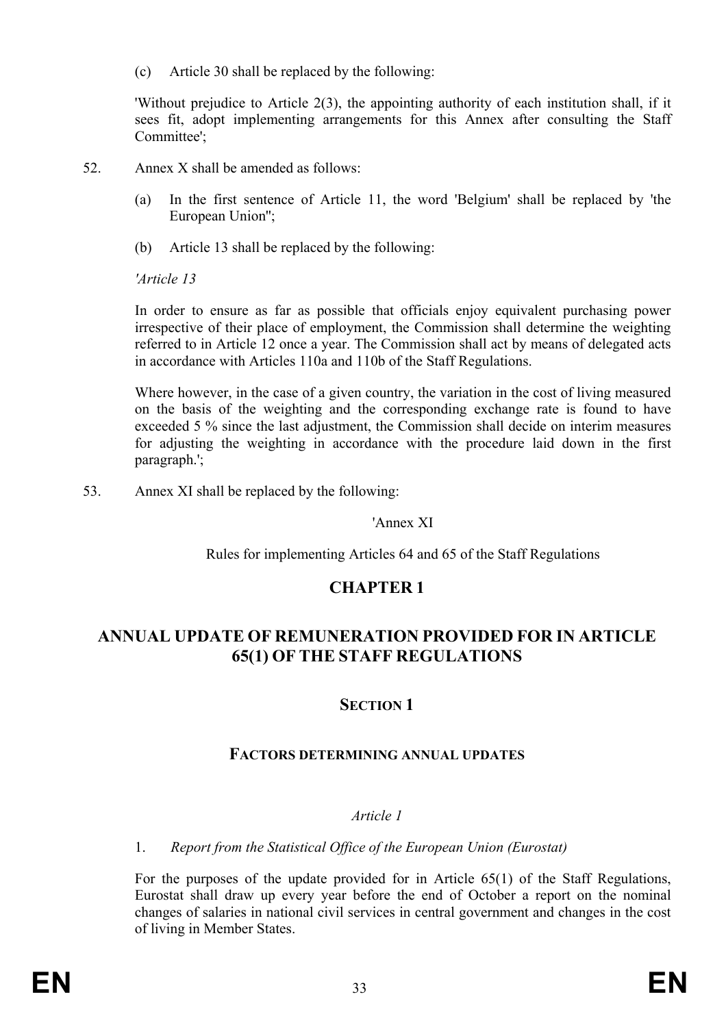(c) Article 30 shall be replaced by the following:

'Without prejudice to Article 2(3), the appointing authority of each institution shall, if it sees fit, adopt implementing arrangements for this Annex after consulting the Staff Committee';

52. Annex X shall be amended as follows:

(a) In the first sentence of Article 11, the word 'Belgium' shall be replaced by 'the European Union'';

(b) Article 13 shall be replaced by the following:

*'Article 13*

In order to ensure as far as possible that officials enjoy equivalent purchasing power irrespective of their place of employment, the Commission shall determine the weighting referred to in Article 12 once a year. The Commission shall act by means of delegated acts in accordance with Articles 110a and 110b of the Staff Regulations.

Where however, in the case of a given country, the variation in the cost of living measured on the basis of the weighting and the corresponding exchange rate is found to have exceeded 5 % since the last adjustment, the Commission shall decide on interim measures for adjusting the weighting in accordance with the procedure laid down in the first paragraph.';

53. Annex XI shall be replaced by the following:

'Annex XI

Rules for implementing Articles 64 and 65 of the Staff Regulations

## CHAPTER 1

## ANNUAL UPDATE OF REMUNERATION PROVIDED FOR IN ARTICLE 65(1) OF THE STAFF REGULATIONS

### SECTION 1

### FACTORS DETERMINING ANNUAL UPDATES

*Article 1*

1. *Report from the Statistical Office of the European Union (Eurostat)*

For the purposes of the update provided for in Article 65(1) of the Staff Regulations, Eurostat shall draw up every year before the end of October a report on the nominal changes of salaries in national civil services in central government and changes in the cost of living in Member States.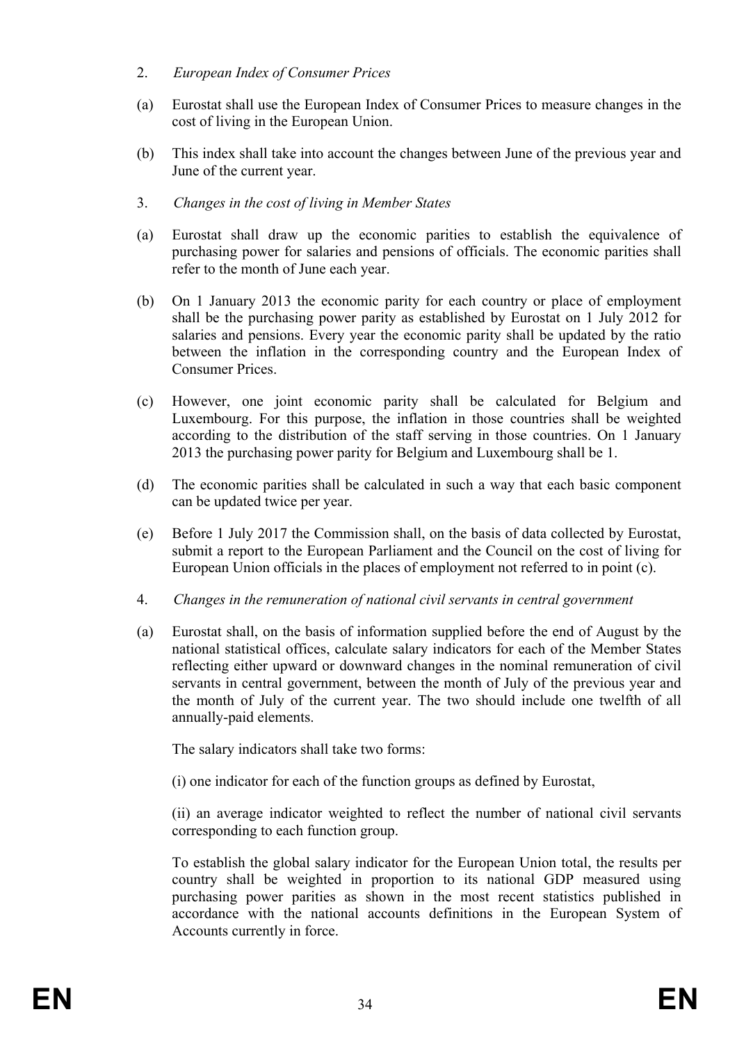2. *European Index of Consumer Prices*

(a) Eurostat shall use the European Index of Consumer Prices to measure changes in the cost of living in the European Union.

(b) This index shall take into account the changes between June of the previous year and June of the current year.

3. *Changes in the cost of living in Member States*

(a) Eurostat shall draw up the economic parities to establish the equivalence of purchasing power for salaries and pensions of officials. The economic parities shall refer to the month of June each year.

(b) On 1 January 2013 the economic parity for each country or place of employment shall be the purchasing power parity as established by Eurostat on 1 July 2012 for salaries and pensions. Every year the economic parity shall be updated by the ratio between the inflation in the corresponding country and the European Index of Consumer Prices.

(c) However, one joint economic parity shall be calculated for Belgium and Luxembourg. For this purpose, the inflation in those countries shall be weighted according to the distribution of the staff serving in those countries. On 1 January 2013 the purchasing power parity for Belgium and Luxembourg shall be 1.

(d) The economic parities shall be calculated in such a way that each basic component can be updated twice per year.

(e) Before 1 July 2017 the Commission shall, on the basis of data collected by Eurostat, submit a report to the European Parliament and the Council on the cost of living for European Union officials in the places of employment not referred to in point (c).

4. *Changes in the remuneration of national civil servants in central government*

(a) Eurostat shall, on the basis of information supplied before the end of August by the national statistical offices, calculate salary indicators for each of the Member States reflecting either upward or downward changes in the nominal remuneration of civil servants in central government, between the month of July of the previous year and the month of July of the current year. The two should include one twelfth of all annually-paid elements.

The salary indicators shall take two forms:

(i) one indicator for each of the function groups as defined by Eurostat,

(ii) an average indicator weighted to reflect the number of national civil servants corresponding to each function group.

To establish the global salary indicator for the European Union total, the results per country shall be weighted in proportion to its national GDP measured using purchasing power parities as shown in the most recent statistics published in accordance with the national accounts definitions in the European System of Accounts currently in force.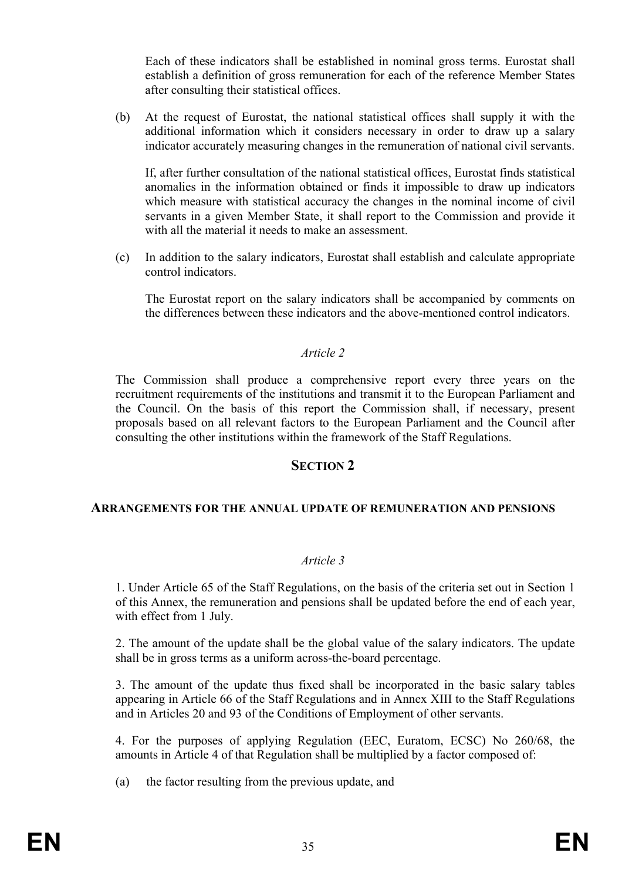Each of these indicators shall be established in nominal gross terms. Eurostat shall establish a definition of gross remuneration for each of the reference Member States after consulting their statistical offices.

(b) At the request of Eurostat, the national statistical offices shall supply it with the additional information which it considers necessary in order to draw up a salary indicator accurately measuring changes in the remuneration of national civil servants.

If, after further consultation of the national statistical offices, Eurostat finds statistical anomalies in the information obtained or finds it impossible to draw up indicators which measure with statistical accuracy the changes in the nominal income of civil servants in a given Member State, it shall report to the Commission and provide it with all the material it needs to make an assessment.

(c) In addition to the salary indicators, Eurostat shall establish and calculate appropriate control indicators.

The Eurostat report on the salary indicators shall be accompanied by comments on the differences between these indicators and the above-mentioned control indicators.

*Article 2*

The Commission shall produce a comprehensive report every three years on the recruitment requirements of the institutions and transmit it to the European Parliament and the Council. On the basis of this report the Commission shall, if necessary, present proposals based on all relevant factors to the European Parliament and the Council after consulting the other institutions within the framework of the Staff Regulations.

## SECTION 2

### ARRANGEMENTS FOR THE ANNUAL UPDATE OF REMUNERATION AND PENSIONS

*Article 3*

1. Under Article 65 of the Staff Regulations, on the basis of the criteria set out in Section 1 of this Annex, the remuneration and pensions shall be updated before the end of each year, with effect from 1 July.

2. The amount of the update shall be the global value of the salary indicators. The update shall be in gross terms as a uniform across-the-board percentage.

3. The amount of the update thus fixed shall be incorporated in the basic salary tables appearing in Article 66 of the Staff Regulations and in Annex XIII to the Staff Regulations and in Articles 20 and 93 of the Conditions of Employment of other servants.

4. For the purposes of applying Regulation (EEC, Euratom, ECSC) No 260/68, the amounts in Article 4 of that Regulation shall be multiplied by a factor composed of:

(a) the factor resulting from the previous update, and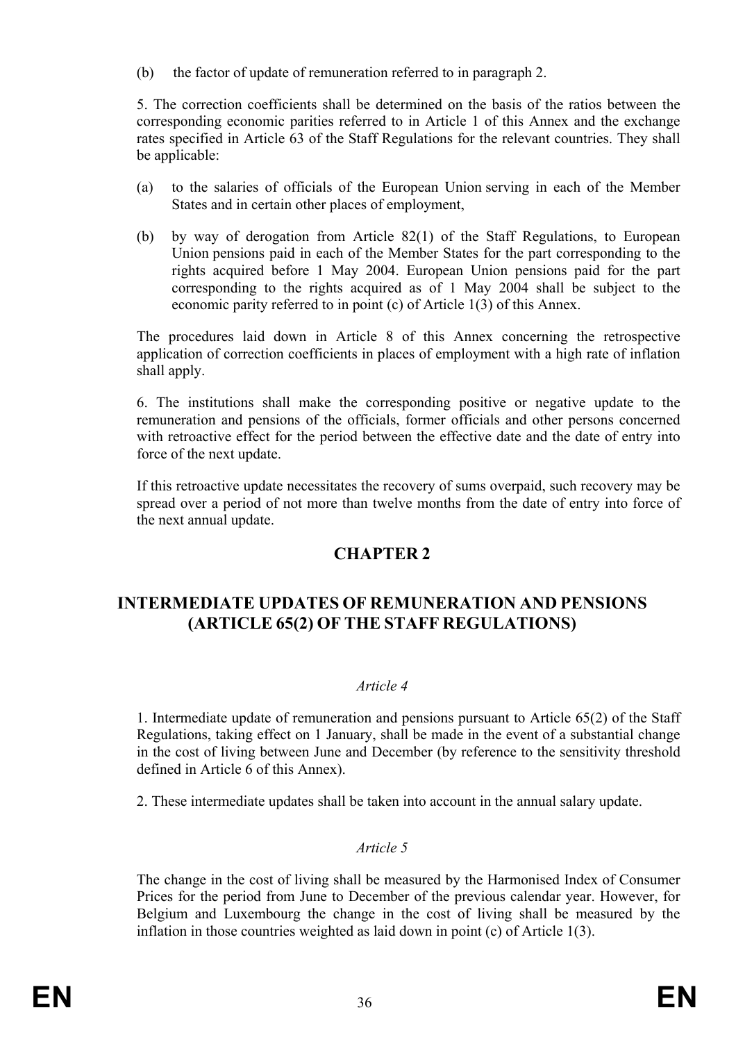(b) the factor of update of remuneration referred to in paragraph 2.

5. The correction coefficients shall be determined on the basis of the ratios between the corresponding economic parities referred to in Article 1 of this Annex and the exchange rates specified in Article 63 of the Staff Regulations for the relevant countries. They shall be applicable:

(a) to the salaries of officials of the European Union serving in each of the Member States and in certain other places of employment,

(b) by way of derogation from Article 82(1) of the Staff Regulations, to European Union pensions paid in each of the Member States for the part corresponding to the rights acquired before 1 May 2004. European Union pensions paid for the part corresponding to the rights acquired as of 1 May 2004 shall be subject to the economic parity referred to in point (c) of Article 1(3) of this Annex.

The procedures laid down in Article 8 of this Annex concerning the retrospective application of correction coefficients in places of employment with a high rate of inflation shall apply.

6. The institutions shall make the corresponding positive or negative update to the remuneration and pensions of the officials, former officials and other persons concerned with retroactive effect for the period between the effective date and the date of entry into force of the next update.

If this retroactive update necessitates the recovery of sums overpaid, such recovery may be spread over a period of not more than twelve months from the date of entry into force of the next annual update.

## CHAPTER 2

## INTERMEDIATE UPDATES OF REMUNERATION AND PENSIONS (ARTICLE 65(2) OF THE STAFF REGULATIONS)

*Article 4*

1. Intermediate update of remuneration and pensions pursuant to Article 65(2) of the Staff Regulations, taking effect on 1 January, shall be made in the event of a substantial change in the cost of living between June and December (by reference to the sensitivity threshold defined in Article 6 of this Annex).

2. These intermediate updates shall be taken into account in the annual salary update.

*Article 5*

The change in the cost of living shall be measured by the Harmonised Index of Consumer Prices for the period from June to December of the previous calendar year. However, for Belgium and Luxembourg the change in the cost of living shall be measured by the inflation in those countries weighted as laid down in point (c) of Article 1(3).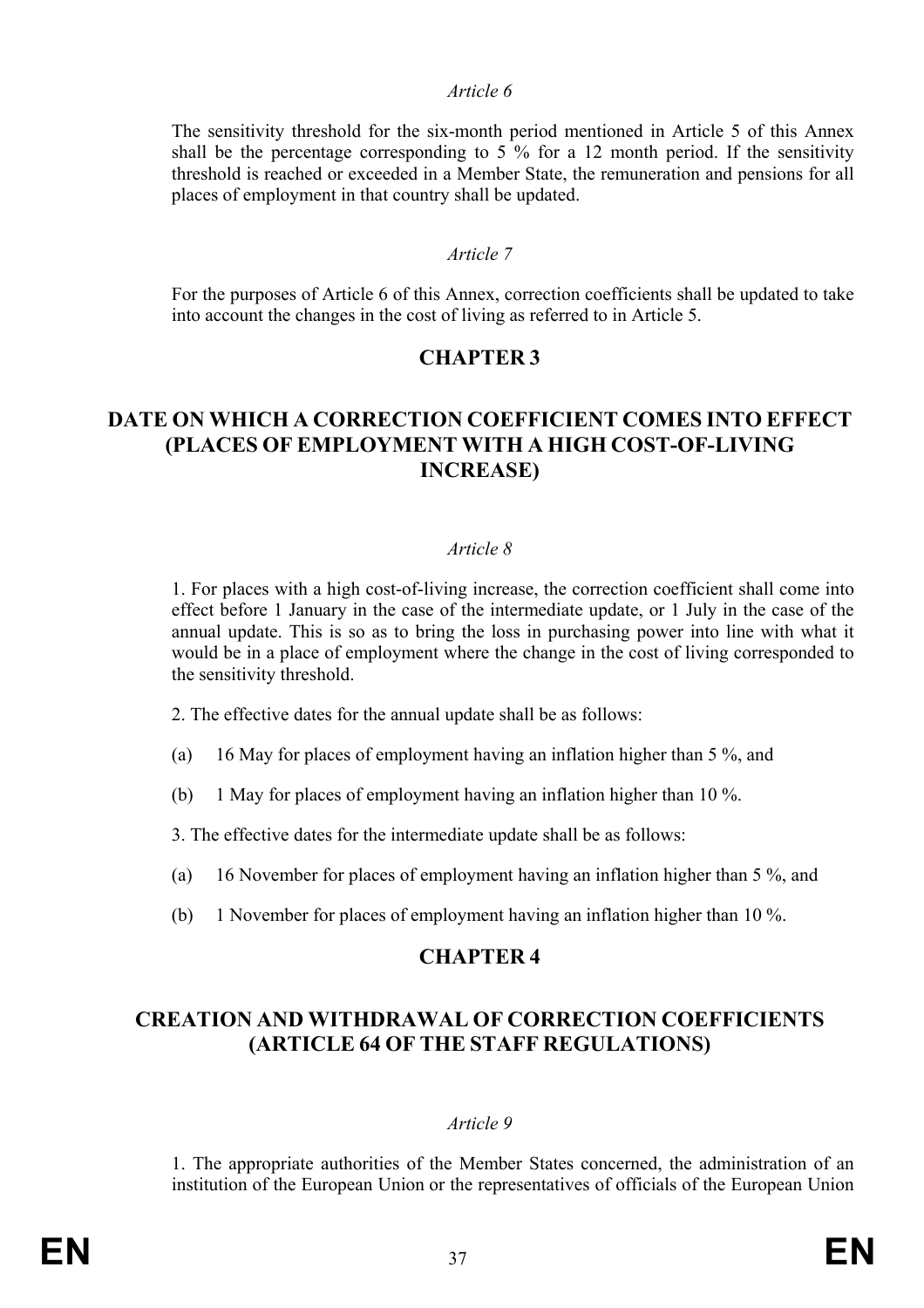*Article 6*

The sensitivity threshold for the six-month period mentioned in Article 5 of this Annex shall be the percentage corresponding to 5 % for a 12 month period. If the sensitivity threshold is reached or exceeded in a Member State, the remuneration and pensions for all places of employment in that country shall be updated.

*Article 7*

For the purposes of Article 6 of this Annex, correction coefficients shall be updated to take into account the changes in the cost of living as referred to in Article 5.

## CHAPTER 3

## DATE ON WHICH A CORRECTION COEFFICIENT COMES INTO EFFECT (PLACES OF EMPLOYMENT WITH A HIGH COST-OF-LIVING INCREASE)

*Article 8*

1. For places with a high cost-of-living increase, the correction coefficient shall come into effect before 1 January in the case of the intermediate update, or 1 July in the case of the annual update. This is so as to bring the loss in purchasing power into line with what it would be in a place of employment where the change in the cost of living corresponded to the sensitivity threshold.

2. The effective dates for the annual update shall be as follows:

(a) 16 May for places of employment having an inflation higher than 5 %, and

(b) 1 May for places of employment having an inflation higher than 10 %.

3. The effective dates for the intermediate update shall be as follows:

(a) 16 November for places of employment having an inflation higher than 5 %, and

(b) 1 November for places of employment having an inflation higher than 10 %.

## CHAPTER 4

## CREATION AND WITHDRAWAL OF CORRECTION COEFFICIENTS (ARTICLE 64 OF THE STAFF REGULATIONS)

*Article 9*

1. The appropriate authorities of the Member States concerned, the administration of an institution of the European Union or the representatives of officials of the European Union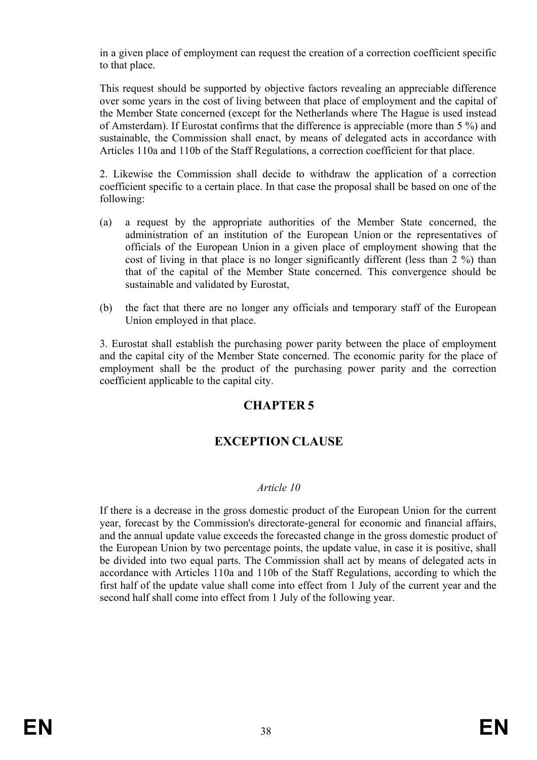in a given place of employment can request the creation of a correction coefficient specific to that place.

This request should be supported by objective factors revealing an appreciable difference over some years in the cost of living between that place of employment and the capital of the Member State concerned (except for the Netherlands where The Hague is used instead of Amsterdam). If Eurostat confirms that the difference is appreciable (more than 5 %) and sustainable, the Commission shall enact, by means of delegated acts in accordance with Articles 110a and 110b of the Staff Regulations, a correction coefficient for that place.

2. Likewise the Commission shall decide to withdraw the application of a correction coefficient specific to a certain place. In that case the proposal shall be based on one of the following:

(a) a request by the appropriate authorities of the Member State concerned, the administration of an institution of the European Union or the representatives of officials of the European Union in a given place of employment showing that the cost of living in that place is no longer significantly different (less than 2 %) than that of the capital of the Member State concerned. This convergence should be sustainable and validated by Eurostat,

(b) the fact that there are no longer any officials and temporary staff of the European Union employed in that place.

3. Eurostat shall establish the purchasing power parity between the place of employment and the capital city of the Member State concerned. The economic parity for the place of employment shall be the product of the purchasing power parity and the correction coefficient applicable to the capital city.

## CHAPTER 5

## EXCEPTION CLAUSE

*Article 10*

If there is a decrease in the gross domestic product of the European Union for the current year, forecast by the Commission's directorate-general for economic and financial affairs, and the annual update value exceeds the forecasted change in the gross domestic product of the European Union by two percentage points, the update value, in case it is positive, shall be divided into two equal parts. The Commission shall act by means of delegated acts in accordance with Articles 110a and 110b of the Staff Regulations, according to which the first half of the update value shall come into effect from 1 July of the current year and the second half shall come into effect from 1 July of the following year.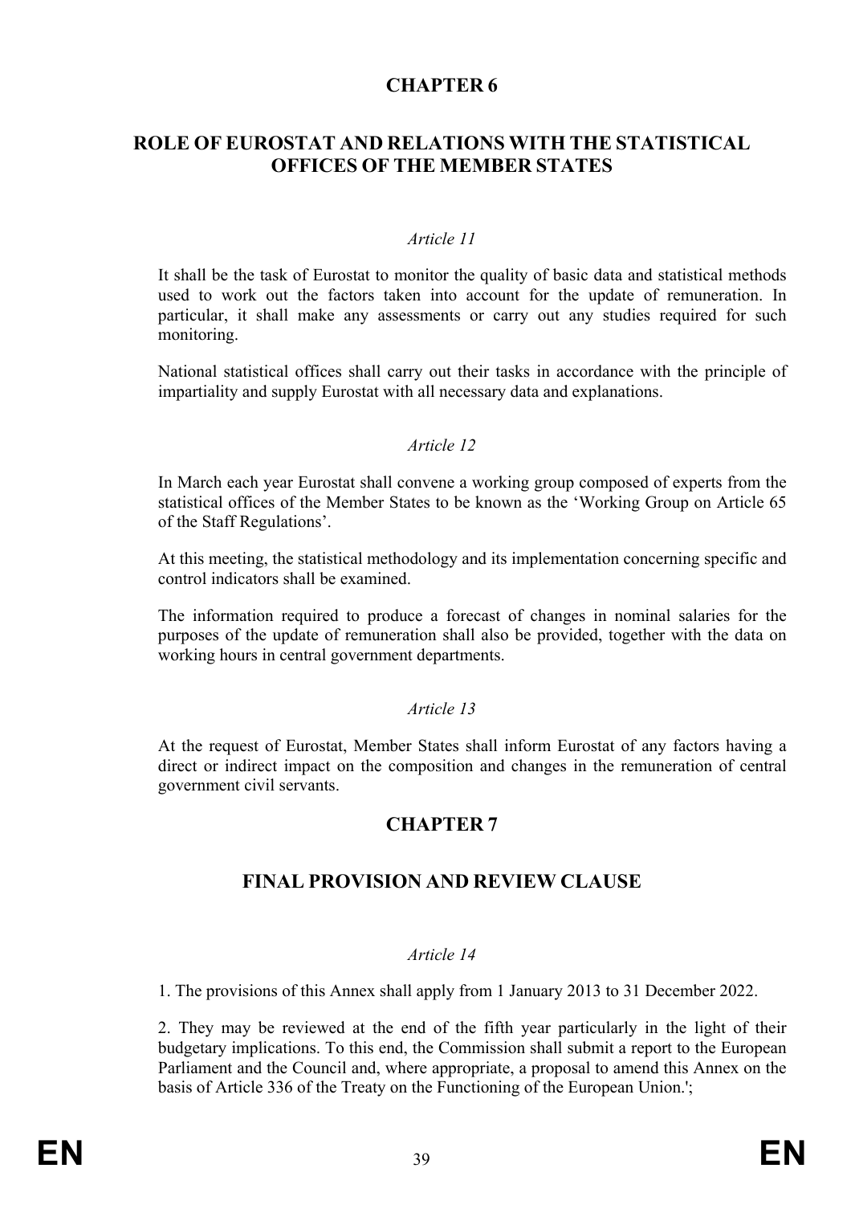## CHAPTER 6

## ROLE OF EUROSTAT AND RELATIONS WITH THE STATISTICAL OFFICES OF THE MEMBER STATES

*Article 11*

It shall be the task of Eurostat to monitor the quality of basic data and statistical methods used to work out the factors taken into account for the update of remuneration. In particular, it shall make any assessments or carry out any studies required for such monitoring.

National statistical offices shall carry out their tasks in accordance with the principle of impartiality and supply Eurostat with all necessary data and explanations.

*Article 12*

In March each year Eurostat shall convene a working group composed of experts from the statistical offices of the Member States to be known as the 'Working Group on Article 65 of the Staff Regulations'.

At this meeting, the statistical methodology and its implementation concerning specific and control indicators shall be examined.

The information required to produce a forecast of changes in nominal salaries for the purposes of the update of remuneration shall also be provided, together with the data on working hours in central government departments.

*Article 13*

At the request of Eurostat, Member States shall inform Eurostat of any factors having a direct or indirect impact on the composition and changes in the remuneration of central government civil servants.

## CHAPTER 7

## FINAL PROVISION AND REVIEW CLAUSE

*Article 14*

1. The provisions of this Annex shall apply from 1 January 2013 to 31 December 2022.

2. They may be reviewed at the end of the fifth year particularly in the light of their budgetary implications. To this end, the Commission shall submit a report to the European Parliament and the Council and, where appropriate, a proposal to amend this Annex on the basis of Article 336 of the Treaty on the Functioning of the European Union.';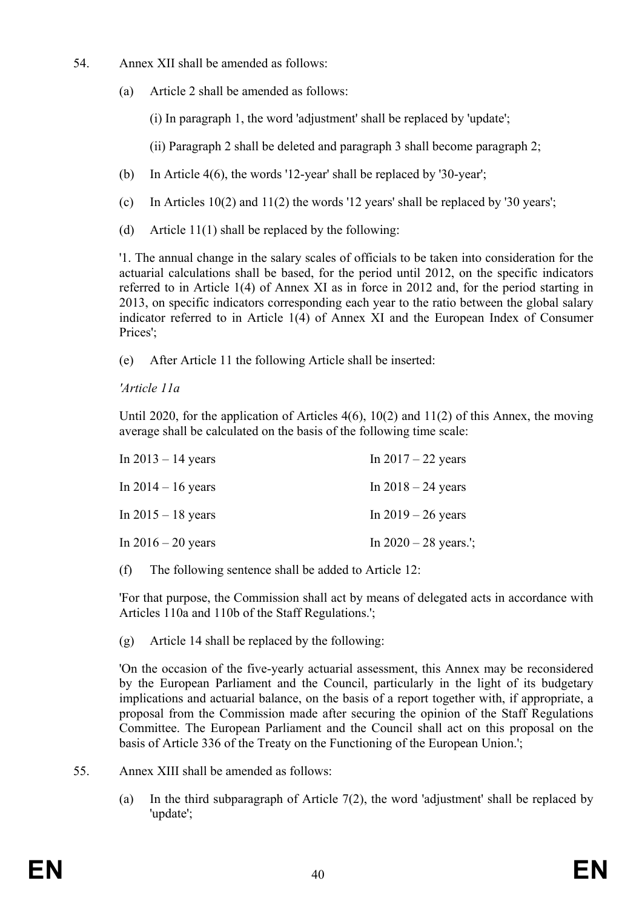54. Annex XII shall be amended as follows:

(a) Article 2 shall be amended as follows:

(i) In paragraph 1, the word 'adjustment' shall be replaced by 'update';

(ii) Paragraph 2 shall be deleted and paragraph 3 shall become paragraph 2;

(b) In Article 4(6), the words '12-year' shall be replaced by '30-year';

(c) In Articles 10(2) and 11(2) the words '12 years' shall be replaced by '30 years';

(d) Article 11(1) shall be replaced by the following:

'1. The annual change in the salary scales of officials to be taken into consideration for the actuarial calculations shall be based, for the period until 2012, on the specific indicators referred to in Article 1(4) of Annex XI as in force in 2012 and, for the period starting in 2013, on specific indicators corresponding each year to the ratio between the global salary indicator referred to in Article 1(4) of Annex XI and the European Index of Consumer Prices';

(e) After Article 11 the following Article shall be inserted:

*'Article 11a*

Until 2020, for the application of Articles 4(6), 10(2) and 11(2) of this Annex, the moving average shall be calculated on the basis of the following time scale:

In 2013 – 14 years

In 2014 – 16 years

In 2015 – 18 years

In 2016 – 20 years

In 2017 – 22 years

In 2018 – 24 years

In 2019 – 26 years

In 2020 – 28 years.';

(f) The following sentence shall be added to Article 12:

'For that purpose, the Commission shall act by means of delegated acts in accordance with Articles 110a and 110b of the Staff Regulations.';

(g) Article 14 shall be replaced by the following:

'On the occasion of the five-yearly actuarial assessment, this Annex may be reconsidered by the European Parliament and the Council, particularly in the light of its budgetary implications and actuarial balance, on the basis of a report together with, if appropriate, a proposal from the Commission made after securing the opinion of the Staff Regulations Committee. The European Parliament and the Council shall act on this proposal on the basis of Article 336 of the Treaty on the Functioning of the European Union.';

55. Annex XIII shall be amended as follows:

(a) In the third subparagraph of Article 7(2), the word 'adjustment' shall be replaced by 'update';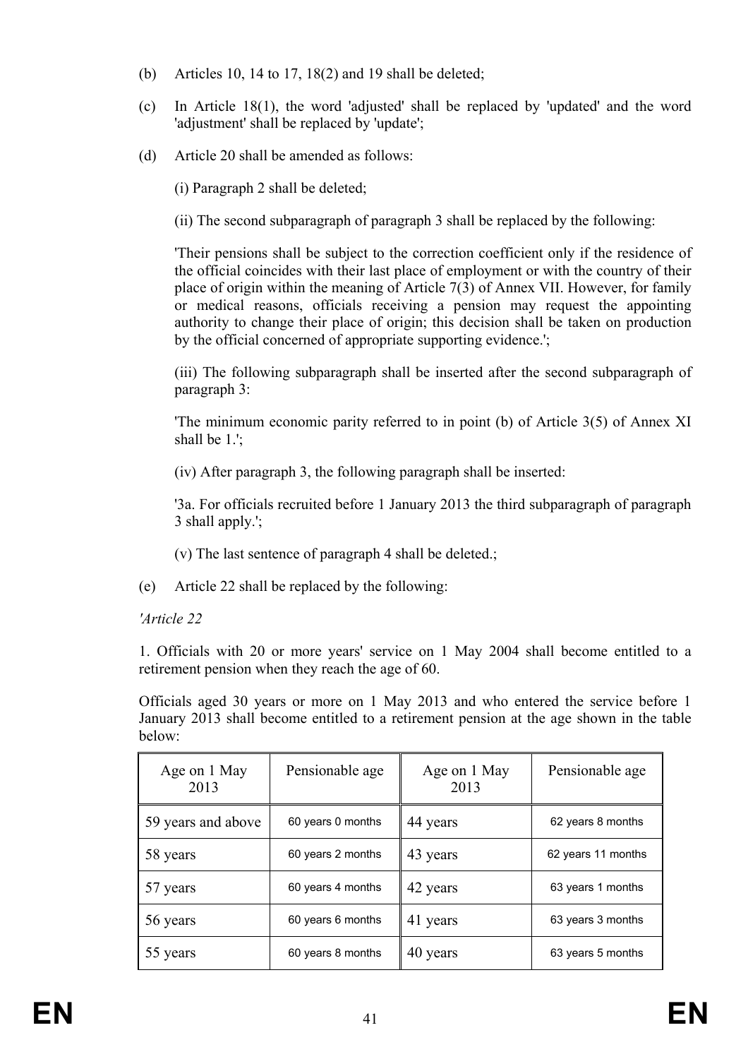(b) Articles 10, 14 to 17, 18(2) and 19 shall be deleted;

(c) In Article 18(1), the word 'adjusted' shall be replaced by 'updated' and the word 'adjustment' shall be replaced by 'update';

(d) Article 20 shall be amended as follows:

(i) Paragraph 2 shall be deleted;

(ii) The second subparagraph of paragraph 3 shall be replaced by the following:

'Their pensions shall be subject to the correction coefficient only if the residence of the official coincides with their last place of employment or with the country of their place of origin within the meaning of Article 7(3) of Annex VII. However, for family or medical reasons, officials receiving a pension may request the appointing authority to change their place of origin; this decision shall be taken on production by the official concerned of appropriate supporting evidence.';

(iii) The following subparagraph shall be inserted after the second subparagraph of paragraph 3:

'The minimum economic parity referred to in point (b) of Article 3(5) of Annex XI shall be 1.';

(iv) After paragraph 3, the following paragraph shall be inserted:

'3a. For officials recruited before 1 January 2013 the third subparagraph of paragraph 3 shall apply.';

(v) The last sentence of paragraph 4 shall be deleted.;

(e) Article 22 shall be replaced by the following:

*'Article 22*

1. Officials with 20 or more years' service on 1 May 2004 shall become entitled to a retirement pension when they reach the age of 60.

Officials aged 30 years or more on 1 May 2013 and who entered the service before 1 January 2013 shall become entitled to a retirement pension at the age shown in the table below:

| Age on 1 May 2013 | Pensionable age | Age on 1 May 2013 | Pensionable age |
|---|---|---|---|
| 59 years and above | 60 years 0 months | 44 years | 62 years 8 months |
| 58 years | 60 years 2 months | 43 years | 62 years 11 months |
| 57 years | 60 years 4 months | 42 years | 63 years 1 months |
| 56 years | 60 years 6 months | 41 years | 63 years 3 months |
| 55 years | 60 years 8 months | 40 years | 63 years 5 months |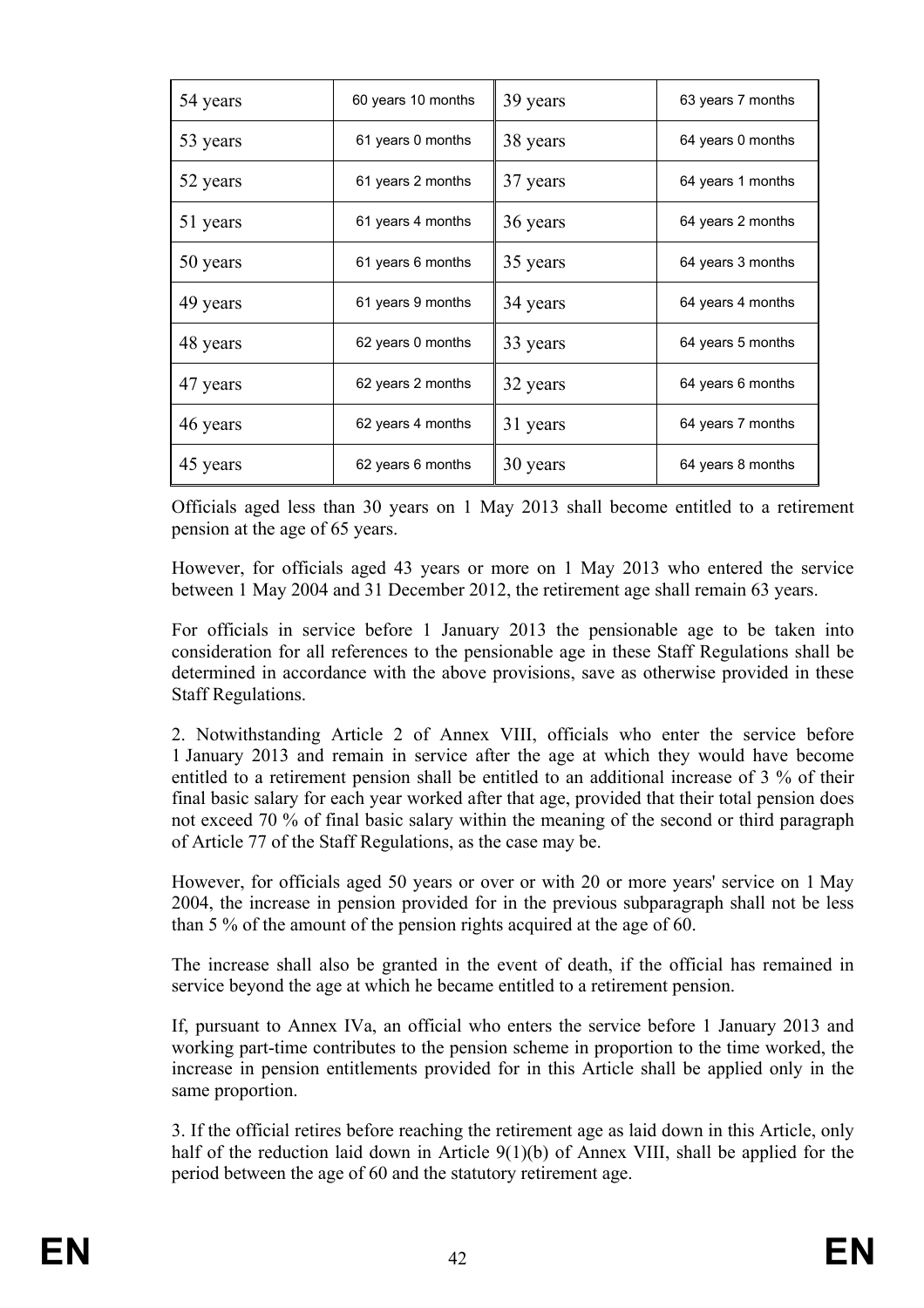| 54 years | 60 years 10 months | 39 years | 63 years 7 months |
|---|---|---|---|
| 53 years | 61 years 0 months | 38 years | 64 years 0 months |
| 52 years | 61 years 2 months | 37 years | 64 years 1 months |
| 51 years | 61 years 4 months | 36 years | 64 years 2 months |
| 50 years | 61 years 6 months | 35 years | 64 years 3 months |
| 49 years | 61 years 9 months | 34 years | 64 years 4 months |
| 48 years | 62 years 0 months | 33 years | 64 years 5 months |
| 47 years | 62 years 2 months | 32 years | 64 years 6 months |
| 46 years | 62 years 4 months | 31 years | 64 years 7 months |
| 45 years | 62 years 6 months | 30 years | 64 years 8 months |

Officials aged less than 30 years on 1 May 2013 shall become entitled to a retirement pension at the age of 65 years.

However, for officials aged 43 years or more on 1 May 2013 who entered the service between 1 May 2004 and 31 December 2012, the retirement age shall remain 63 years.

For officials in service before 1 January 2013 the pensionable age to be taken into consideration for all references to the pensionable age in these Staff Regulations shall be determined in accordance with the above provisions, save as otherwise provided in these Staff Regulations.

2. Notwithstanding Article 2 of Annex VIII, officials who enter the service before 1 January 2013 and remain in service after the age at which they would have become entitled to a retirement pension shall be entitled to an additional increase of 3 % of their final basic salary for each year worked after that age, provided that their total pension does not exceed 70 % of final basic salary within the meaning of the second or third paragraph of Article 77 of the Staff Regulations, as the case may be.

However, for officials aged 50 years or over or with 20 or more years' service on 1 May 2004, the increase in pension provided for in the previous subparagraph shall not be less than 5 % of the amount of the pension rights acquired at the age of 60.

The increase shall also be granted in the event of death, if the official has remained in service beyond the age at which he became entitled to a retirement pension.

If, pursuant to Annex IVa, an official who enters the service before 1 January 2013 and working part-time contributes to the pension scheme in proportion to the time worked, the increase in pension entitlements provided for in this Article shall be applied only in the same proportion.

3. If the official retires before reaching the retirement age as laid down in this Article, only half of the reduction laid down in Article 9(1)(b) of Annex VIII, shall be applied for the period between the age of 60 and the statutory retirement age.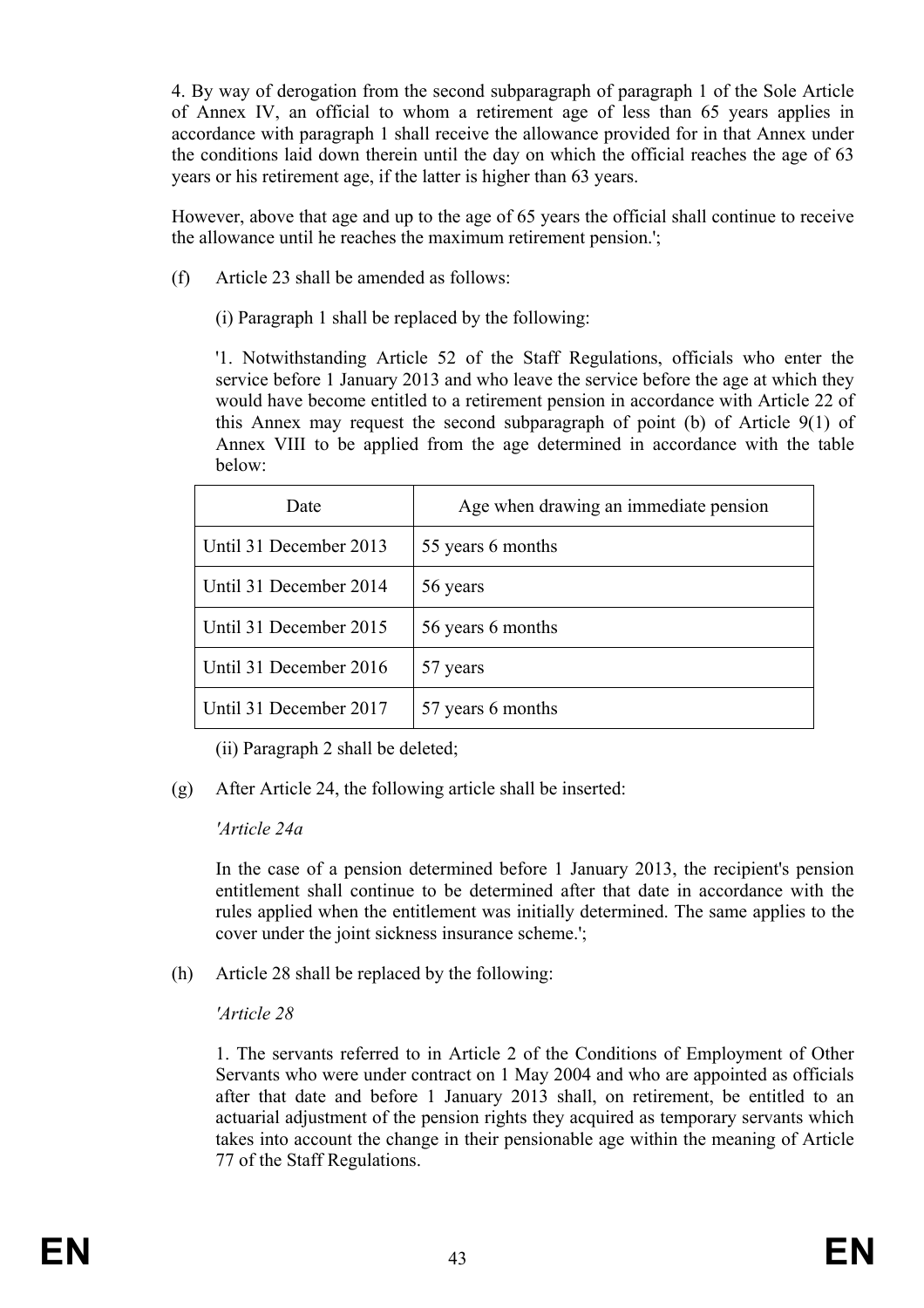4. By way of derogation from the second subparagraph of paragraph 1 of the Sole Article of Annex IV, an official to whom a retirement age of less than 65 years applies in accordance with paragraph 1 shall receive the allowance provided for in that Annex under the conditions laid down therein until the day on which the official reaches the age of 63 years or his retirement age, if the latter is higher than 63 years.

However, above that age and up to the age of 65 years the official shall continue to receive the allowance until he reaches the maximum retirement pension.';

(f) Article 23 shall be amended as follows:

(i) Paragraph 1 shall be replaced by the following:

'1. Notwithstanding Article 52 of the Staff Regulations, officials who enter the service before 1 January 2013 and who leave the service before the age at which they would have become entitled to a retirement pension in accordance with Article 22 of this Annex may request the second subparagraph of point (b) of Article 9(1) of Annex VIII to be applied from the age determined in accordance with the table below:

| Date | Age when drawing an immediate pension |
|---|---|
| Until 31 December 2013 | 55 years 6 months |
| Until 31 December 2014 | 56 years |
| Until 31 December 2015 | 56 years 6 months |
| Until 31 December 2016 | 57 years |
| Until 31 December 2017 | 57 years 6 months |

(ii) Paragraph 2 shall be deleted;

(g) After Article 24, the following article shall be inserted:

*'Article 24a*

In the case of a pension determined before 1 January 2013, the recipient's pension entitlement shall continue to be determined after that date in accordance with the rules applied when the entitlement was initially determined. The same applies to the cover under the joint sickness insurance scheme.';

(h) Article 28 shall be replaced by the following:

*'Article 28*

1. The servants referred to in Article 2 of the Conditions of Employment of Other Servants who were under contract on 1 May 2004 and who are appointed as officials after that date and before 1 January 2013 shall, on retirement, be entitled to an actuarial adjustment of the pension rights they acquired as temporary servants which takes into account the change in their pensionable age within the meaning of Article 77 of the Staff Regulations.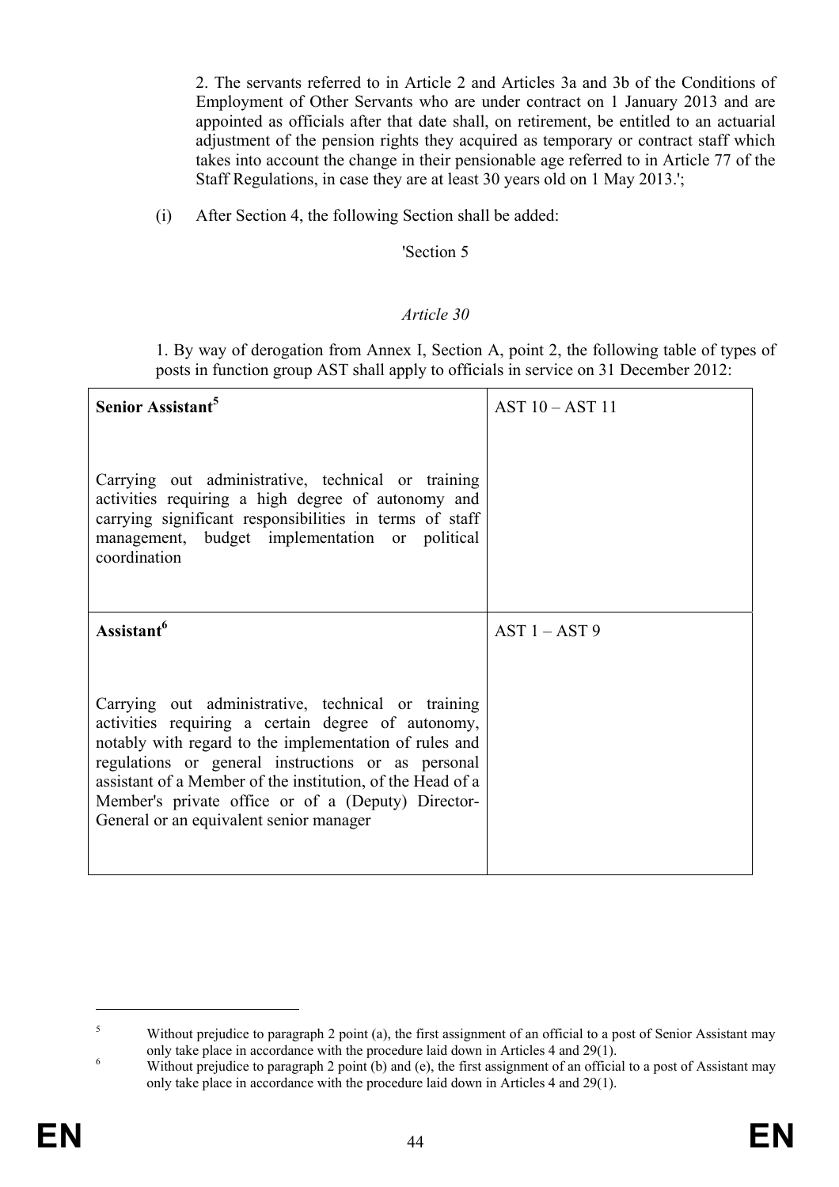2. The servants referred to in Article 2 and Articles 3a and 3b of the Conditions of Employment of Other Servants who are under contract on 1 January 2013 and are appointed as officials after that date shall, on retirement, be entitled to an actuarial adjustment of the pension rights they acquired as temporary or contract staff which takes into account the change in their pensionable age referred to in Article 77 of the Staff Regulations, in case they are at least 30 years old on 1 May 2013.';

(i) After Section 4, the following Section shall be added:

'Section 5

*Article 30*

1. By way of derogation from Annex I, Section A, point 2, the following table of types of posts in function group AST shall apply to officials in service on 31 December 2012:

| | |
|---|---|
| **Senior Assistant**[5]<br><br>Carrying out administrative, technical or training activities requiring a high degree of autonomy and carrying significant responsibilities in terms of staff management, budget implementation or political coordination | AST 10 – AST 11 |
| **Assistant**[6]<br><br>Carrying out administrative, technical or training activities requiring a certain degree of autonomy, notably with regard to the implementation of rules and regulations or general instructions or as personal assistant of a Member of the institution, of the Head of a Member's private office or of a (Deputy) Director-General or an equivalent senior manager | AST 1 – AST 9 |

[5] Without prejudice to paragraph 2 point (a), the first assignment of an official to a post of Senior Assistant may only take place in accordance with the procedure laid down in Articles 4 and 29(1).

[6] Without prejudice to paragraph 2 point (b) and (e), the first assignment of an official to a post of Assistant may only take place in accordance with the procedure laid down in Articles 4 and 29(1).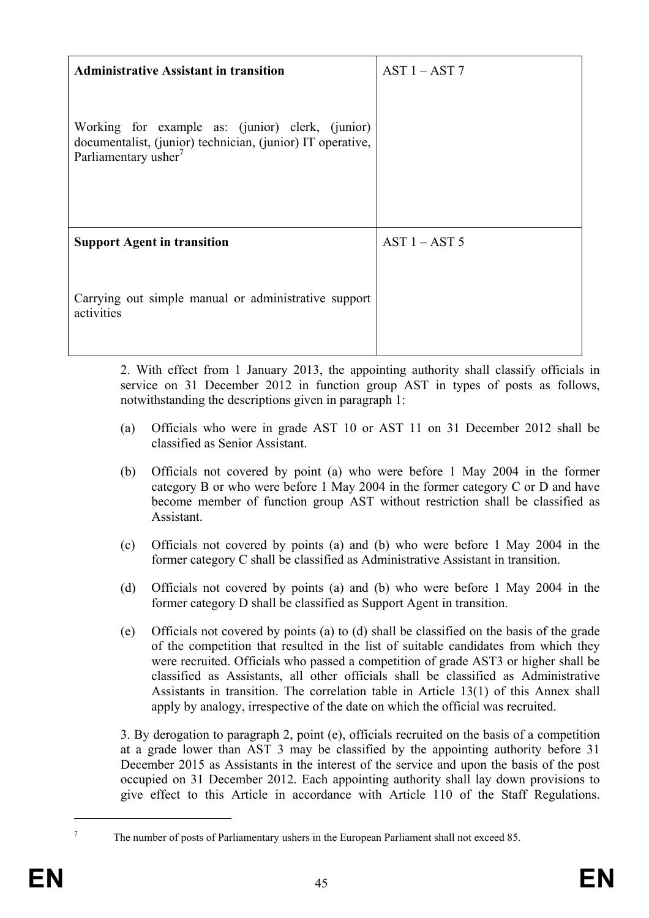| | |
|---|---|
| **Administrative Assistant in transition**<br><br>Working for example as: (junior) clerk, (junior) documentalist, (junior) technician, (junior) IT operative, Parliamentary usher[7] | AST 1 – AST 7 |
| **Support Agent in transition**<br><br>Carrying out simple manual or administrative support activities | AST 1 – AST 5 |

2. With effect from 1 January 2013, the appointing authority shall classify officials in service on 31 December 2012 in function group AST in types of posts as follows, notwithstanding the descriptions given in paragraph 1:

(a) Officials who were in grade AST 10 or AST 11 on 31 December 2012 shall be classified as Senior Assistant.

(b) Officials not covered by point (a) who were before 1 May 2004 in the former category B or who were before 1 May 2004 in the former category C or D and have become member of function group AST without restriction shall be classified as Assistant.

(c) Officials not covered by points (a) and (b) who were before 1 May 2004 in the former category C shall be classified as Administrative Assistant in transition.

(d) Officials not covered by points (a) and (b) who were before 1 May 2004 in the former category D shall be classified as Support Agent in transition.

(e) Officials not covered by points (a) to (d) shall be classified on the basis of the grade of the competition that resulted in the list of suitable candidates from which they were recruited. Officials who passed a competition of grade AST3 or higher shall be classified as Assistants, all other officials shall be classified as Administrative Assistants in transition. The correlation table in Article 13(1) of this Annex shall apply by analogy, irrespective of the date on which the official was recruited.

3. By derogation to paragraph 2, point (e), officials recruited on the basis of a competition at a grade lower than AST 3 may be classified by the appointing authority before 31 December 2015 as Assistants in the interest of the service and upon the basis of the post occupied on 31 December 2012. Each appointing authority shall lay down provisions to give effect to this Article in accordance with Article 110 of the Staff Regulations.

[7] The number of posts of Parliamentary ushers in the European Parliament shall not exceed 85.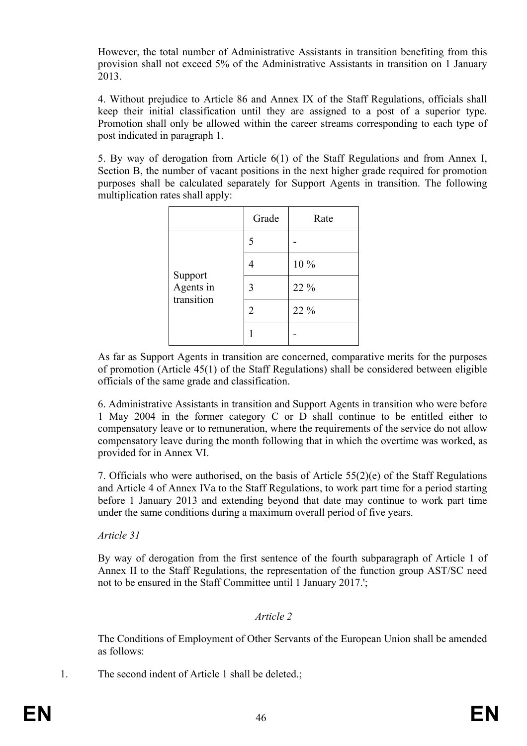However, the total number of Administrative Assistants in transition benefiting from this provision shall not exceed 5% of the Administrative Assistants in transition on 1 January 2013.

4. Without prejudice to Article 86 and Annex IX of the Staff Regulations, officials shall keep their initial classification until they are assigned to a post of a superior type. Promotion shall only be allowed within the career streams corresponding to each type of post indicated in paragraph 1.

5. By way of derogation from Article 6(1) of the Staff Regulations and from Annex I, Section B, the number of vacant positions in the next higher grade required for promotion purposes shall be calculated separately for Support Agents in transition. The following multiplication rates shall apply:

| | Grade | Rate |
|---|---|---|
| Support Agents in transition | 5 | - |
| | 4 | 10 % |
| | 3 | 22 % |
| | 2 | 22 % |
| | 1 | - |

As far as Support Agents in transition are concerned, comparative merits for the purposes of promotion (Article 45(1) of the Staff Regulations) shall be considered between eligible officials of the same grade and classification.

6. Administrative Assistants in transition and Support Agents in transition who were before 1 May 2004 in the former category C or D shall continue to be entitled either to compensatory leave or to remuneration, where the requirements of the service do not allow compensatory leave during the month following that in which the overtime was worked, as provided for in Annex VI.

7. Officials who were authorised, on the basis of Article 55(2)(e) of the Staff Regulations and Article 4 of Annex IVa to the Staff Regulations, to work part time for a period starting before 1 January 2013 and extending beyond that date may continue to work part time under the same conditions during a maximum overall period of five years.

*Article 31*

By way of derogation from the first sentence of the fourth subparagraph of Article 1 of Annex II to the Staff Regulations, the representation of the function group AST/SC need not to be ensured in the Staff Committee until 1 January 2017.';

*Article 2*

The Conditions of Employment of Other Servants of the European Union shall be amended as follows:

1. The second indent of Article 1 shall be deleted.;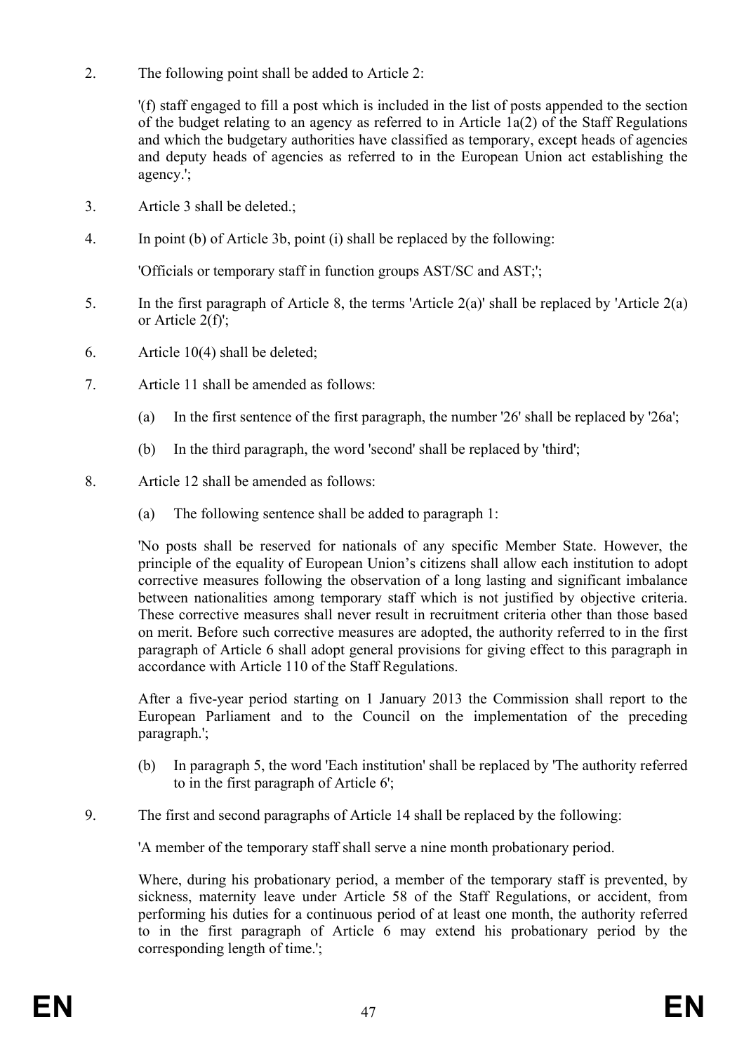2. The following point shall be added to Article 2:

   '(f) staff engaged to fill a post which is included in the list of posts appended to the section of the budget relating to an agency as referred to in Article 1a(2) of the Staff Regulations and which the budgetary authorities have classified as temporary, except heads of agencies and deputy heads of agencies as referred to in the European Union act establishing the agency.';

3. Article 3 shall be deleted.;

4. In point (b) of Article 3b, point (i) shall be replaced by the following:

   'Officials or temporary staff in function groups AST/SC and AST;';

5. In the first paragraph of Article 8, the terms 'Article 2(a)' shall be replaced by 'Article 2(a) or Article 2(f)';

6. Article 10(4) shall be deleted;

7. Article 11 shall be amended as follows:

   (a) In the first sentence of the first paragraph, the number '26' shall be replaced by '26a';

   (b) In the third paragraph, the word 'second' shall be replaced by 'third';

8. Article 12 shall be amended as follows:

   (a) The following sentence shall be added to paragraph 1:

   'No posts shall be reserved for nationals of any specific Member State. However, the principle of the equality of European Union's citizens shall allow each institution to adopt corrective measures following the observation of a long lasting and significant imbalance between nationalities among temporary staff which is not justified by objective criteria. These corrective measures shall never result in recruitment criteria other than those based on merit. Before such corrective measures are adopted, the authority referred to in the first paragraph of Article 6 shall adopt general provisions for giving effect to this paragraph in accordance with Article 110 of the Staff Regulations.

   After a five-year period starting on 1 January 2013 the Commission shall report to the European Parliament and to the Council on the implementation of the preceding paragraph.';

   (b) In paragraph 5, the word 'Each institution' shall be replaced by 'The authority referred to in the first paragraph of Article 6';

9. The first and second paragraphs of Article 14 shall be replaced by the following:

   'A member of the temporary staff shall serve a nine month probationary period.

   Where, during his probationary period, a member of the temporary staff is prevented, by sickness, maternity leave under Article 58 of the Staff Regulations, or accident, from performing his duties for a continuous period of at least one month, the authority referred to in the first paragraph of Article 6 may extend his probationary period by the corresponding length of time.';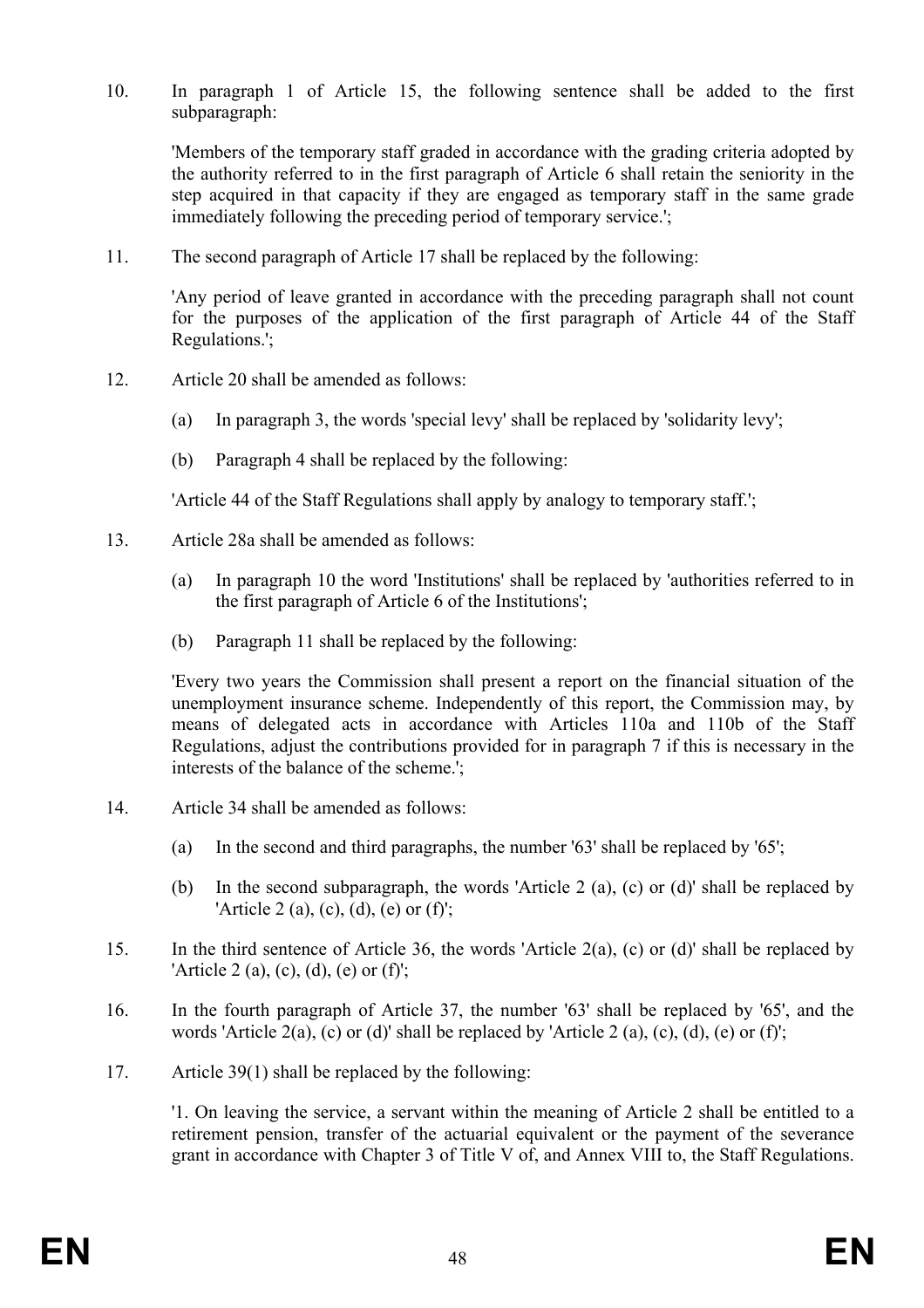10. In paragraph 1 of Article 15, the following sentence shall be added to the first subparagraph:

    'Members of the temporary staff graded in accordance with the grading criteria adopted by the authority referred to in the first paragraph of Article 6 shall retain the seniority in the step acquired in that capacity if they are engaged as temporary staff in the same grade immediately following the preceding period of temporary service.';

11. The second paragraph of Article 17 shall be replaced by the following:

    'Any period of leave granted in accordance with the preceding paragraph shall not count for the purposes of the application of the first paragraph of Article 44 of the Staff Regulations.';

12. Article 20 shall be amended as follows:

    (a) In paragraph 3, the words 'special levy' shall be replaced by 'solidarity levy';

    (b) Paragraph 4 shall be replaced by the following:

    'Article 44 of the Staff Regulations shall apply by analogy to temporary staff.';

13. Article 28a shall be amended as follows:

    (a) In paragraph 10 the word 'Institutions' shall be replaced by 'authorities referred to in the first paragraph of Article 6 of the Institutions';

    (b) Paragraph 11 shall be replaced by the following:

    'Every two years the Commission shall present a report on the financial situation of the unemployment insurance scheme. Independently of this report, the Commission may, by means of delegated acts in accordance with Articles 110a and 110b of the Staff Regulations, adjust the contributions provided for in paragraph 7 if this is necessary in the interests of the balance of the scheme.';

14. Article 34 shall be amended as follows:

    (a) In the second and third paragraphs, the number '63' shall be replaced by '65';

    (b) In the second subparagraph, the words 'Article 2 (a), (c) or (d)' shall be replaced by 'Article 2 (a), (c), (d), (e) or (f)';

15. In the third sentence of Article 36, the words 'Article 2(a), (c) or (d)' shall be replaced by 'Article 2 (a), (c), (d), (e) or (f)';

16. In the fourth paragraph of Article 37, the number '63' shall be replaced by '65', and the words 'Article 2(a), (c) or (d)' shall be replaced by 'Article 2 (a), (c), (d), (e) or (f)';

17. Article 39(1) shall be replaced by the following:

    '1. On leaving the service, a servant within the meaning of Article 2 shall be entitled to a retirement pension, transfer of the actuarial equivalent or the payment of the severance grant in accordance with Chapter 3 of Title V of, and Annex VIII to, the Staff Regulations.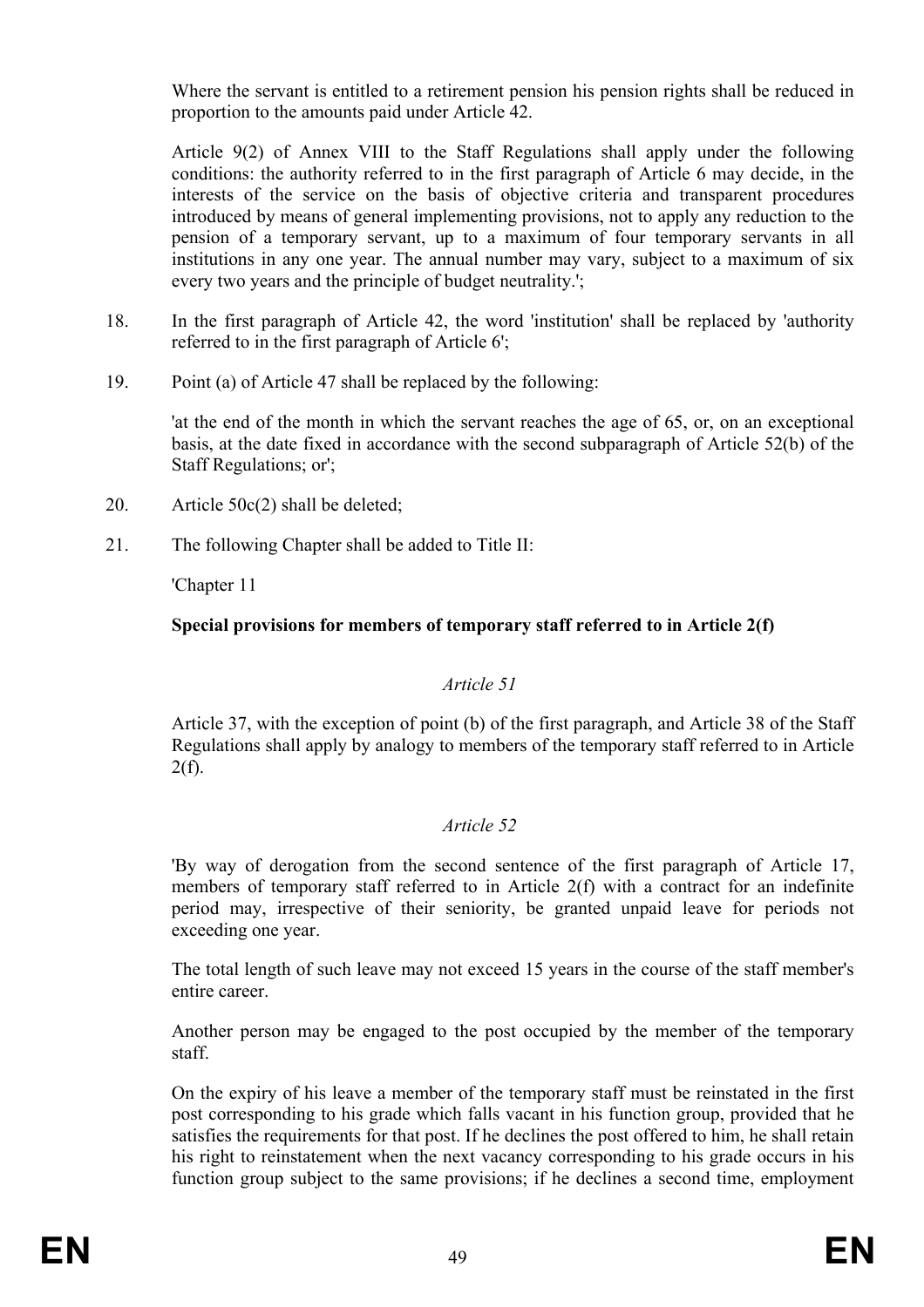Where the servant is entitled to a retirement pension his pension rights shall be reduced in proportion to the amounts paid under Article 42.

Article 9(2) of Annex VIII to the Staff Regulations shall apply under the following conditions: the authority referred to in the first paragraph of Article 6 may decide, in the interests of the service on the basis of objective criteria and transparent procedures introduced by means of general implementing provisions, not to apply any reduction to the pension of a temporary servant, up to a maximum of four temporary servants in all institutions in any one year. The annual number may vary, subject to a maximum of six every two years and the principle of budget neutrality.';

18. In the first paragraph of Article 42, the word 'institution' shall be replaced by 'authority referred to in the first paragraph of Article 6';

19. Point (a) of Article 47 shall be replaced by the following:

   'at the end of the month in which the servant reaches the age of 65, or, on an exceptional basis, at the date fixed in accordance with the second subparagraph of Article 52(b) of the Staff Regulations; or';

20. Article 50c(2) shall be deleted;

21. The following Chapter shall be added to Title II:

   'Chapter 11

   **Special provisions for members of temporary staff referred to in Article 2(f)**

   *Article 51*

   Article 37, with the exception of point (b) of the first paragraph, and Article 38 of the Staff Regulations shall apply by analogy to members of the temporary staff referred to in Article 2(f).

   *Article 52*

   'By way of derogation from the second sentence of the first paragraph of Article 17, members of temporary staff referred to in Article 2(f) with a contract for an indefinite period may, irrespective of their seniority, be granted unpaid leave for periods not exceeding one year.

   The total length of such leave may not exceed 15 years in the course of the staff member's entire career.

   Another person may be engaged to the post occupied by the member of the temporary staff.

   On the expiry of his leave a member of the temporary staff must be reinstated in the first post corresponding to his grade which falls vacant in his function group, provided that he satisfies the requirements for that post. If he declines the post offered to him, he shall retain his right to reinstatement when the next vacancy corresponding to his grade occurs in his function group subject to the same provisions; if he declines a second time, employment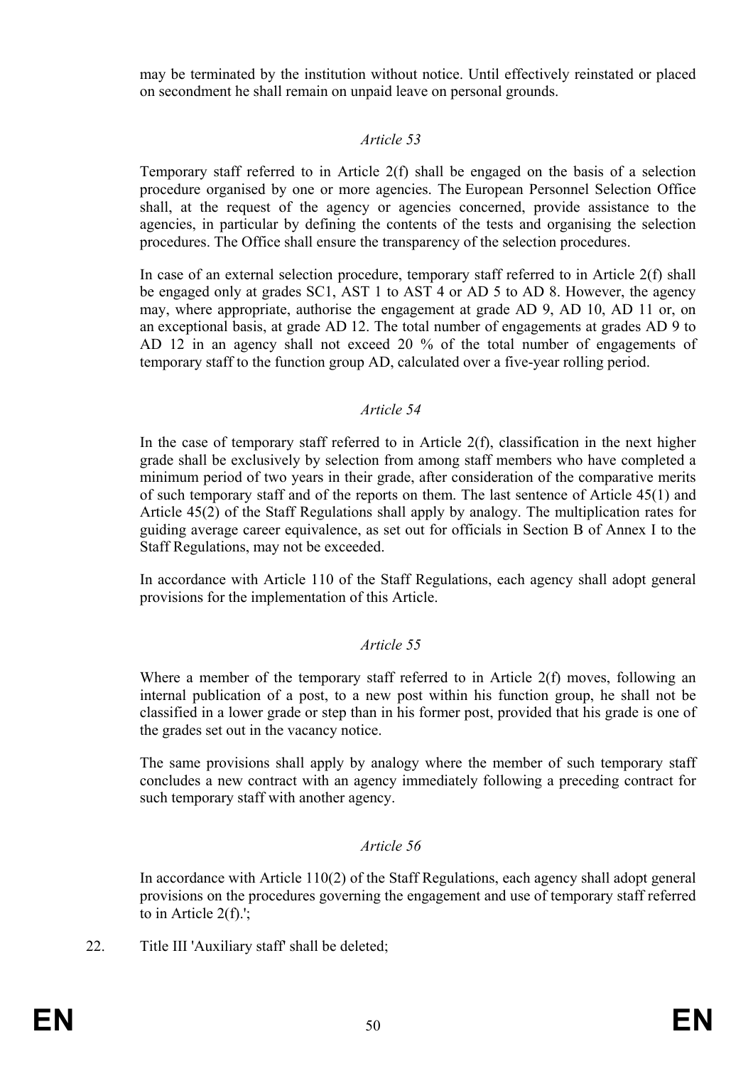may be terminated by the institution without notice. Until effectively reinstated or placed on secondment he shall remain on unpaid leave on personal grounds.

*Article 53*

Temporary staff referred to in Article 2(f) shall be engaged on the basis of a selection procedure organised by one or more agencies. The European Personnel Selection Office shall, at the request of the agency or agencies concerned, provide assistance to the agencies, in particular by defining the contents of the tests and organising the selection procedures. The Office shall ensure the transparency of the selection procedures.

In case of an external selection procedure, temporary staff referred to in Article 2(f) shall be engaged only at grades SC1, AST 1 to AST 4 or AD 5 to AD 8. However, the agency may, where appropriate, authorise the engagement at grade AD 9, AD 10, AD 11 or, on an exceptional basis, at grade AD 12. The total number of engagements at grades AD 9 to AD 12 in an agency shall not exceed 20 % of the total number of engagements of temporary staff to the function group AD, calculated over a five-year rolling period.

*Article 54*

In the case of temporary staff referred to in Article 2(f), classification in the next higher grade shall be exclusively by selection from among staff members who have completed a minimum period of two years in their grade, after consideration of the comparative merits of such temporary staff and of the reports on them. The last sentence of Article 45(1) and Article 45(2) of the Staff Regulations shall apply by analogy. The multiplication rates for guiding average career equivalence, as set out for officials in Section B of Annex I to the Staff Regulations, may not be exceeded.

In accordance with Article 110 of the Staff Regulations, each agency shall adopt general provisions for the implementation of this Article.

*Article 55*

Where a member of the temporary staff referred to in Article 2(f) moves, following an internal publication of a post, to a new post within his function group, he shall not be classified in a lower grade or step than in his former post, provided that his grade is one of the grades set out in the vacancy notice.

The same provisions shall apply by analogy where the member of such temporary staff concludes a new contract with an agency immediately following a preceding contract for such temporary staff with another agency.

*Article 56*

In accordance with Article 110(2) of the Staff Regulations, each agency shall adopt general provisions on the procedures governing the engagement and use of temporary staff referred to in Article 2(f).';

22. Title III 'Auxiliary staff' shall be deleted;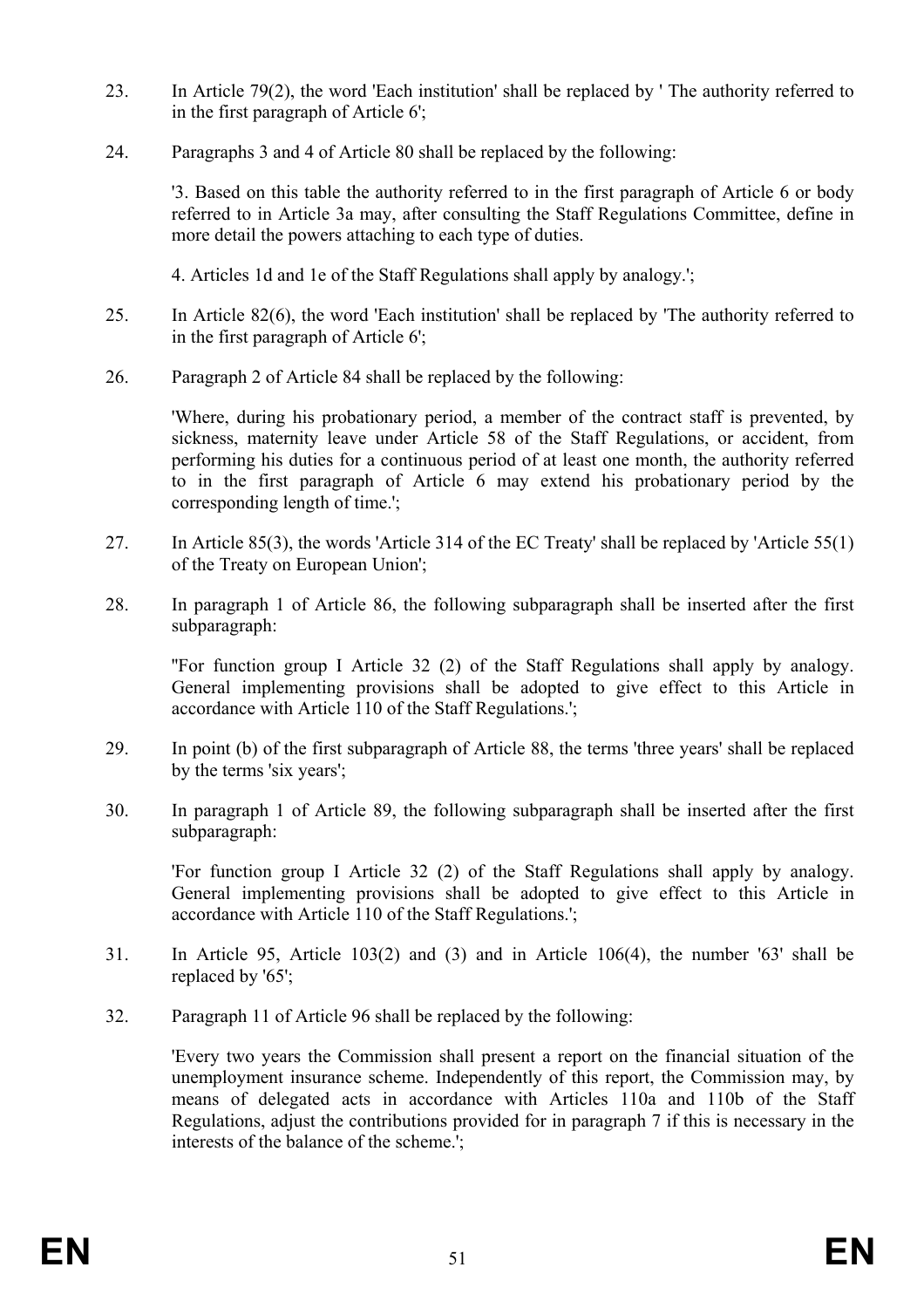23. In Article 79(2), the word 'Each institution' shall be replaced by ' The authority referred to in the first paragraph of Article 6';

24. Paragraphs 3 and 4 of Article 80 shall be replaced by the following:

    '3. Based on this table the authority referred to in the first paragraph of Article 6 or body referred to in Article 3a may, after consulting the Staff Regulations Committee, define in more detail the powers attaching to each type of duties.

    4. Articles 1d and 1e of the Staff Regulations shall apply by analogy.';

25. In Article 82(6), the word 'Each institution' shall be replaced by 'The authority referred to in the first paragraph of Article 6';

26. Paragraph 2 of Article 84 shall be replaced by the following:

    'Where, during his probationary period, a member of the contract staff is prevented, by sickness, maternity leave under Article 58 of the Staff Regulations, or accident, from performing his duties for a continuous period of at least one month, the authority referred to in the first paragraph of Article 6 may extend his probationary period by the corresponding length of time.';

27. In Article 85(3), the words 'Article 314 of the EC Treaty' shall be replaced by 'Article 55(1) of the Treaty on European Union';

28. In paragraph 1 of Article 86, the following subparagraph shall be inserted after the first subparagraph:

    ''For function group I Article 32 (2) of the Staff Regulations shall apply by analogy. General implementing provisions shall be adopted to give effect to this Article in accordance with Article 110 of the Staff Regulations.';

29. In point (b) of the first subparagraph of Article 88, the terms 'three years' shall be replaced by the terms 'six years';

30. In paragraph 1 of Article 89, the following subparagraph shall be inserted after the first subparagraph:

    'For function group I Article 32 (2) of the Staff Regulations shall apply by analogy. General implementing provisions shall be adopted to give effect to this Article in accordance with Article 110 of the Staff Regulations.';

31. In Article 95, Article 103(2) and (3) and in Article 106(4), the number '63' shall be replaced by '65';

32. Paragraph 11 of Article 96 shall be replaced by the following:

    'Every two years the Commission shall present a report on the financial situation of the unemployment insurance scheme. Independently of this report, the Commission may, by means of delegated acts in accordance with Articles 110a and 110b of the Staff Regulations, adjust the contributions provided for in paragraph 7 if this is necessary in the interests of the balance of the scheme.';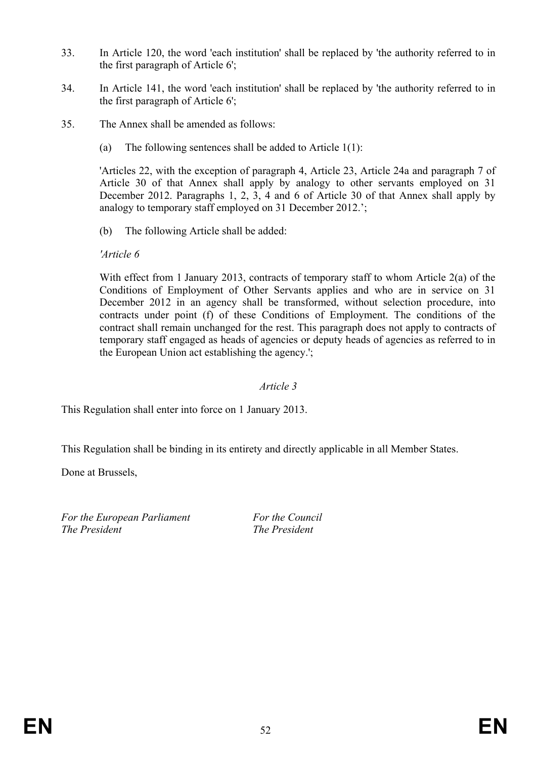33. In Article 120, the word 'each institution' shall be replaced by 'the authority referred to in the first paragraph of Article 6';

34. In Article 141, the word 'each institution' shall be replaced by 'the authority referred to in the first paragraph of Article 6';

35. The Annex shall be amended as follows:

   (a) The following sentences shall be added to Article 1(1):

   'Articles 22, with the exception of paragraph 4, Article 23, Article 24a and paragraph 7 of Article 30 of that Annex shall apply by analogy to other servants employed on 31 December 2012. Paragraphs 1, 2, 3, 4 and 6 of Article 30 of that Annex shall apply by analogy to temporary staff employed on 31 December 2012.';

   (b) The following Article shall be added:

   *'Article 6*

   With effect from 1 January 2013, contracts of temporary staff to whom Article 2(a) of the Conditions of Employment of Other Servants applies and who are in service on 31 December 2012 in an agency shall be transformed, without selection procedure, into contracts under point (f) of these Conditions of Employment. The conditions of the contract shall remain unchanged for the rest. This paragraph does not apply to contracts of temporary staff engaged as heads of agencies or deputy heads of agencies as referred to in the European Union act establishing the agency.';

*Article 3*

This Regulation shall enter into force on 1 January 2013.

This Regulation shall be binding in its entirety and directly applicable in all Member States.

Done at Brussels,

*For the European Parliament*
*The President*

*For the Council*
*The President*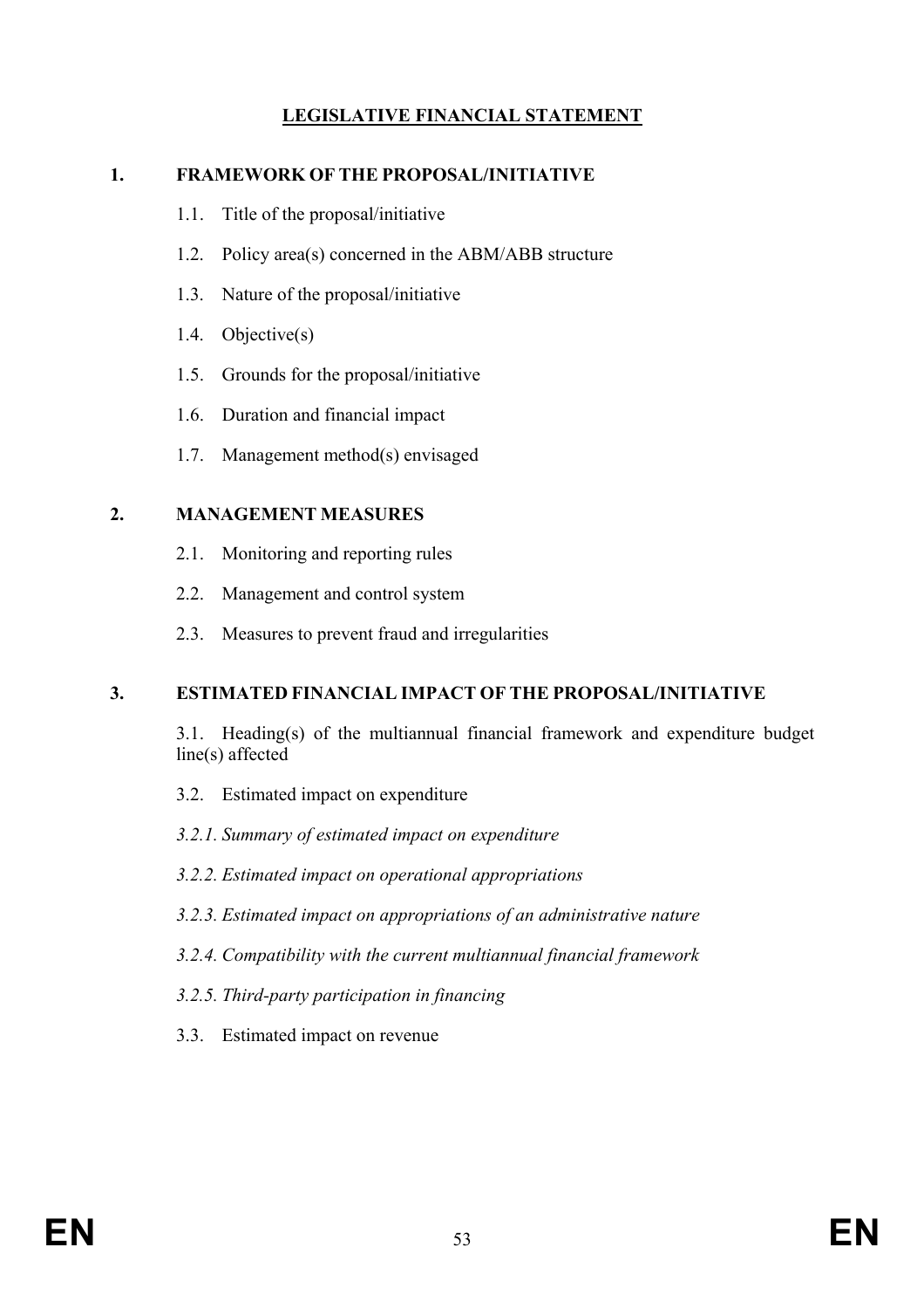# LEGISLATIVE FINANCIAL STATEMENT

## 1. FRAMEWORK OF THE PROPOSAL/INITIATIVE

1.1. Title of the proposal/initiative

1.2. Policy area(s) concerned in the ABM/ABB structure

1.3. Nature of the proposal/initiative

1.4. Objective(s)

1.5. Grounds for the proposal/initiative

1.6. Duration and financial impact

1.7. Management method(s) envisaged

## 2. MANAGEMENT MEASURES

2.1. Monitoring and reporting rules

2.2. Management and control system

2.3. Measures to prevent fraud and irregularities

## 3. ESTIMATED FINANCIAL IMPACT OF THE PROPOSAL/INITIATIVE

3.1. Heading(s) of the multiannual financial framework and expenditure budget line(s) affected

3.2. Estimated impact on expenditure

*3.2.1. Summary of estimated impact on expenditure*

*3.2.2. Estimated impact on operational appropriations*

*3.2.3. Estimated impact on appropriations of an administrative nature*

*3.2.4. Compatibility with the current multiannual financial framework*

*3.2.5. Third-party participation in financing*

3.3. Estimated impact on revenue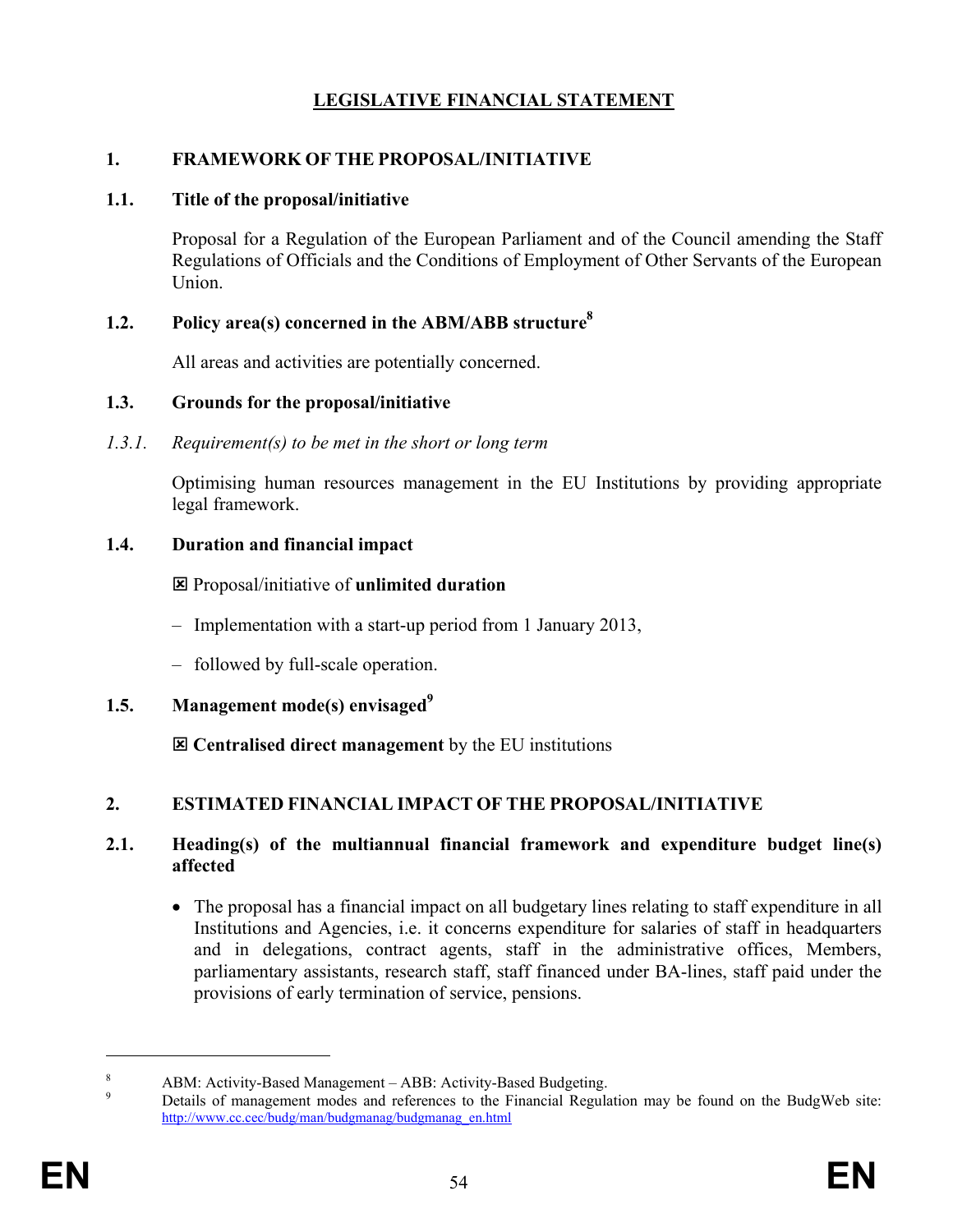# LEGISLATIVE FINANCIAL STATEMENT

## 1. FRAMEWORK OF THE PROPOSAL/INITIATIVE

### 1.1. Title of the proposal/initiative

Proposal for a Regulation of the European Parliament and of the Council amending the Staff Regulations of Officials and the Conditions of Employment of Other Servants of the European Union.

### 1.2. Policy area(s) concerned in the ABM/ABB structure[8]

All areas and activities are potentially concerned.

### 1.3. Grounds for the proposal/initiative

*1.3.1. Requirement(s) to be met in the short or long term*

Optimising human resources management in the EU Institutions by providing appropriate legal framework.

### 1.4. Duration and financial impact

☒ Proposal/initiative of **unlimited duration**

– Implementation with a start-up period from 1 January 2013,

– followed by full-scale operation.

### 1.5. Management mode(s) envisaged[9]

☒ **Centralised direct management** by the EU institutions

## 2. ESTIMATED FINANCIAL IMPACT OF THE PROPOSAL/INITIATIVE

### 2.1. Heading(s) of the multiannual financial framework and expenditure budget line(s) affected

- The proposal has a financial impact on all budgetary lines relating to staff expenditure in all Institutions and Agencies, i.e. it concerns expenditure for salaries of staff in headquarters and in delegations, contract agents, staff in the administrative offices, Members, parliamentary assistants, research staff, staff financed under BA-lines, staff paid under the provisions of early termination of service, pensions.

---

[8] ABM: Activity-Based Management – ABB: Activity-Based Budgeting.

[9] Details of management modes and references to the Financial Regulation may be found on the BudgWeb site: http://www.cc.cec/budg/man/budgmanag/budgmanag_en.html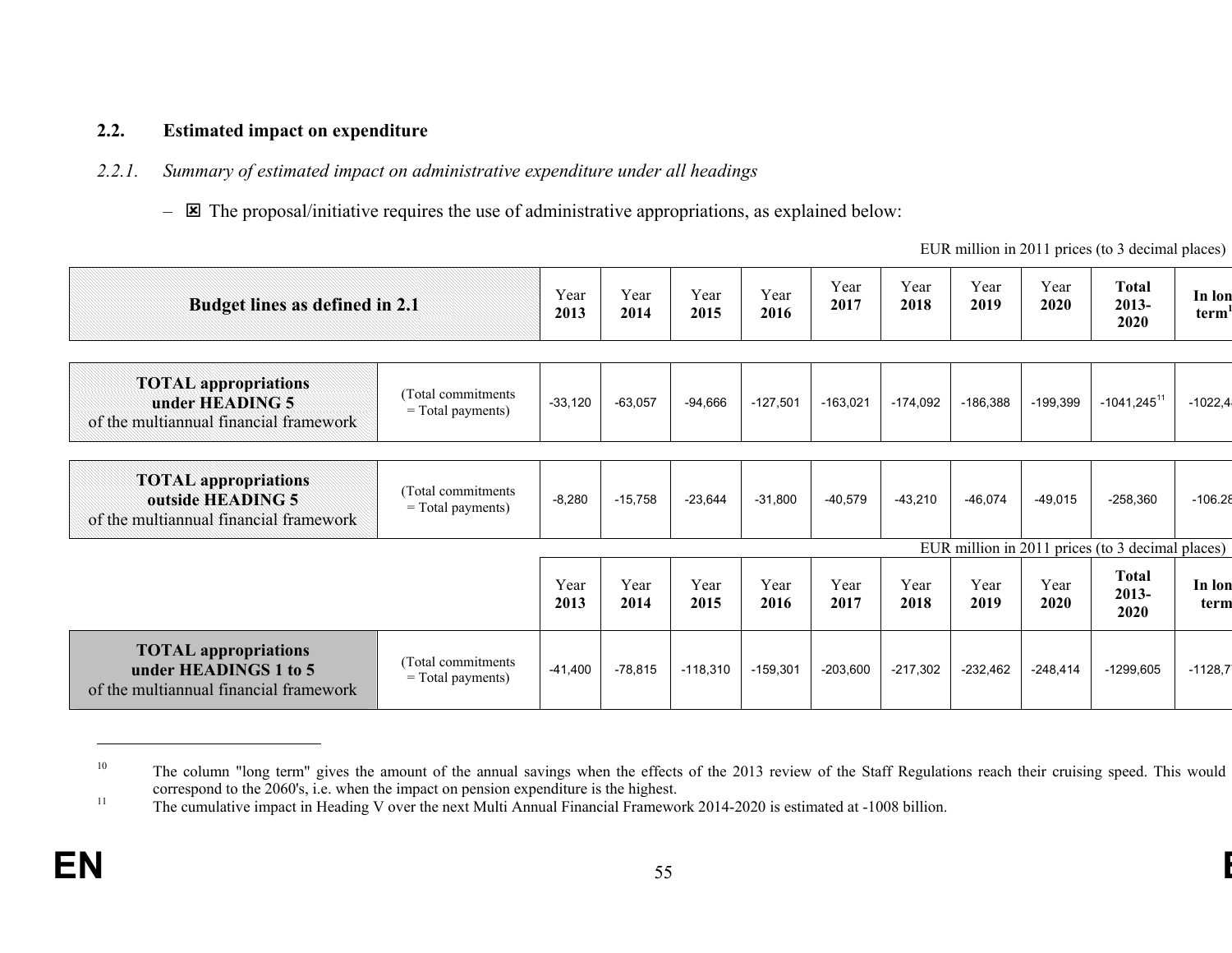## 2.2. Estimated impact on expenditure

### *2.2.1. Summary of estimated impact on administrative expenditure under all headings*

– ☒ The proposal/initiative requires the use of administrative appropriations, as explained below:

EUR million in 2011 prices (to 3 decimal places)

| Budget lines as defined in 2.1 | | Year 2013 | Year 2014 | Year 2015 | Year 2016 | Year 2017 | Year 2018 | Year 2019 | Year 2020 | Total 2013-2020 | In long term[10] |
|---|---|---|---|---|---|---|---|---|---|---|---|
| **TOTAL appropriations under HEADING 5** of the multiannual financial framework | (Total commitments = Total payments) | -33,120 | -63,057 | -94,666 | -127,501 | -163,021 | -174,092 | -186,388 | -199,399 | -1041,245[11] | -1022,4 |
| **TOTAL appropriations outside HEADING 5** of the multiannual financial framework | (Total commitments = Total payments) | -8,280 | -15,758 | -23,644 | -31,800 | -40,579 | -43,210 | -46,074 | -49,015 | -258,360 | -106.28 |

EUR million in 2011 prices (to 3 decimal places)

| | | Year 2013 | Year 2014 | Year 2015 | Year 2016 | Year 2017 | Year 2018 | Year 2019 | Year 2020 | Total 2013-2020 | In long term |
|---|---|---|---|---|---|---|---|---|---|---|---|
| **TOTAL appropriations under HEADINGS 1 to 5** of the multiannual financial framework | (Total commitments = Total payments) | -41,400 | -78,815 | -118,310 | -159,301 | -203,600 | -217,302 | -232,462 | -248,414 | -1299,605 | -1128,7 |

---

[10] The column "long term" gives the amount of the annual savings when the effects of the 2013 review of the Staff Regulations reach their cruising speed. This would correspond to the 2060's, i.e. when the impact on pension expenditure is the highest.

[11] The cumulative impact in Heading V over the next Multi Annual Financial Framework 2014-2020 is estimated at -1008 billion.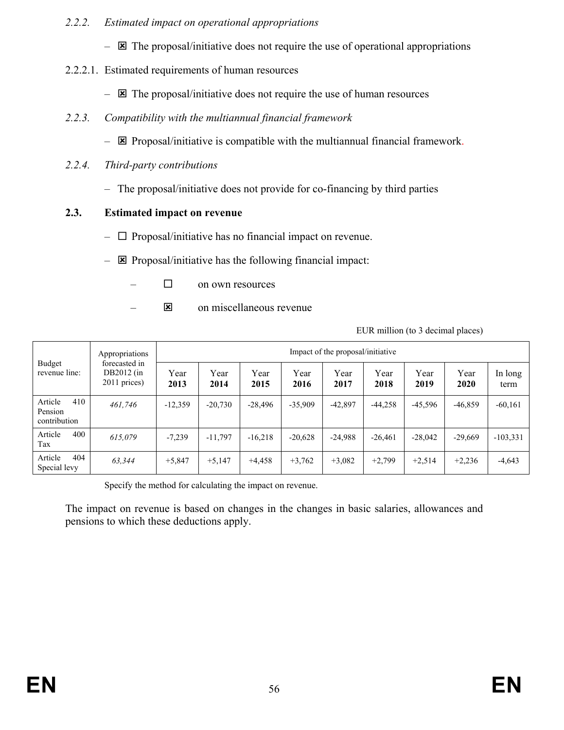*2.2.2. Estimated impact on operational appropriations*

– ☒ The proposal/initiative does not require the use of operational appropriations

2.2.2.1. Estimated requirements of human resources

– ☒ The proposal/initiative does not require the use of human resources

*2.2.3. Compatibility with the multiannual financial framework*

– ☒ Proposal/initiative is compatible with the multiannual financial framework.

*2.2.4. Third-party contributions*

– The proposal/initiative does not provide for co-financing by third parties

### 2.3. Estimated impact on revenue

– ☐ Proposal/initiative has no financial impact on revenue.

– ☒ Proposal/initiative has the following financial impact:

– ☐ on own resources

– ☒ on miscellaneous revenue

EUR million (to 3 decimal places)

| Budget revenue line: | Appropriations forecasted in DB2012 (in 2011 prices) | Impact of the proposal/initiative | | | | | | | | |
|---|---|---|---|---|---|---|---|---|---|---|
| | | Year **2013** | Year **2014** | Year **2015** | Year **2016** | Year **2017** | Year **2018** | Year **2019** | Year **2020** | In long term |
| Article 410 Pension contribution | *461,746* | -12,359 | -20,730 | -28,496 | -35,909 | -42,897 | -44,258 | -45,596 | -46,859 | -60,161 |
| Article 400 Tax | *615,079* | -7,239 | -11,797 | -16,218 | -20,628 | -24,988 | -26,461 | -28,042 | -29,669 | -103,331 |
| Article 404 Special levy | *63,344* | +5,847 | +5,147 | +4,458 | +3,762 | +3,082 | +2,799 | +2,514 | +2,236 | -4,643 |

Specify the method for calculating the impact on revenue.

The impact on revenue is based on changes in the changes in basic salaries, allowances and pensions to which these deductions apply.